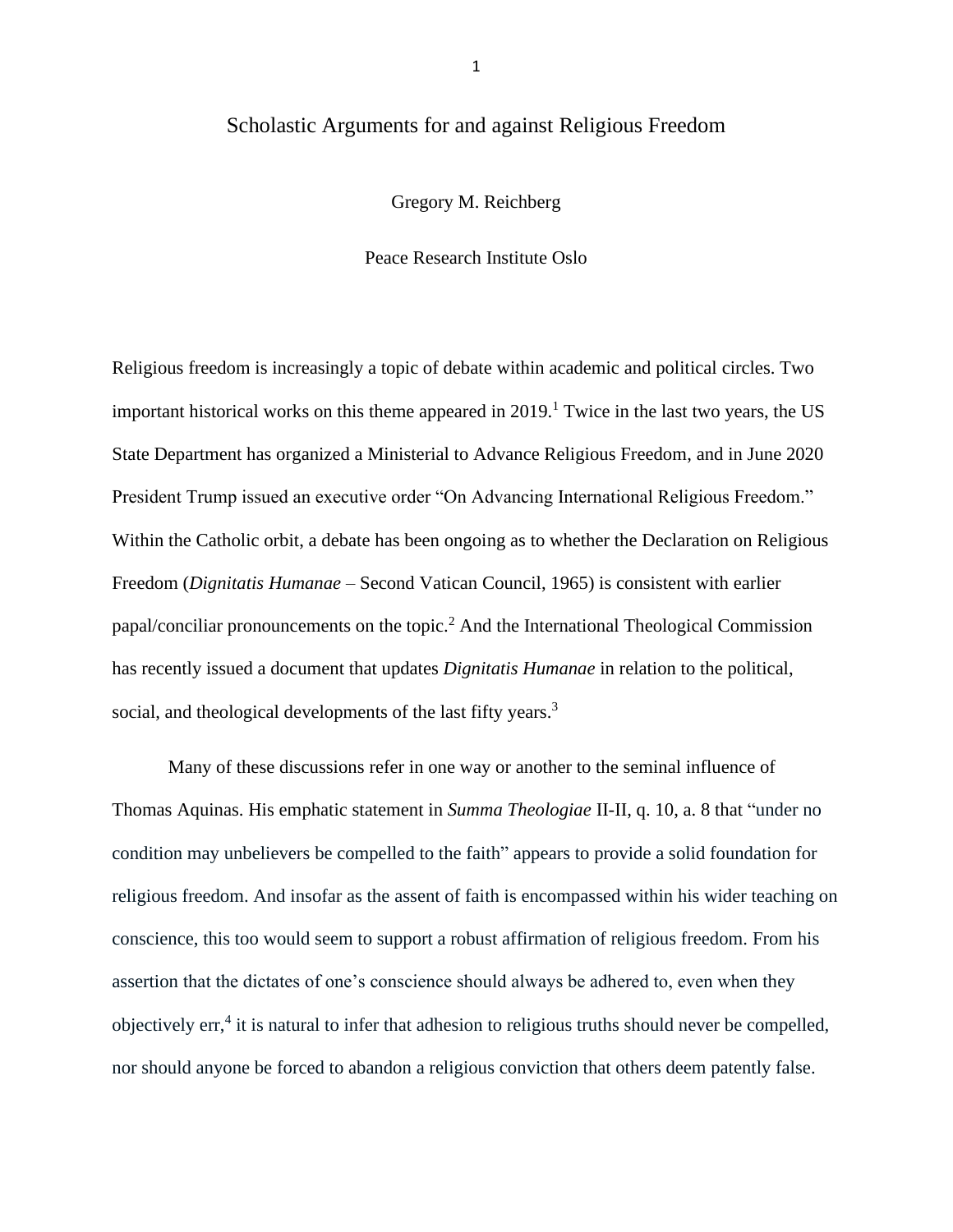# Scholastic Arguments for and against Religious Freedom

Gregory M. Reichberg

Peace Research Institute Oslo

Religious freedom is increasingly a topic of debate within academic and political circles. Two important historical works on this theme appeared in 2019.[1] Twice in the last two years, the US State Department has organized a Ministerial to Advance Religious Freedom, and in June 2020 President Trump issued an executive order "On Advancing International Religious Freedom." Within the Catholic orbit, a debate has been ongoing as to whether the Declaration on Religious Freedom (*Dignitatis Humanae* – Second Vatican Council, 1965) is consistent with earlier papal/conciliar pronouncements on the topic.[2] And the International Theological Commission has recently issued a document that updates *Dignitatis Humanae* in relation to the political, social, and theological developments of the last fifty years.[3]

Many of these discussions refer in one way or another to the seminal influence of Thomas Aquinas. His emphatic statement in *Summa Theologiae* II-II, q. 10, a. 8 that "under no condition may unbelievers be compelled to the faith" appears to provide a solid foundation for religious freedom. And insofar as the assent of faith is encompassed within his wider teaching on conscience, this too would seem to support a robust affirmation of religious freedom. From his assertion that the dictates of one's conscience should always be adhered to, even when they objectively err,[4] it is natural to infer that adhesion to religious truths should never be compelled, nor should anyone be forced to abandon a religious conviction that others deem patently false.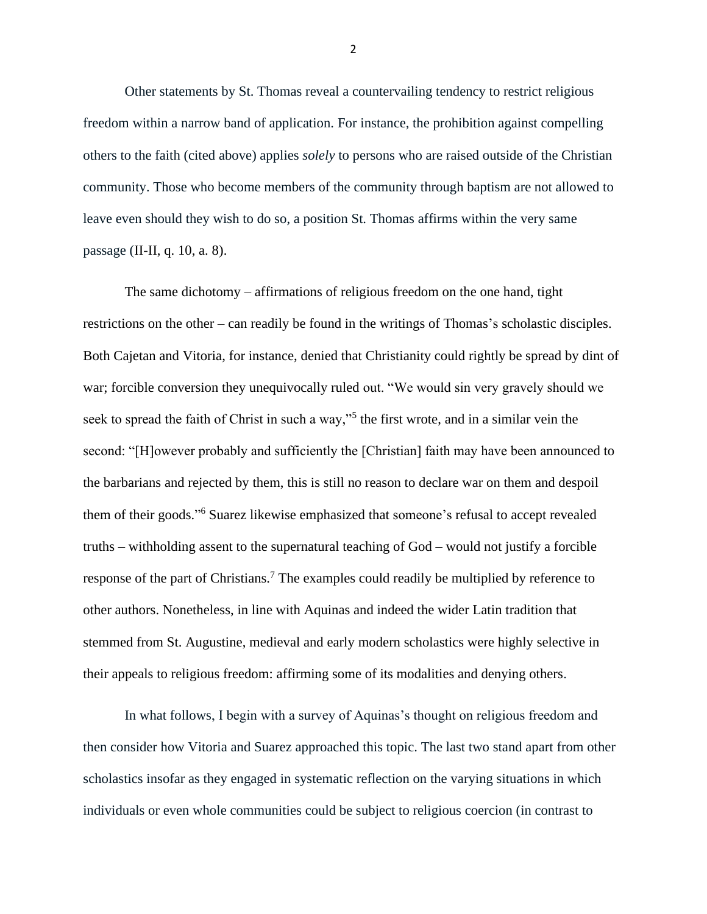Other statements by St. Thomas reveal a countervailing tendency to restrict religious freedom within a narrow band of application. For instance, the prohibition against compelling others to the faith (cited above) applies *solely* to persons who are raised outside of the Christian community. Those who become members of the community through baptism are not allowed to leave even should they wish to do so, a position St. Thomas affirms within the very same passage (II-II, q. 10, a. 8).

The same dichotomy – affirmations of religious freedom on the one hand, tight restrictions on the other – can readily be found in the writings of Thomas's scholastic disciples. Both Cajetan and Vitoria, for instance, denied that Christianity could rightly be spread by dint of war; forcible conversion they unequivocally ruled out. "We would sin very gravely should we seek to spread the faith of Christ in such a way,"[5] the first wrote, and in a similar vein the second: "[H]owever probably and sufficiently the [Christian] faith may have been announced to the barbarians and rejected by them, this is still no reason to declare war on them and despoil them of their goods."[6] Suarez likewise emphasized that someone's refusal to accept revealed truths – withholding assent to the supernatural teaching of God – would not justify a forcible response of the part of Christians.[7] The examples could readily be multiplied by reference to other authors. Nonetheless, in line with Aquinas and indeed the wider Latin tradition that stemmed from St. Augustine, medieval and early modern scholastics were highly selective in their appeals to religious freedom: affirming some of its modalities and denying others.

In what follows, I begin with a survey of Aquinas's thought on religious freedom and then consider how Vitoria and Suarez approached this topic. The last two stand apart from other scholastics insofar as they engaged in systematic reflection on the varying situations in which individuals or even whole communities could be subject to religious coercion (in contrast to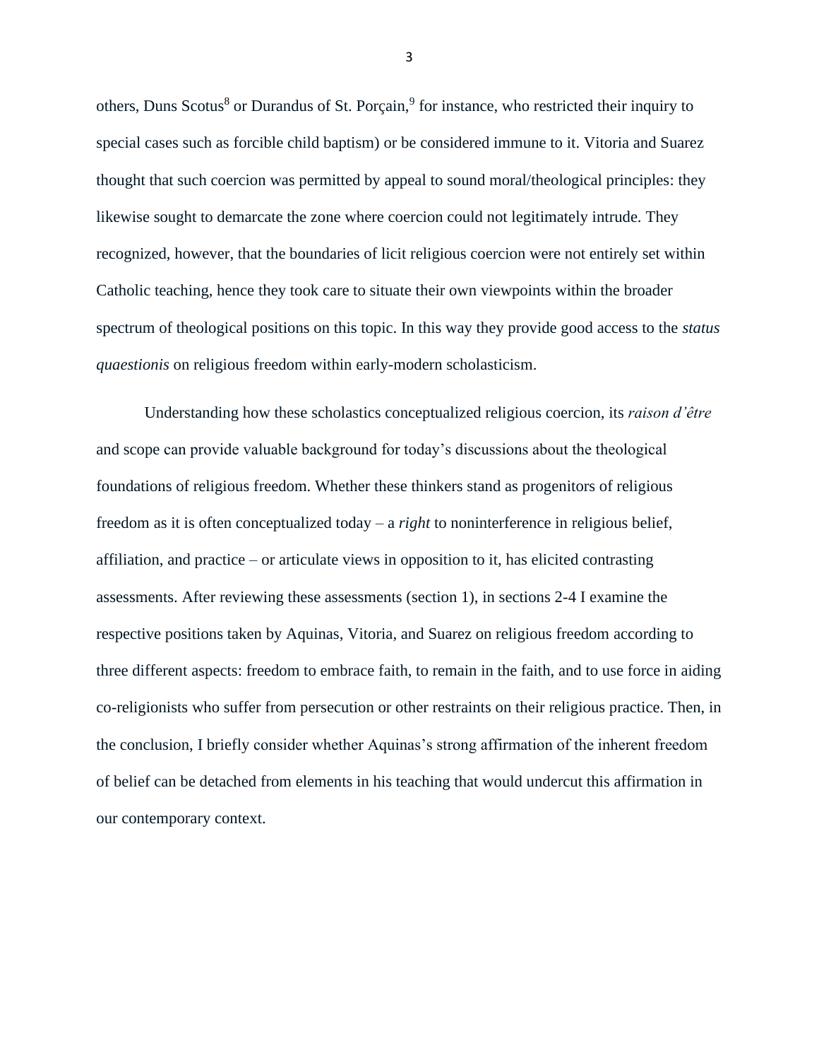others, Duns Scotus[8] or Durandus of St. Porçain,[9] for instance, who restricted their inquiry to special cases such as forcible child baptism) or be considered immune to it. Vitoria and Suarez thought that such coercion was permitted by appeal to sound moral/theological principles: they likewise sought to demarcate the zone where coercion could not legitimately intrude. They recognized, however, that the boundaries of licit religious coercion were not entirely set within Catholic teaching, hence they took care to situate their own viewpoints within the broader spectrum of theological positions on this topic. In this way they provide good access to the *status quaestionis* on religious freedom within early-modern scholasticism.

Understanding how these scholastics conceptualized religious coercion, its *raison d'être* and scope can provide valuable background for today's discussions about the theological foundations of religious freedom. Whether these thinkers stand as progenitors of religious freedom as it is often conceptualized today – a *right* to noninterference in religious belief, affiliation, and practice – or articulate views in opposition to it, has elicited contrasting assessments. After reviewing these assessments (section 1), in sections 2-4 I examine the respective positions taken by Aquinas, Vitoria, and Suarez on religious freedom according to three different aspects: freedom to embrace faith, to remain in the faith, and to use force in aiding co-religionists who suffer from persecution or other restraints on their religious practice. Then, in the conclusion, I briefly consider whether Aquinas's strong affirmation of the inherent freedom of belief can be detached from elements in his teaching that would undercut this affirmation in our contemporary context.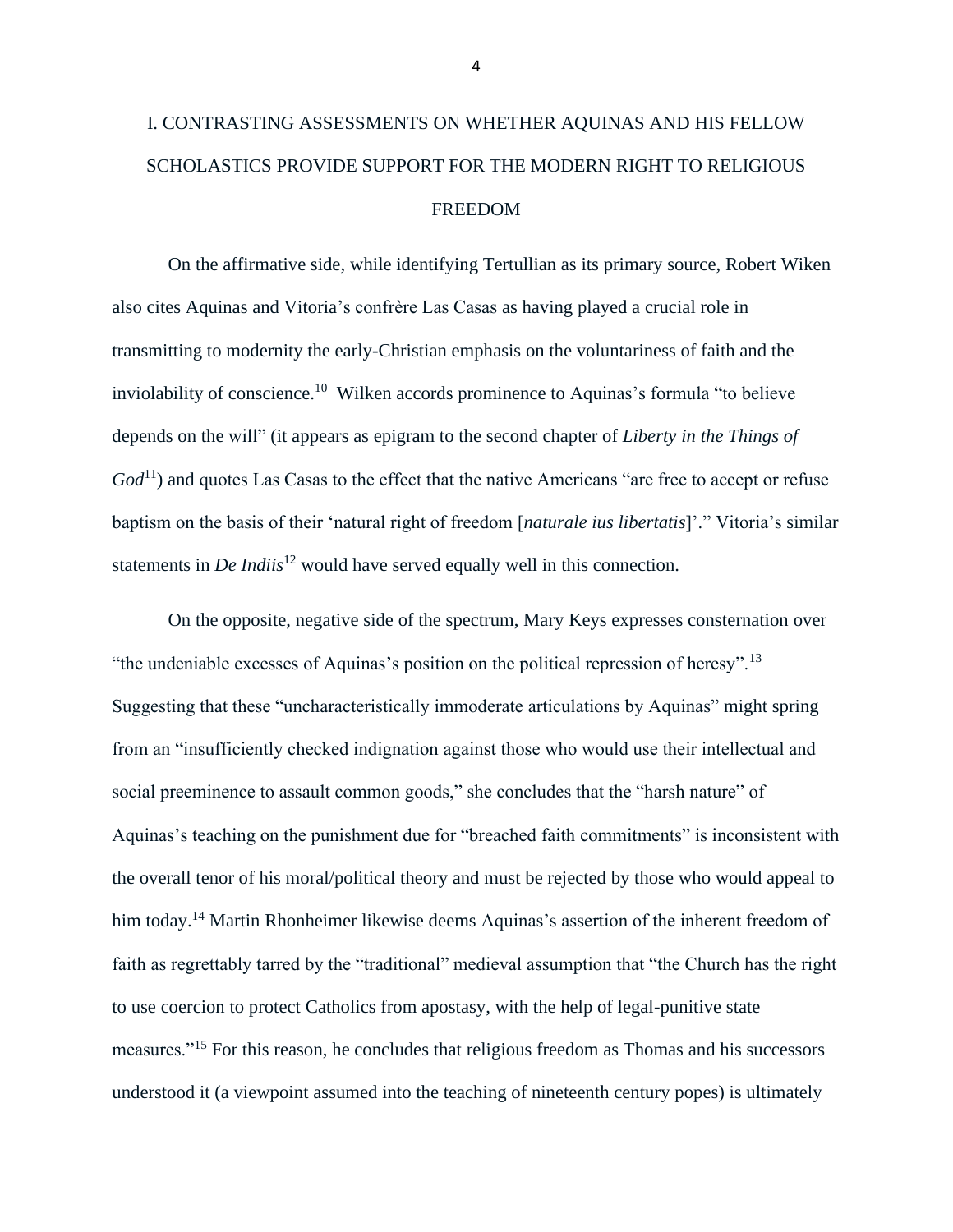# I. CONTRASTING ASSESSMENTS ON WHETHER AQUINAS AND HIS FELLOW SCHOLASTICS PROVIDE SUPPORT FOR THE MODERN RIGHT TO RELIGIOUS FREEDOM

On the affirmative side, while identifying Tertullian as its primary source, Robert Wiken also cites Aquinas and Vitoria's confrère Las Casas as having played a crucial role in transmitting to modernity the early-Christian emphasis on the voluntariness of faith and the inviolability of conscience.[10] Wilken accords prominence to Aquinas's formula "to believe depends on the will" (it appears as epigram to the second chapter of *Liberty in the Things of God*[11]) and quotes Las Casas to the effect that the native Americans "are free to accept or refuse baptism on the basis of their 'natural right of freedom [*naturale ius libertatis*]'." Vitoria's similar statements in *De Indiis*[12] would have served equally well in this connection.

On the opposite, negative side of the spectrum, Mary Keys expresses consternation over "the undeniable excesses of Aquinas's position on the political repression of heresy".[13] Suggesting that these "uncharacteristically immoderate articulations by Aquinas" might spring from an "insufficiently checked indignation against those who would use their intellectual and social preeminence to assault common goods," she concludes that the "harsh nature" of Aquinas's teaching on the punishment due for "breached faith commitments" is inconsistent with the overall tenor of his moral/political theory and must be rejected by those who would appeal to him today.[14] Martin Rhonheimer likewise deems Aquinas's assertion of the inherent freedom of faith as regrettably tarred by the "traditional" medieval assumption that "the Church has the right to use coercion to protect Catholics from apostasy, with the help of legal-punitive state measures."[15] For this reason, he concludes that religious freedom as Thomas and his successors understood it (a viewpoint assumed into the teaching of nineteenth century popes) is ultimately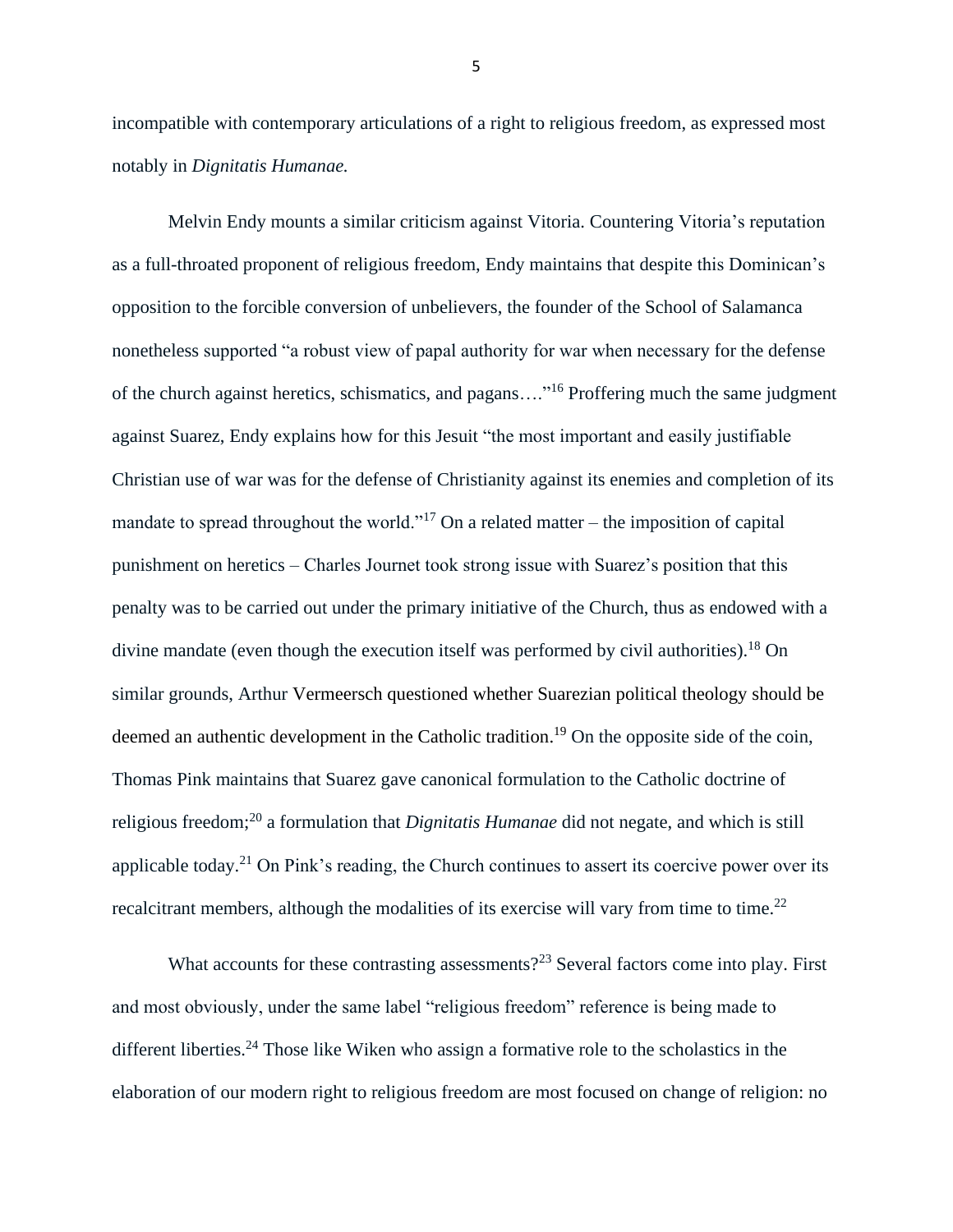incompatible with contemporary articulations of a right to religious freedom, as expressed most notably in *Dignitatis Humanae.*

Melvin Endy mounts a similar criticism against Vitoria. Countering Vitoria's reputation as a full-throated proponent of religious freedom, Endy maintains that despite this Dominican's opposition to the forcible conversion of unbelievers, the founder of the School of Salamanca nonetheless supported "a robust view of papal authority for war when necessary for the defense of the church against heretics, schismatics, and pagans…."[16] Proffering much the same judgment against Suarez, Endy explains how for this Jesuit "the most important and easily justifiable Christian use of war was for the defense of Christianity against its enemies and completion of its mandate to spread throughout the world."[17] On a related matter – the imposition of capital punishment on heretics – Charles Journet took strong issue with Suarez's position that this penalty was to be carried out under the primary initiative of the Church, thus as endowed with a divine mandate (even though the execution itself was performed by civil authorities).[18] On similar grounds, Arthur Vermeersch questioned whether Suarezian political theology should be deemed an authentic development in the Catholic tradition.[19] On the opposite side of the coin, Thomas Pink maintains that Suarez gave canonical formulation to the Catholic doctrine of religious freedom;[20] a formulation that *Dignitatis Humanae* did not negate, and which is still applicable today.[21] On Pink's reading, the Church continues to assert its coercive power over its recalcitrant members, although the modalities of its exercise will vary from time to time.[22]

What accounts for these contrasting assessments?[23] Several factors come into play. First and most obviously, under the same label "religious freedom" reference is being made to different liberties.[24] Those like Wiken who assign a formative role to the scholastics in the elaboration of our modern right to religious freedom are most focused on change of religion: no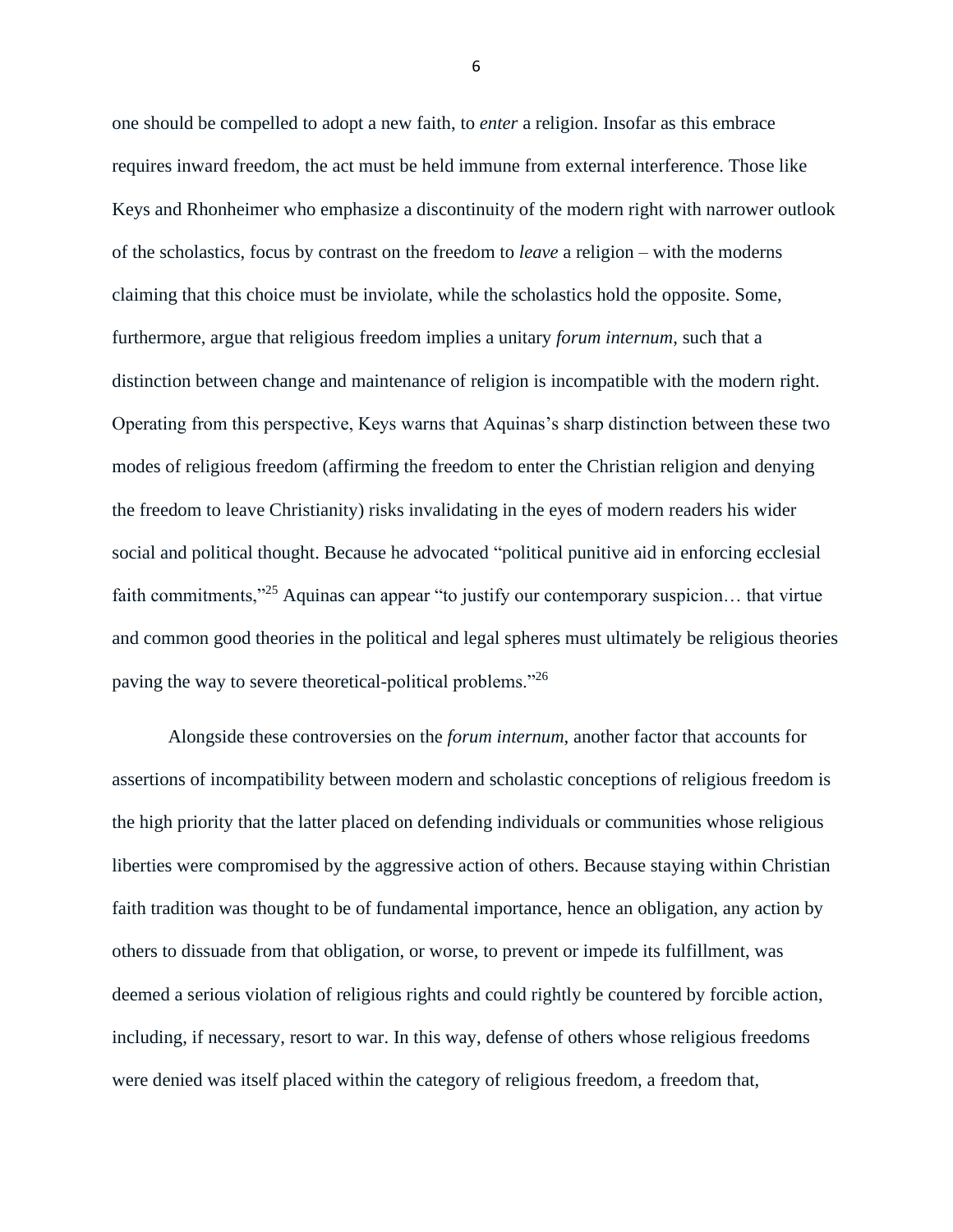one should be compelled to adopt a new faith, to *enter* a religion. Insofar as this embrace requires inward freedom, the act must be held immune from external interference. Those like Keys and Rhonheimer who emphasize a discontinuity of the modern right with narrower outlook of the scholastics, focus by contrast on the freedom to *leave* a religion – with the moderns claiming that this choice must be inviolate, while the scholastics hold the opposite. Some, furthermore, argue that religious freedom implies a unitary *forum internum*, such that a distinction between change and maintenance of religion is incompatible with the modern right. Operating from this perspective, Keys warns that Aquinas's sharp distinction between these two modes of religious freedom (affirming the freedom to enter the Christian religion and denying the freedom to leave Christianity) risks invalidating in the eyes of modern readers his wider social and political thought. Because he advocated "political punitive aid in enforcing ecclesial faith commitments,"[25] Aquinas can appear "to justify our contemporary suspicion… that virtue and common good theories in the political and legal spheres must ultimately be religious theories paving the way to severe theoretical-political problems."[26]

Alongside these controversies on the *forum internum*, another factor that accounts for assertions of incompatibility between modern and scholastic conceptions of religious freedom is the high priority that the latter placed on defending individuals or communities whose religious liberties were compromised by the aggressive action of others. Because staying within Christian faith tradition was thought to be of fundamental importance, hence an obligation, any action by others to dissuade from that obligation, or worse, to prevent or impede its fulfillment, was deemed a serious violation of religious rights and could rightly be countered by forcible action, including, if necessary, resort to war. In this way, defense of others whose religious freedoms were denied was itself placed within the category of religious freedom, a freedom that,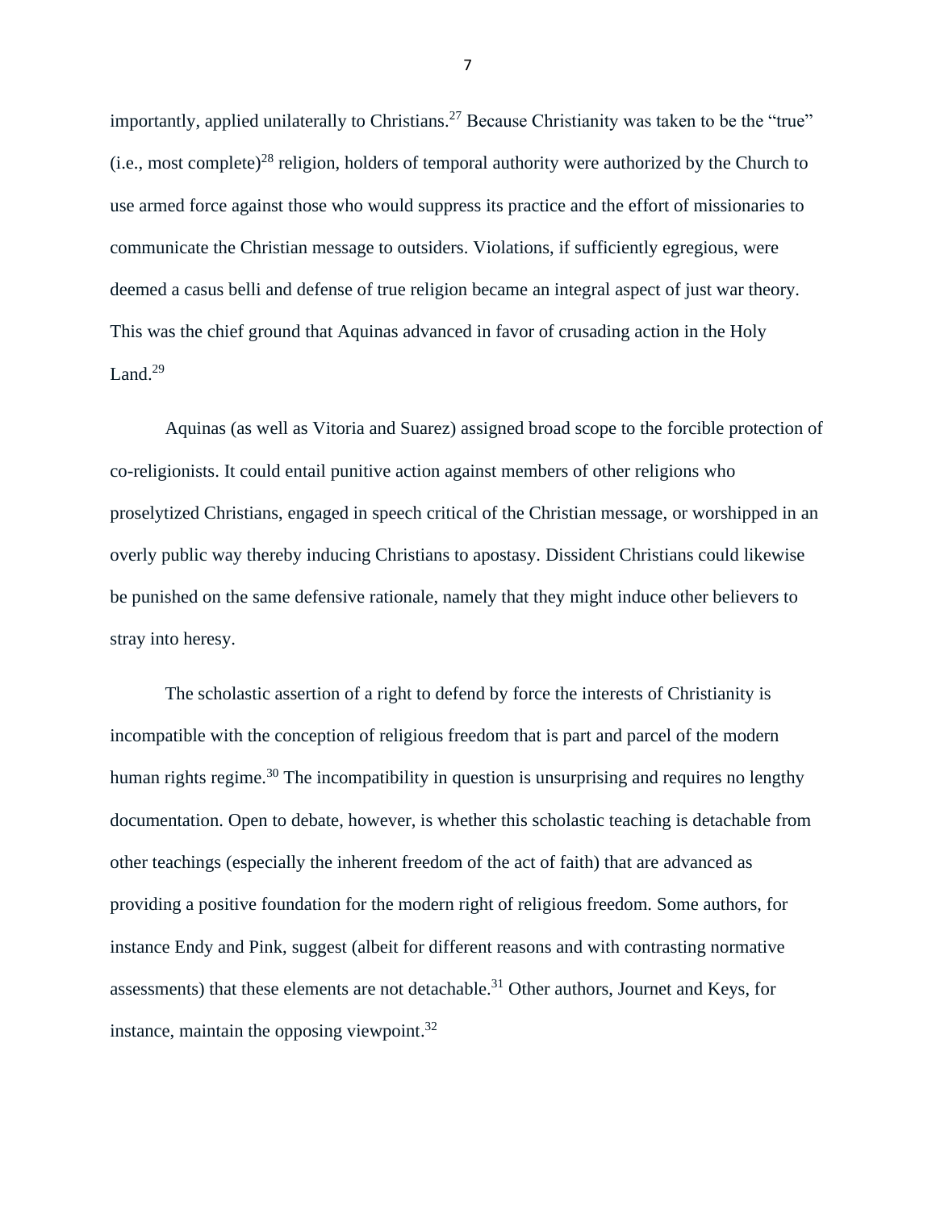importantly, applied unilaterally to Christians.[27] Because Christianity was taken to be the "true" (i.e., most complete)[28] religion, holders of temporal authority were authorized by the Church to use armed force against those who would suppress its practice and the effort of missionaries to communicate the Christian message to outsiders. Violations, if sufficiently egregious, were deemed a casus belli and defense of true religion became an integral aspect of just war theory. This was the chief ground that Aquinas advanced in favor of crusading action in the Holy Land.[29]

Aquinas (as well as Vitoria and Suarez) assigned broad scope to the forcible protection of co-religionists. It could entail punitive action against members of other religions who proselytized Christians, engaged in speech critical of the Christian message, or worshipped in an overly public way thereby inducing Christians to apostasy. Dissident Christians could likewise be punished on the same defensive rationale, namely that they might induce other believers to stray into heresy.

The scholastic assertion of a right to defend by force the interests of Christianity is incompatible with the conception of religious freedom that is part and parcel of the modern human rights regime.[30] The incompatibility in question is unsurprising and requires no lengthy documentation. Open to debate, however, is whether this scholastic teaching is detachable from other teachings (especially the inherent freedom of the act of faith) that are advanced as providing a positive foundation for the modern right of religious freedom. Some authors, for instance Endy and Pink, suggest (albeit for different reasons and with contrasting normative assessments) that these elements are not detachable.[31] Other authors, Journet and Keys, for instance, maintain the opposing viewpoint.[32]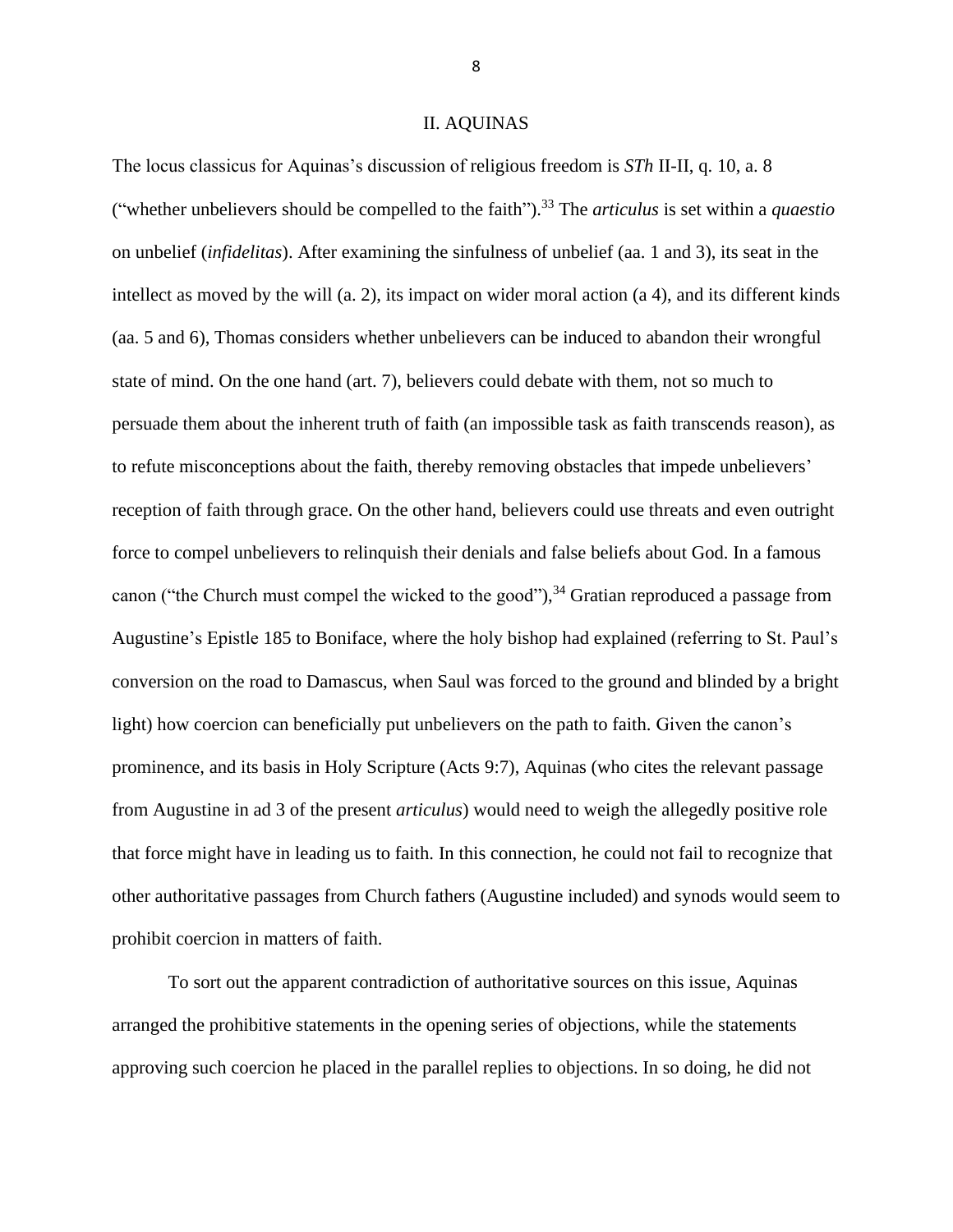## II. AQUINAS

The locus classicus for Aquinas's discussion of religious freedom is *STh* II-II, q. 10, a. 8 ("whether unbelievers should be compelled to the faith").[33] The *articulus* is set within a *quaestio* on unbelief (*infidelitas*). After examining the sinfulness of unbelief (aa. 1 and 3), its seat in the intellect as moved by the will (a. 2), its impact on wider moral action (a 4), and its different kinds (aa. 5 and 6), Thomas considers whether unbelievers can be induced to abandon their wrongful state of mind. On the one hand (art. 7), believers could debate with them, not so much to persuade them about the inherent truth of faith (an impossible task as faith transcends reason), as to refute misconceptions about the faith, thereby removing obstacles that impede unbelievers' reception of faith through grace. On the other hand, believers could use threats and even outright force to compel unbelievers to relinquish their denials and false beliefs about God. In a famous canon ("the Church must compel the wicked to the good"),[34] Gratian reproduced a passage from Augustine's Epistle 185 to Boniface, where the holy bishop had explained (referring to St. Paul's conversion on the road to Damascus, when Saul was forced to the ground and blinded by a bright light) how coercion can beneficially put unbelievers on the path to faith. Given the canon's prominence, and its basis in Holy Scripture (Acts 9:7), Aquinas (who cites the relevant passage from Augustine in ad 3 of the present *articulus*) would need to weigh the allegedly positive role that force might have in leading us to faith. In this connection, he could not fail to recognize that other authoritative passages from Church fathers (Augustine included) and synods would seem to prohibit coercion in matters of faith.

To sort out the apparent contradiction of authoritative sources on this issue, Aquinas arranged the prohibitive statements in the opening series of objections, while the statements approving such coercion he placed in the parallel replies to objections. In so doing, he did not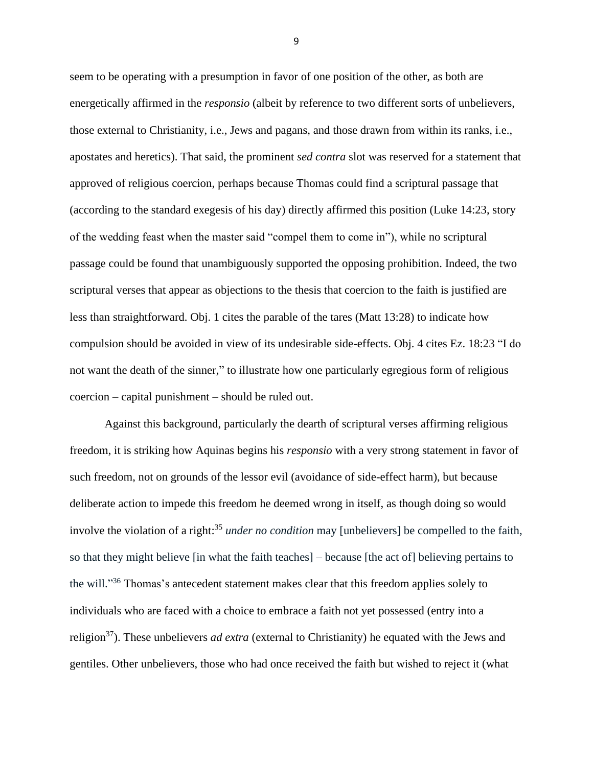seem to be operating with a presumption in favor of one position of the other, as both are energetically affirmed in the *responsio* (albeit by reference to two different sorts of unbelievers, those external to Christianity, i.e., Jews and pagans, and those drawn from within its ranks, i.e., apostates and heretics). That said, the prominent *sed contra* slot was reserved for a statement that approved of religious coercion, perhaps because Thomas could find a scriptural passage that (according to the standard exegesis of his day) directly affirmed this position (Luke 14:23, story of the wedding feast when the master said "compel them to come in"), while no scriptural passage could be found that unambiguously supported the opposing prohibition. Indeed, the two scriptural verses that appear as objections to the thesis that coercion to the faith is justified are less than straightforward. Obj. 1 cites the parable of the tares (Matt 13:28) to indicate how compulsion should be avoided in view of its undesirable side-effects. Obj. 4 cites Ez. 18:23 "I do not want the death of the sinner," to illustrate how one particularly egregious form of religious coercion – capital punishment – should be ruled out.

Against this background, particularly the dearth of scriptural verses affirming religious freedom, it is striking how Aquinas begins his *responsio* with a very strong statement in favor of such freedom, not on grounds of the lessor evil (avoidance of side-effect harm), but because deliberate action to impede this freedom he deemed wrong in itself, as though doing so would involve the violation of a right:[35] *under no condition* may [unbelievers] be compelled to the faith, so that they might believe [in what the faith teaches] – because [the act of] believing pertains to the will."[36] Thomas's antecedent statement makes clear that this freedom applies solely to individuals who are faced with a choice to embrace a faith not yet possessed (entry into a religion[37]). These unbelievers *ad extra* (external to Christianity) he equated with the Jews and gentiles. Other unbelievers, those who had once received the faith but wished to reject it (what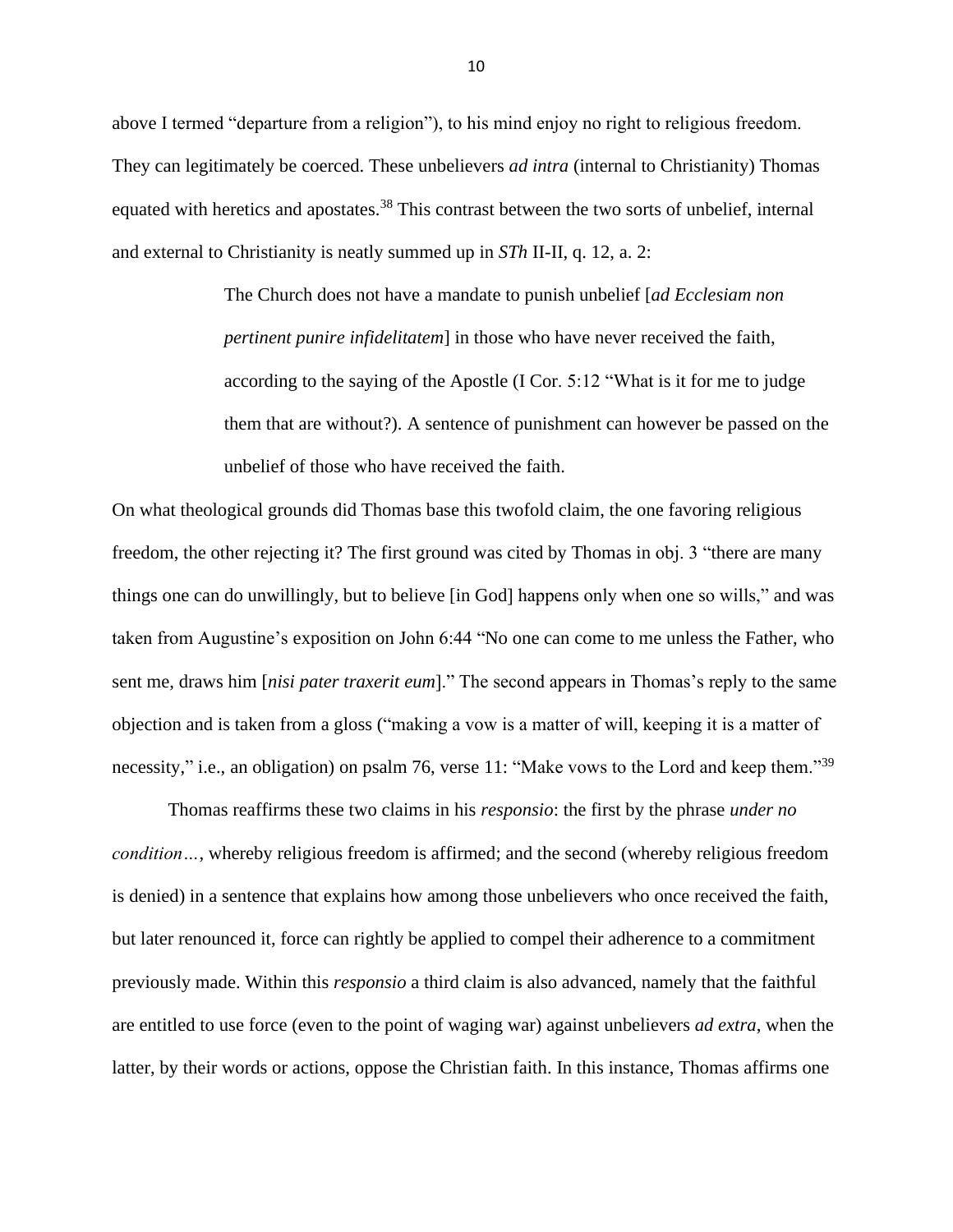above I termed "departure from a religion"), to his mind enjoy no right to religious freedom. They can legitimately be coerced. These unbelievers *ad intra* (internal to Christianity) Thomas equated with heretics and apostates.[38] This contrast between the two sorts of unbelief, internal and external to Christianity is neatly summed up in *STh* II-II, q. 12, a. 2:

> The Church does not have a mandate to punish unbelief [*ad Ecclesiam non pertinent punire infidelitatem*] in those who have never received the faith, according to the saying of the Apostle (I Cor. 5:12 "What is it for me to judge them that are without?). A sentence of punishment can however be passed on the unbelief of those who have received the faith.

On what theological grounds did Thomas base this twofold claim, the one favoring religious freedom, the other rejecting it? The first ground was cited by Thomas in obj. 3 "there are many things one can do unwillingly, but to believe [in God] happens only when one so wills," and was taken from Augustine's exposition on John 6:44 "No one can come to me unless the Father, who sent me, draws him [*nisi pater traxerit eum*]." The second appears in Thomas's reply to the same objection and is taken from a gloss ("making a vow is a matter of will, keeping it is a matter of necessity," i.e., an obligation) on psalm 76, verse 11: "Make vows to the Lord and keep them."[39]

Thomas reaffirms these two claims in his *responsio*: the first by the phrase *under no condition…*, whereby religious freedom is affirmed; and the second (whereby religious freedom is denied) in a sentence that explains how among those unbelievers who once received the faith, but later renounced it, force can rightly be applied to compel their adherence to a commitment previously made. Within this *responsio* a third claim is also advanced, namely that the faithful are entitled to use force (even to the point of waging war) against unbelievers *ad extra*, when the latter, by their words or actions, oppose the Christian faith. In this instance, Thomas affirms one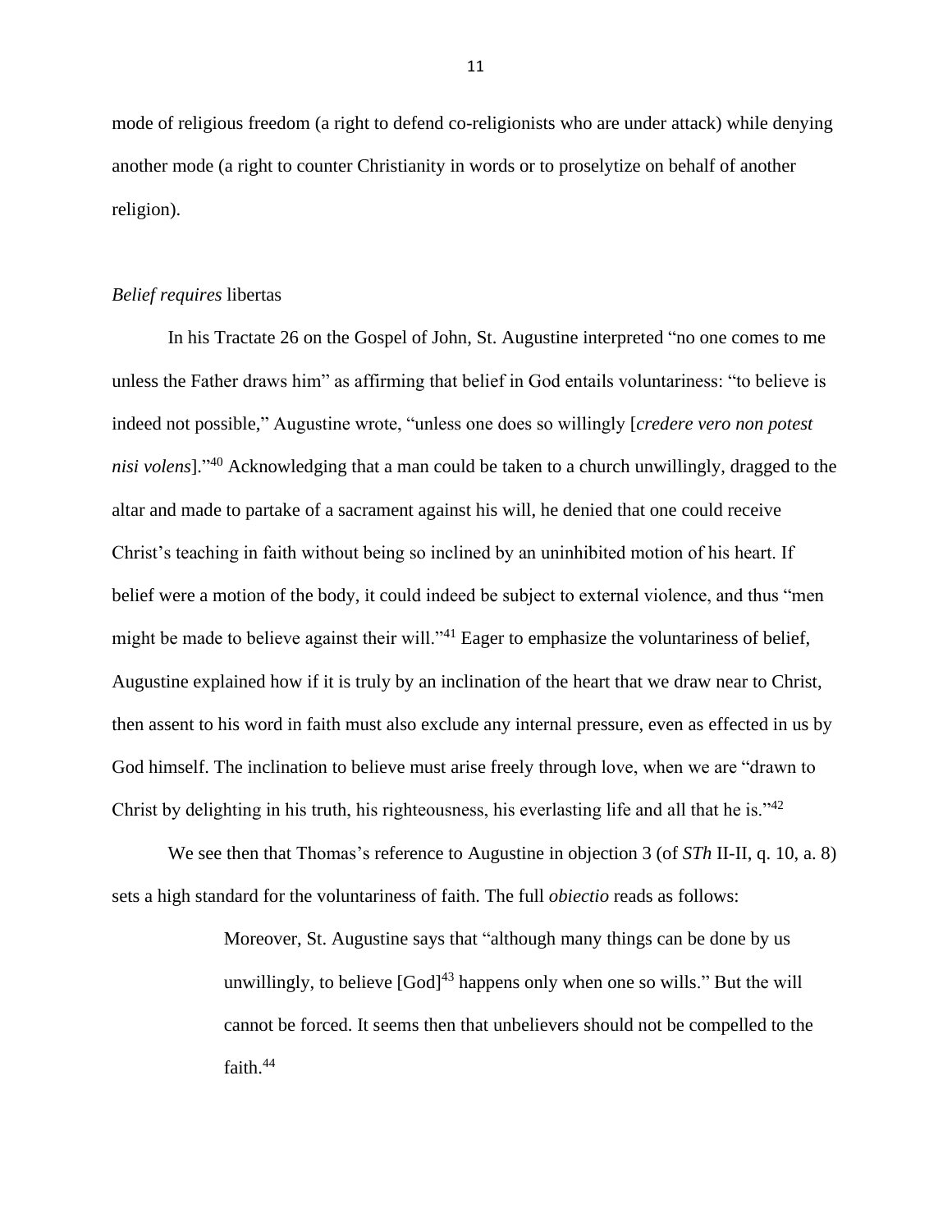mode of religious freedom (a right to defend co-religionists who are under attack) while denying another mode (a right to counter Christianity in words or to proselytize on behalf of another religion).

### *Belief requires* libertas

In his Tractate 26 on the Gospel of John, St. Augustine interpreted "no one comes to me unless the Father draws him" as affirming that belief in God entails voluntariness: "to believe is indeed not possible," Augustine wrote, "unless one does so willingly [*credere vero non potest nisi volens*]."[40] Acknowledging that a man could be taken to a church unwillingly, dragged to the altar and made to partake of a sacrament against his will, he denied that one could receive Christ's teaching in faith without being so inclined by an uninhibited motion of his heart. If belief were a motion of the body, it could indeed be subject to external violence, and thus "men might be made to believe against their will."[41] Eager to emphasize the voluntariness of belief, Augustine explained how if it is truly by an inclination of the heart that we draw near to Christ, then assent to his word in faith must also exclude any internal pressure, even as effected in us by God himself. The inclination to believe must arise freely through love, when we are "drawn to Christ by delighting in his truth, his righteousness, his everlasting life and all that he is."[42]

We see then that Thomas's reference to Augustine in objection 3 (of *STh* II-II, q. 10, a. 8) sets a high standard for the voluntariness of faith. The full *obiectio* reads as follows:

> Moreover, St. Augustine says that "although many things can be done by us unwillingly, to believe [God][43] happens only when one so wills." But the will cannot be forced. It seems then that unbelievers should not be compelled to the faith.[44]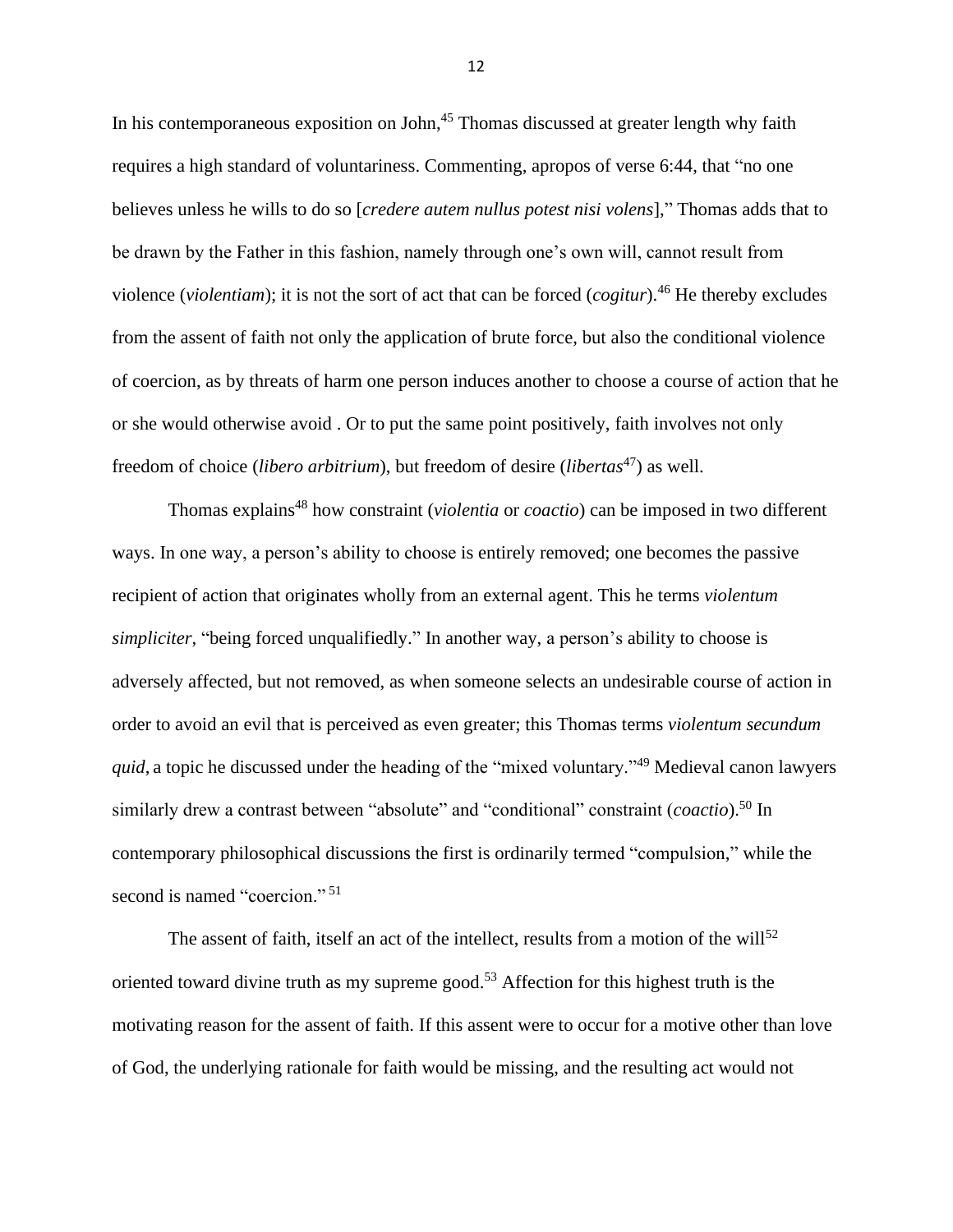In his contemporaneous exposition on John,[45] Thomas discussed at greater length why faith requires a high standard of voluntariness. Commenting, apropos of verse 6:44, that "no one believes unless he wills to do so [*credere autem nullus potest nisi volens*]," Thomas adds that to be drawn by the Father in this fashion, namely through one's own will, cannot result from violence (*violentiam*); it is not the sort of act that can be forced (*cogitur*).[46] He thereby excludes from the assent of faith not only the application of brute force, but also the conditional violence of coercion, as by threats of harm one person induces another to choose a course of action that he or she would otherwise avoid . Or to put the same point positively, faith involves not only freedom of choice (*libero arbitrium*), but freedom of desire (*libertas*[47]) as well.

Thomas explains[48] how constraint (*violentia* or *coactio*) can be imposed in two different ways. In one way, a person's ability to choose is entirely removed; one becomes the passive recipient of action that originates wholly from an external agent. This he terms *violentum simpliciter*, "being forced unqualifiedly." In another way, a person's ability to choose is adversely affected, but not removed, as when someone selects an undesirable course of action in order to avoid an evil that is perceived as even greater; this Thomas terms *violentum secundum quid*, a topic he discussed under the heading of the "mixed voluntary."[49] Medieval canon lawyers similarly drew a contrast between "absolute" and "conditional" constraint (*coactio*).[50] In contemporary philosophical discussions the first is ordinarily termed "compulsion," while the second is named "coercion."[51]

The assent of faith, itself an act of the intellect, results from a motion of the will[52] oriented toward divine truth as my supreme good.[53] Affection for this highest truth is the motivating reason for the assent of faith. If this assent were to occur for a motive other than love of God, the underlying rationale for faith would be missing, and the resulting act would not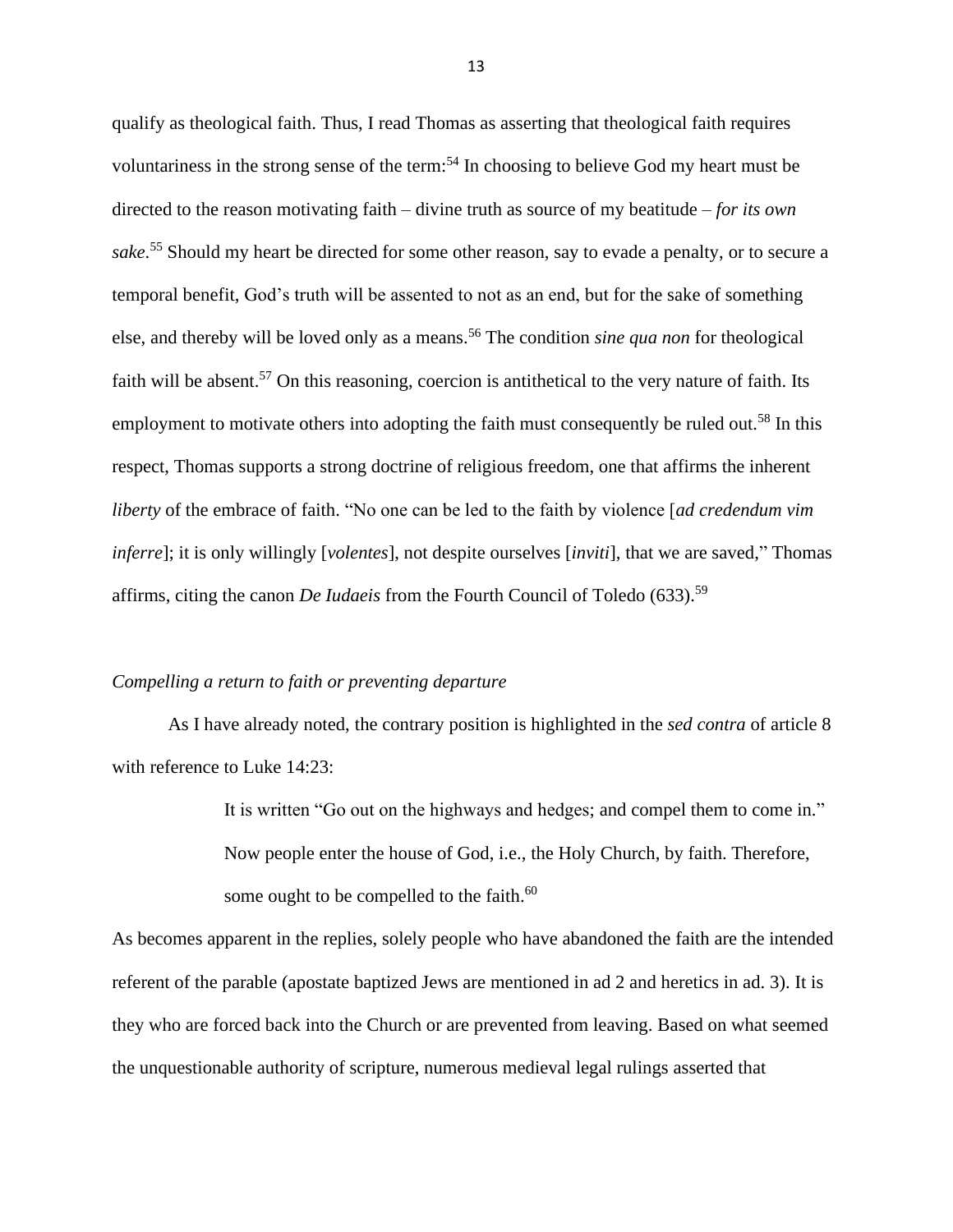qualify as theological faith. Thus, I read Thomas as asserting that theological faith requires voluntariness in the strong sense of the term:[54] In choosing to believe God my heart must be directed to the reason motivating faith – divine truth as source of my beatitude – *for its own sake*.[55] Should my heart be directed for some other reason, say to evade a penalty, or to secure a temporal benefit, God's truth will be assented to not as an end, but for the sake of something else, and thereby will be loved only as a means.[56] The condition *sine qua non* for theological faith will be absent.[57] On this reasoning, coercion is antithetical to the very nature of faith. Its employment to motivate others into adopting the faith must consequently be ruled out.[58] In this respect, Thomas supports a strong doctrine of religious freedom, one that affirms the inherent *liberty* of the embrace of faith. "No one can be led to the faith by violence [*ad credendum vim inferre*]; it is only willingly [*volentes*], not despite ourselves [*inviti*], that we are saved," Thomas affirms, citing the canon *De Iudaeis* from the Fourth Council of Toledo (633).[59]

*Compelling a return to faith or preventing departure*

As I have already noted, the contrary position is highlighted in the *sed contra* of article 8 with reference to Luke 14:23:

> It is written "Go out on the highways and hedges; and compel them to come in." Now people enter the house of God, i.e., the Holy Church, by faith. Therefore, some ought to be compelled to the faith.[60]

As becomes apparent in the replies, solely people who have abandoned the faith are the intended referent of the parable (apostate baptized Jews are mentioned in ad 2 and heretics in ad. 3). It is they who are forced back into the Church or are prevented from leaving. Based on what seemed the unquestionable authority of scripture, numerous medieval legal rulings asserted that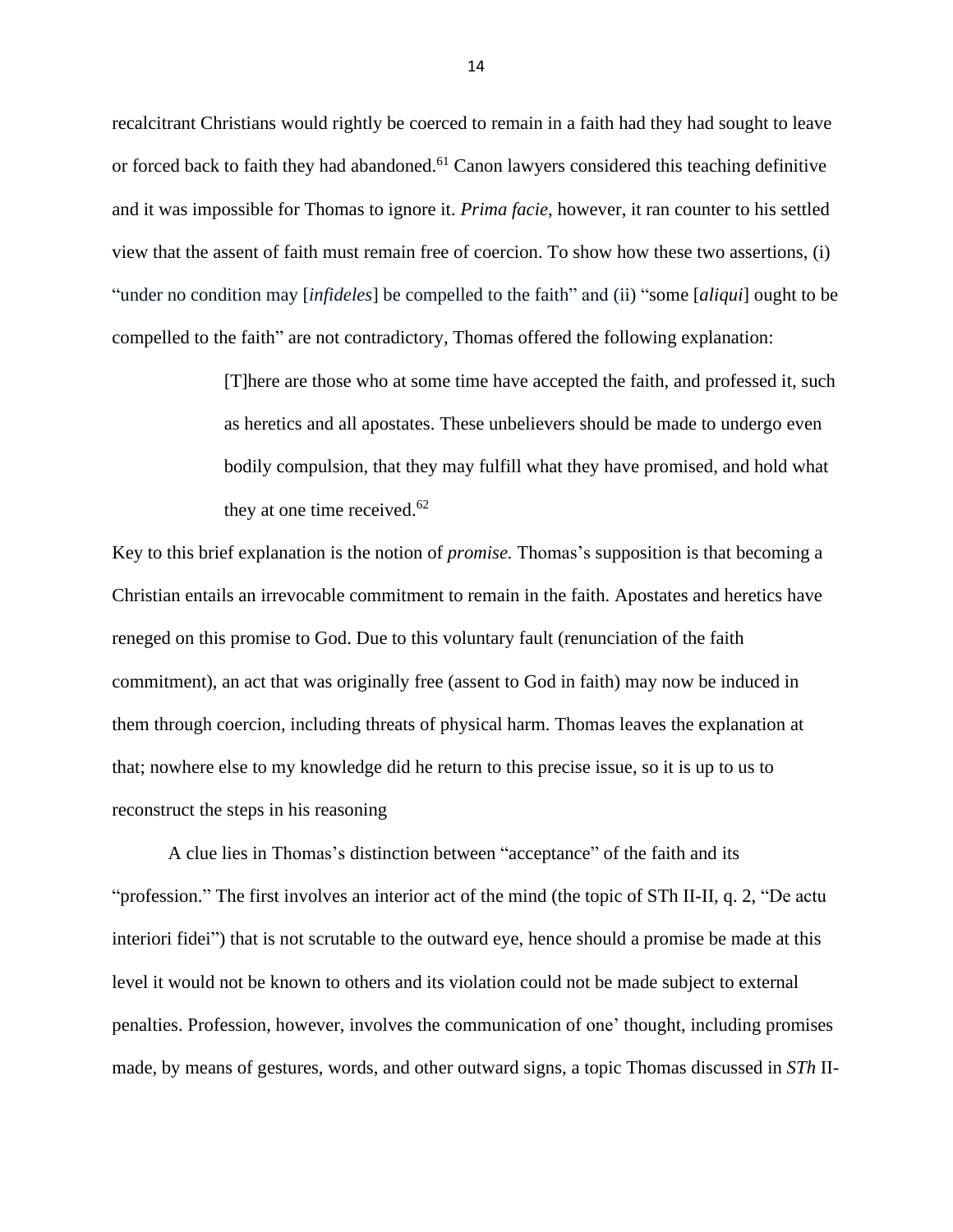recalcitrant Christians would rightly be coerced to remain in a faith had they had sought to leave or forced back to faith they had abandoned.[61] Canon lawyers considered this teaching definitive and it was impossible for Thomas to ignore it. *Prima facie*, however, it ran counter to his settled view that the assent of faith must remain free of coercion. To show how these two assertions, (i) "under no condition may [*infideles*] be compelled to the faith" and (ii) "some [*aliqui*] ought to be compelled to the faith" are not contradictory, Thomas offered the following explanation:

> [T]here are those who at some time have accepted the faith, and professed it, such as heretics and all apostates. These unbelievers should be made to undergo even bodily compulsion, that they may fulfill what they have promised, and hold what they at one time received.[62]

Key to this brief explanation is the notion of *promise.* Thomas's supposition is that becoming a Christian entails an irrevocable commitment to remain in the faith. Apostates and heretics have reneged on this promise to God. Due to this voluntary fault (renunciation of the faith commitment), an act that was originally free (assent to God in faith) may now be induced in them through coercion, including threats of physical harm. Thomas leaves the explanation at that; nowhere else to my knowledge did he return to this precise issue, so it is up to us to reconstruct the steps in his reasoning

A clue lies in Thomas's distinction between "acceptance" of the faith and its "profession." The first involves an interior act of the mind (the topic of STh II-II, q. 2, "De actu interiori fidei") that is not scrutable to the outward eye, hence should a promise be made at this level it would not be known to others and its violation could not be made subject to external penalties. Profession, however, involves the communication of one' thought, including promises made, by means of gestures, words, and other outward signs, a topic Thomas discussed in *STh* II-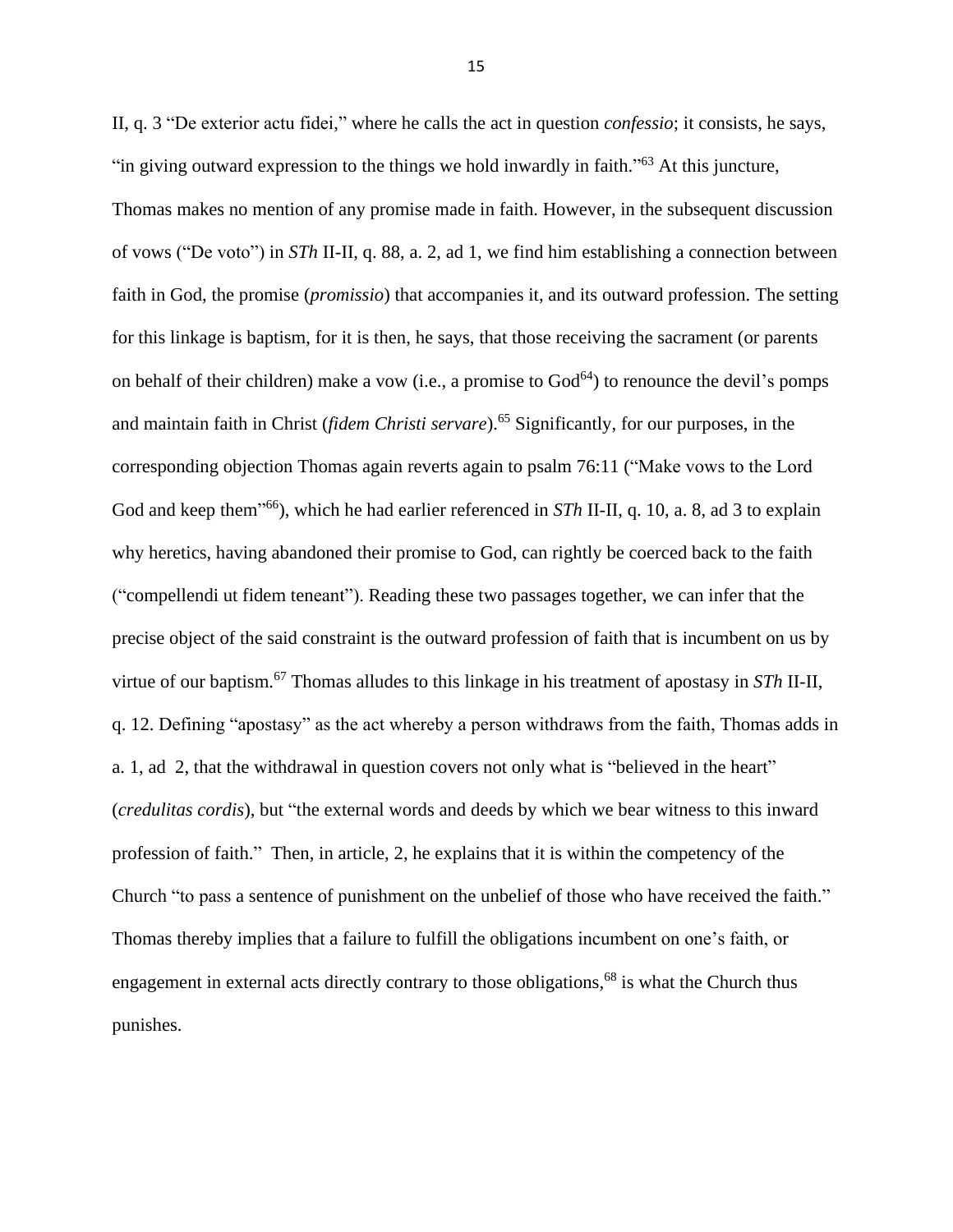II, q. 3 "De exterior actu fidei," where he calls the act in question *confessio*; it consists, he says, "in giving outward expression to the things we hold inwardly in faith."[63] At this juncture, Thomas makes no mention of any promise made in faith. However, in the subsequent discussion of vows ("De voto") in *STh* II-II, q. 88, a. 2, ad 1, we find him establishing a connection between faith in God, the promise (*promissio*) that accompanies it, and its outward profession. The setting for this linkage is baptism, for it is then, he says, that those receiving the sacrament (or parents on behalf of their children) make a vow (i.e., a promise to God[64]) to renounce the devil's pomps and maintain faith in Christ (*fidem Christi servare*).[65] Significantly, for our purposes, in the corresponding objection Thomas again reverts again to psalm 76:11 ("Make vows to the Lord God and keep them"[66]), which he had earlier referenced in *STh* II-II, q. 10, a. 8, ad 3 to explain why heretics, having abandoned their promise to God, can rightly be coerced back to the faith ("compellendi ut fidem teneant"). Reading these two passages together, we can infer that the precise object of the said constraint is the outward profession of faith that is incumbent on us by virtue of our baptism.[67] Thomas alludes to this linkage in his treatment of apostasy in *STh* II-II, q. 12. Defining "apostasy" as the act whereby a person withdraws from the faith, Thomas adds in a. 1, ad 2, that the withdrawal in question covers not only what is "believed in the heart" (*credulitas cordis*), but "the external words and deeds by which we bear witness to this inward profession of faith." Then, in article, 2, he explains that it is within the competency of the Church "to pass a sentence of punishment on the unbelief of those who have received the faith." Thomas thereby implies that a failure to fulfill the obligations incumbent on one's faith, or engagement in external acts directly contrary to those obligations,[68] is what the Church thus punishes.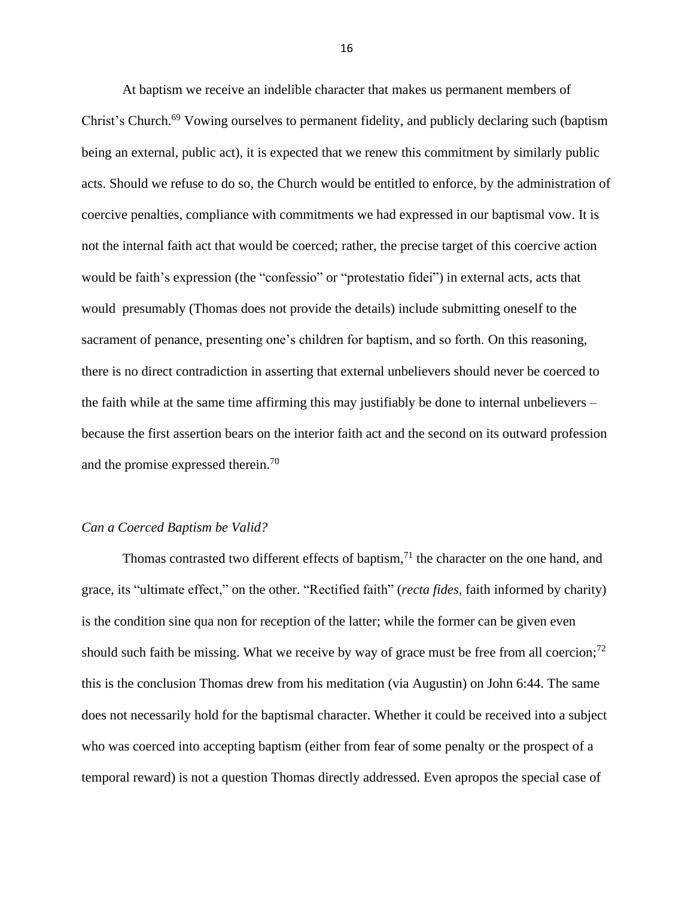At baptism we receive an indelible character that makes us permanent members of Christ's Church.[69] Vowing ourselves to permanent fidelity, and publicly declaring such (baptism being an external, public act), it is expected that we renew this commitment by similarly public acts. Should we refuse to do so, the Church would be entitled to enforce, by the administration of coercive penalties, compliance with commitments we had expressed in our baptismal vow. It is not the internal faith act that would be coerced; rather, the precise target of this coercive action would be faith's expression (the "confessio" or "protestatio fidei") in external acts, acts that would presumably (Thomas does not provide the details) include submitting oneself to the sacrament of penance, presenting one's children for baptism, and so forth. On this reasoning, there is no direct contradiction in asserting that external unbelievers should never be coerced to the faith while at the same time affirming this may justifiably be done to internal unbelievers – because the first assertion bears on the interior faith act and the second on its outward profession and the promise expressed therein.[70]

*Can a Coerced Baptism be Valid?*

Thomas contrasted two different effects of baptism,[71] the character on the one hand, and grace, its "ultimate effect," on the other. "Rectified faith" (*recta fides*, faith informed by charity) is the condition sine qua non for reception of the latter; while the former can be given even should such faith be missing. What we receive by way of grace must be free from all coercion;[72] this is the conclusion Thomas drew from his meditation (via Augustin) on John 6:44. The same does not necessarily hold for the baptismal character. Whether it could be received into a subject who was coerced into accepting baptism (either from fear of some penalty or the prospect of a temporal reward) is not a question Thomas directly addressed. Even apropos the special case of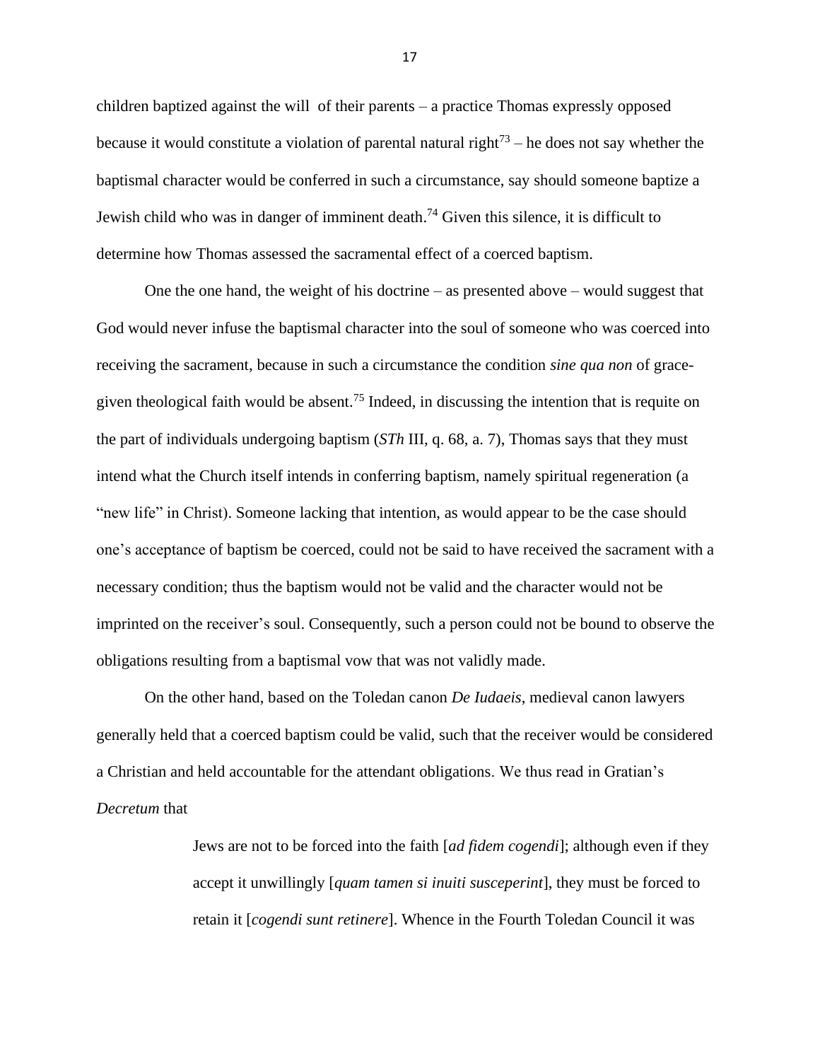children baptized against the will  of their parents – a practice Thomas expressly opposed because it would constitute a violation of parental natural right[73] – he does not say whether the baptismal character would be conferred in such a circumstance, say should someone baptize a Jewish child who was in danger of imminent death.[74] Given this silence, it is difficult to determine how Thomas assessed the sacramental effect of a coerced baptism.

One the one hand, the weight of his doctrine – as presented above – would suggest that God would never infuse the baptismal character into the soul of someone who was coerced into receiving the sacrament, because in such a circumstance the condition *sine qua non* of grace-given theological faith would be absent.[75] Indeed, in discussing the intention that is requite on the part of individuals undergoing baptism (*STh* III, q. 68, a. 7), Thomas says that they must intend what the Church itself intends in conferring baptism, namely spiritual regeneration (a "new life" in Christ). Someone lacking that intention, as would appear to be the case should one's acceptance of baptism be coerced, could not be said to have received the sacrament with a necessary condition; thus the baptism would not be valid and the character would not be imprinted on the receiver's soul. Consequently, such a person could not be bound to observe the obligations resulting from a baptismal vow that was not validly made.

On the other hand, based on the Toledan canon *De Iudaeis*, medieval canon lawyers generally held that a coerced baptism could be valid, such that the receiver would be considered a Christian and held accountable for the attendant obligations. We thus read in Gratian's *Decretum* that

> Jews are not to be forced into the faith [*ad fidem cogendi*]; although even if they accept it unwillingly [*quam tamen si inuiti susceperint*], they must be forced to retain it [*cogendi sunt retinere*]. Whence in the Fourth Toledan Council it was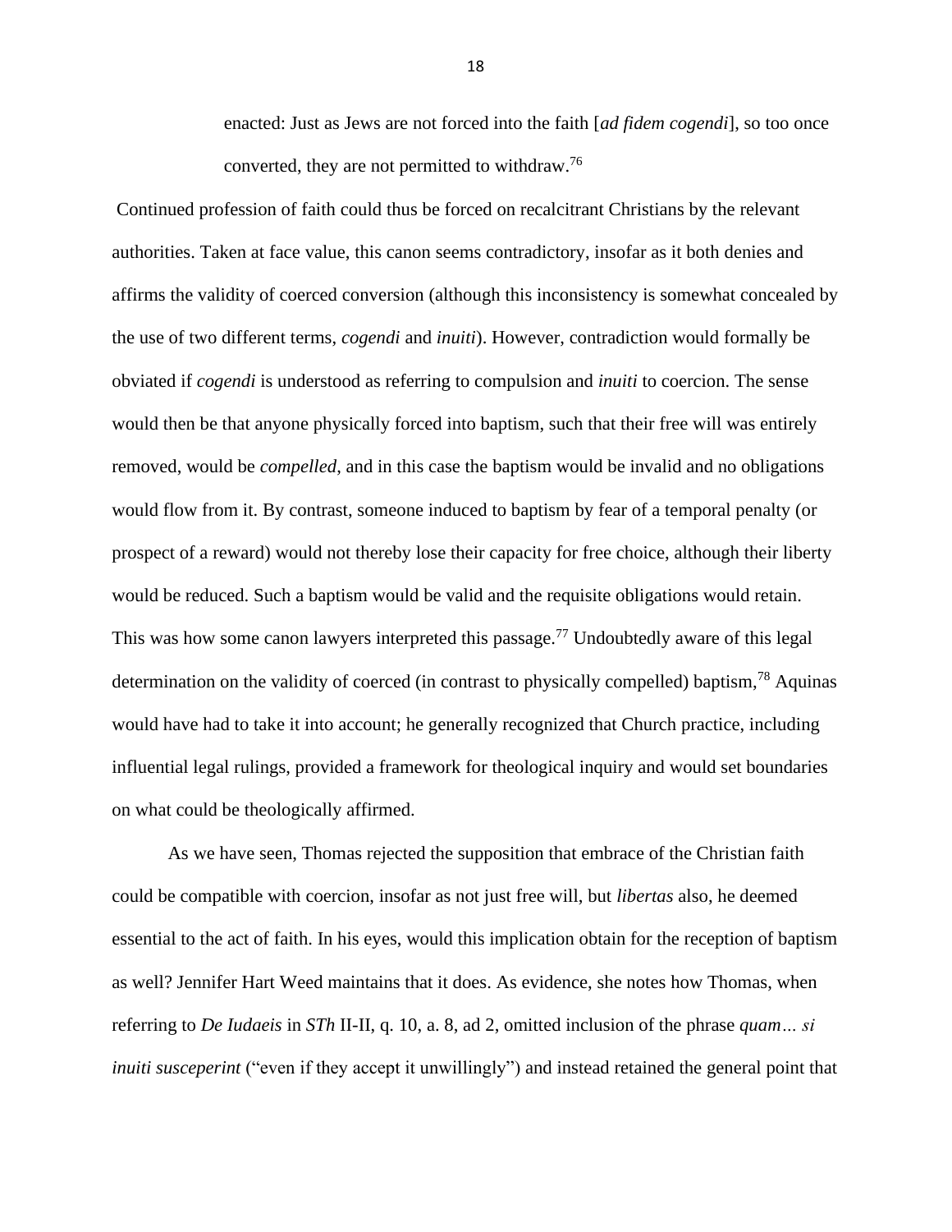> enacted: Just as Jews are not forced into the faith [*ad fidem cogendi*], so too once converted, they are not permitted to withdraw.[76]

Continued profession of faith could thus be forced on recalcitrant Christians by the relevant authorities. Taken at face value, this canon seems contradictory, insofar as it both denies and affirms the validity of coerced conversion (although this inconsistency is somewhat concealed by the use of two different terms, *cogendi* and *inuiti*). However, contradiction would formally be obviated if *cogendi* is understood as referring to compulsion and *inuiti* to coercion. The sense would then be that anyone physically forced into baptism, such that their free will was entirely removed, would be *compelled*, and in this case the baptism would be invalid and no obligations would flow from it. By contrast, someone induced to baptism by fear of a temporal penalty (or prospect of a reward) would not thereby lose their capacity for free choice, although their liberty would be reduced. Such a baptism would be valid and the requisite obligations would retain. This was how some canon lawyers interpreted this passage.[77] Undoubtedly aware of this legal determination on the validity of coerced (in contrast to physically compelled) baptism,[78] Aquinas would have had to take it into account; he generally recognized that Church practice, including influential legal rulings, provided a framework for theological inquiry and would set boundaries on what could be theologically affirmed.

As we have seen, Thomas rejected the supposition that embrace of the Christian faith could be compatible with coercion, insofar as not just free will, but *libertas* also, he deemed essential to the act of faith. In his eyes, would this implication obtain for the reception of baptism as well? Jennifer Hart Weed maintains that it does. As evidence, she notes how Thomas, when referring to *De Iudaeis* in *STh* II-II, q. 10, a. 8, ad 2, omitted inclusion of the phrase *quam… si inuiti susceperint* ("even if they accept it unwillingly") and instead retained the general point that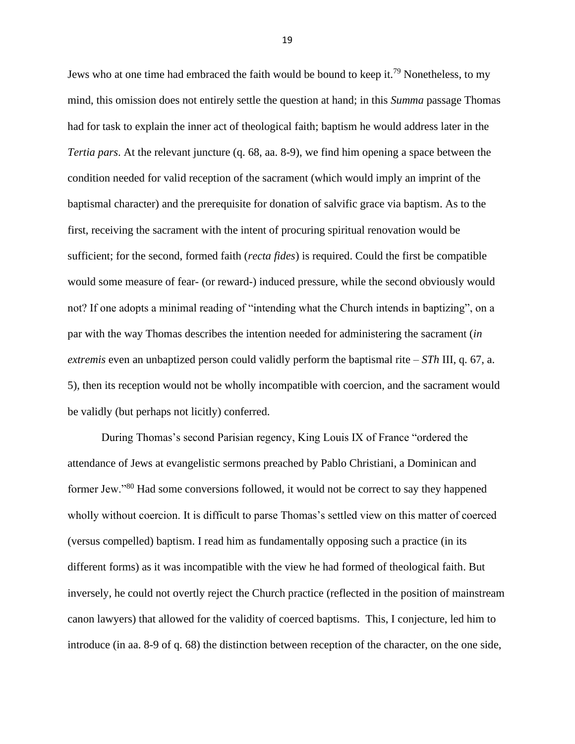Jews who at one time had embraced the faith would be bound to keep it.[79] Nonetheless, to my mind, this omission does not entirely settle the question at hand; in this *Summa* passage Thomas had for task to explain the inner act of theological faith; baptism he would address later in the *Tertia pars*. At the relevant juncture (q. 68, aa. 8-9), we find him opening a space between the condition needed for valid reception of the sacrament (which would imply an imprint of the baptismal character) and the prerequisite for donation of salvific grace via baptism. As to the first, receiving the sacrament with the intent of procuring spiritual renovation would be sufficient; for the second, formed faith (*recta fides*) is required. Could the first be compatible would some measure of fear- (or reward-) induced pressure, while the second obviously would not? If one adopts a minimal reading of "intending what the Church intends in baptizing", on a par with the way Thomas describes the intention needed for administering the sacrament (*in extremis* even an unbaptized person could validly perform the baptismal rite – *STh* III, q. 67, a. 5), then its reception would not be wholly incompatible with coercion, and the sacrament would be validly (but perhaps not licitly) conferred.

During Thomas's second Parisian regency, King Louis IX of France "ordered the attendance of Jews at evangelistic sermons preached by Pablo Christiani, a Dominican and former Jew."[80] Had some conversions followed, it would not be correct to say they happened wholly without coercion. It is difficult to parse Thomas's settled view on this matter of coerced (versus compelled) baptism. I read him as fundamentally opposing such a practice (in its different forms) as it was incompatible with the view he had formed of theological faith. But inversely, he could not overtly reject the Church practice (reflected in the position of mainstream canon lawyers) that allowed for the validity of coerced baptisms. This, I conjecture, led him to introduce (in aa. 8-9 of q. 68) the distinction between reception of the character, on the one side,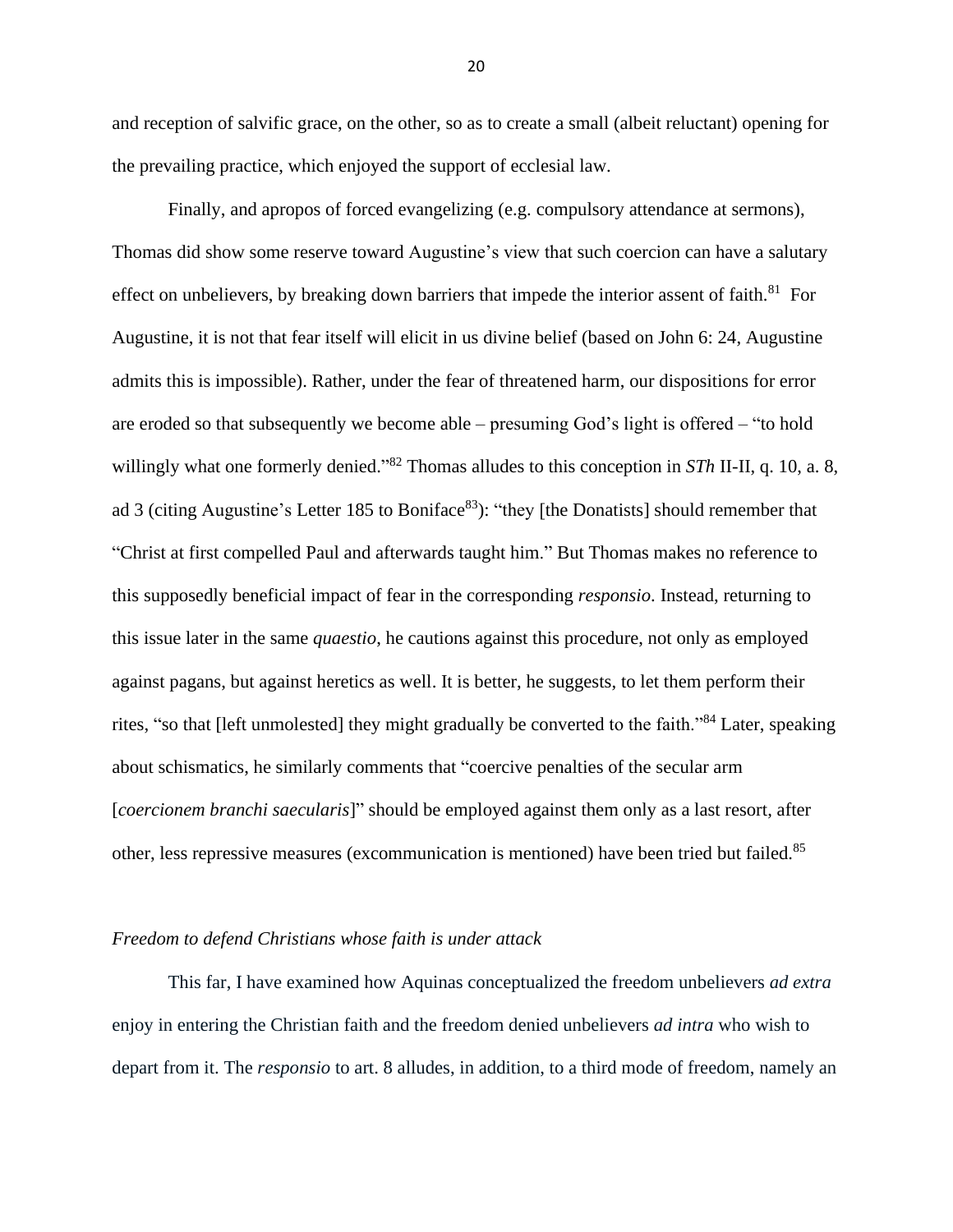and reception of salvific grace, on the other, so as to create a small (albeit reluctant) opening for the prevailing practice, which enjoyed the support of ecclesial law.

Finally, and apropos of forced evangelizing (e.g. compulsory attendance at sermons), Thomas did show some reserve toward Augustine's view that such coercion can have a salutary effect on unbelievers, by breaking down barriers that impede the interior assent of faith.[81] For Augustine, it is not that fear itself will elicit in us divine belief (based on John 6: 24, Augustine admits this is impossible). Rather, under the fear of threatened harm, our dispositions for error are eroded so that subsequently we become able – presuming God's light is offered – "to hold willingly what one formerly denied."[82] Thomas alludes to this conception in *STh* II-II, q. 10, a. 8, ad 3 (citing Augustine's Letter 185 to Boniface[83]): "they [the Donatists] should remember that "Christ at first compelled Paul and afterwards taught him." But Thomas makes no reference to this supposedly beneficial impact of fear in the corresponding *responsio*. Instead, returning to this issue later in the same *quaestio*, he cautions against this procedure, not only as employed against pagans, but against heretics as well. It is better, he suggests, to let them perform their rites, "so that [left unmolested] they might gradually be converted to the faith."[84] Later, speaking about schismatics, he similarly comments that "coercive penalties of the secular arm [*coercionem branchi saecularis*]" should be employed against them only as a last resort, after other, less repressive measures (excommunication is mentioned) have been tried but failed.[85]

*Freedom to defend Christians whose faith is under attack*

This far, I have examined how Aquinas conceptualized the freedom unbelievers *ad extra* enjoy in entering the Christian faith and the freedom denied unbelievers *ad intra* who wish to depart from it. The *responsio* to art. 8 alludes, in addition, to a third mode of freedom, namely an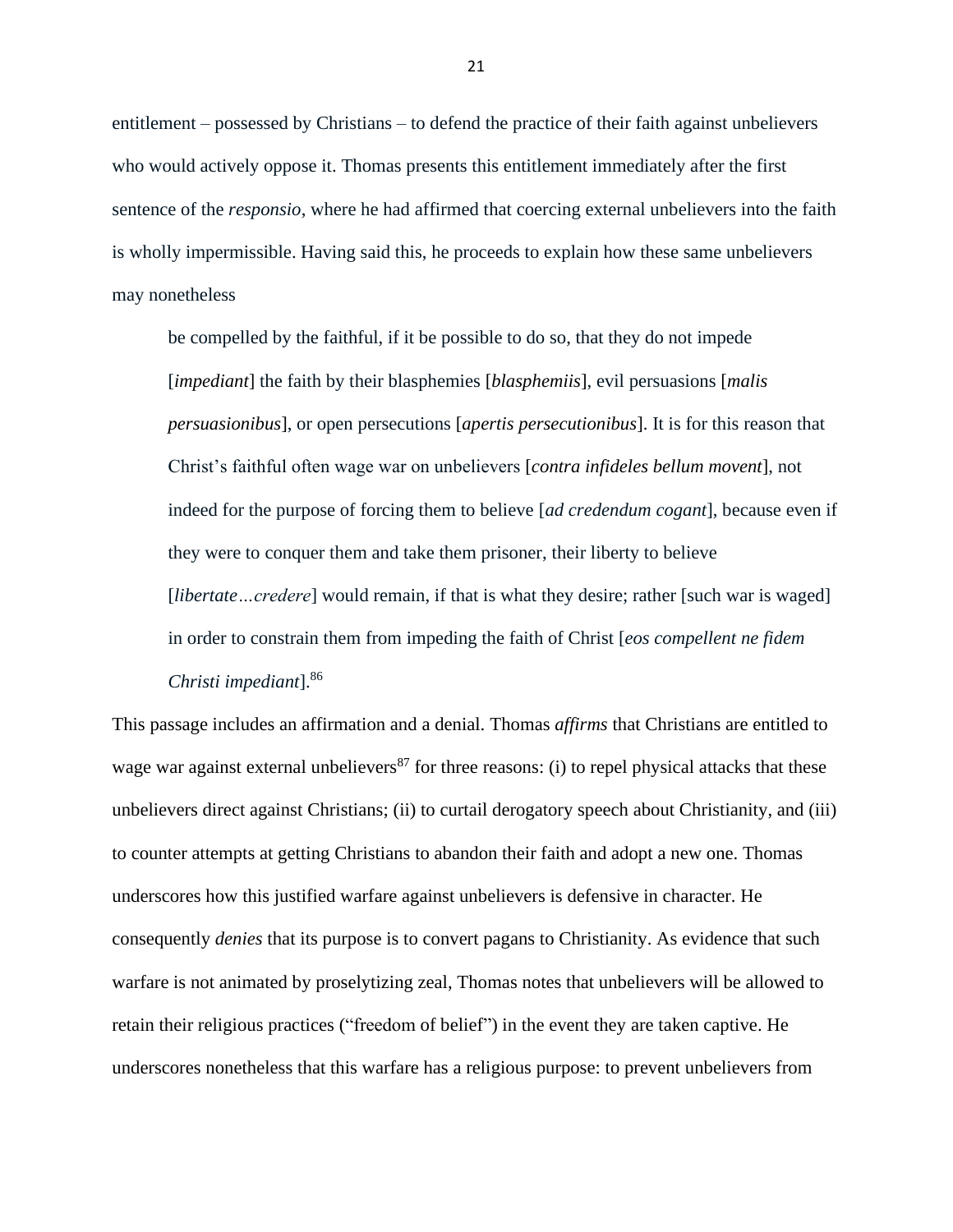entitlement – possessed by Christians – to defend the practice of their faith against unbelievers who would actively oppose it. Thomas presents this entitlement immediately after the first sentence of the *responsio*, where he had affirmed that coercing external unbelievers into the faith is wholly impermissible. Having said this, he proceeds to explain how these same unbelievers may nonetheless

> be compelled by the faithful, if it be possible to do so, that they do not impede [*impediant*] the faith by their blasphemies [*blasphemiis*], evil persuasions [*malis persuasionibus*], or open persecutions [*apertis persecutionibus*]. It is for this reason that Christ's faithful often wage war on unbelievers [*contra infideles bellum movent*], not indeed for the purpose of forcing them to believe [*ad credendum cogant*], because even if they were to conquer them and take them prisoner, their liberty to believe [*libertate…credere*] would remain, if that is what they desire; rather [such war is waged] in order to constrain them from impeding the faith of Christ [*eos compellent ne fidem Christi impediant*].[86]

This passage includes an affirmation and a denial. Thomas *affirms* that Christians are entitled to wage war against external unbelievers[87] for three reasons: (i) to repel physical attacks that these unbelievers direct against Christians; (ii) to curtail derogatory speech about Christianity, and (iii) to counter attempts at getting Christians to abandon their faith and adopt a new one. Thomas underscores how this justified warfare against unbelievers is defensive in character. He consequently *denies* that its purpose is to convert pagans to Christianity. As evidence that such warfare is not animated by proselytizing zeal, Thomas notes that unbelievers will be allowed to retain their religious practices ("freedom of belief") in the event they are taken captive. He underscores nonetheless that this warfare has a religious purpose: to prevent unbelievers from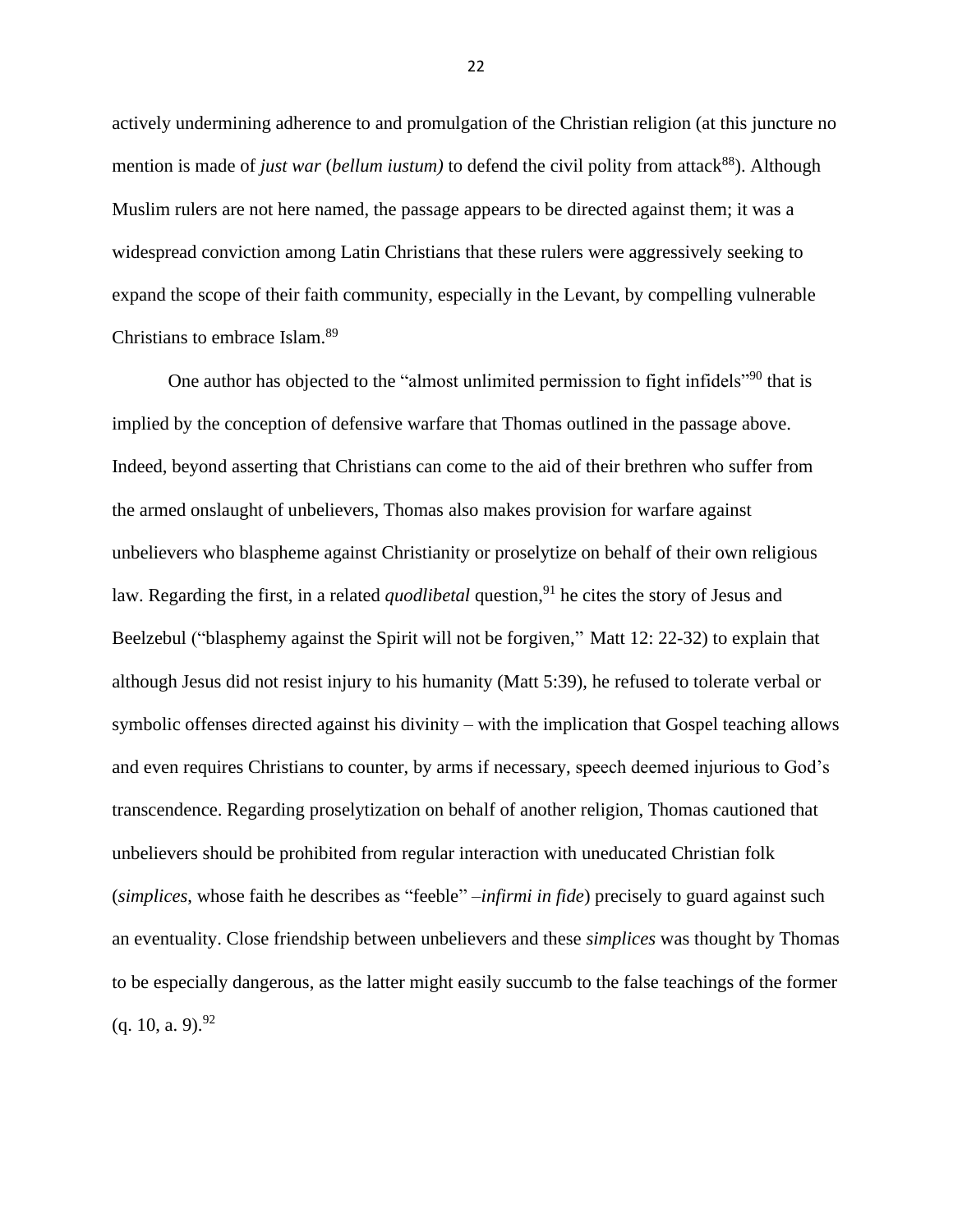actively undermining adherence to and promulgation of the Christian religion (at this juncture no mention is made of *just war* (*bellum iustum)* to defend the civil polity from attack[88]). Although Muslim rulers are not here named, the passage appears to be directed against them; it was a widespread conviction among Latin Christians that these rulers were aggressively seeking to expand the scope of their faith community, especially in the Levant, by compelling vulnerable Christians to embrace Islam.[89]

One author has objected to the "almost unlimited permission to fight infidels"[90] that is implied by the conception of defensive warfare that Thomas outlined in the passage above. Indeed, beyond asserting that Christians can come to the aid of their brethren who suffer from the armed onslaught of unbelievers, Thomas also makes provision for warfare against unbelievers who blaspheme against Christianity or proselytize on behalf of their own religious law. Regarding the first, in a related *quodlibetal* question,[91] he cites the story of Jesus and Beelzebul ("blasphemy against the Spirit will not be forgiven," Matt 12: 22-32) to explain that although Jesus did not resist injury to his humanity (Matt 5:39), he refused to tolerate verbal or symbolic offenses directed against his divinity – with the implication that Gospel teaching allows and even requires Christians to counter, by arms if necessary, speech deemed injurious to God's transcendence. Regarding proselytization on behalf of another religion, Thomas cautioned that unbelievers should be prohibited from regular interaction with uneducated Christian folk (*simplices*, whose faith he describes as "feeble" –*infirmi in fide*) precisely to guard against such an eventuality. Close friendship between unbelievers and these *simplices* was thought by Thomas to be especially dangerous, as the latter might easily succumb to the false teachings of the former (q. 10, a. 9).[92]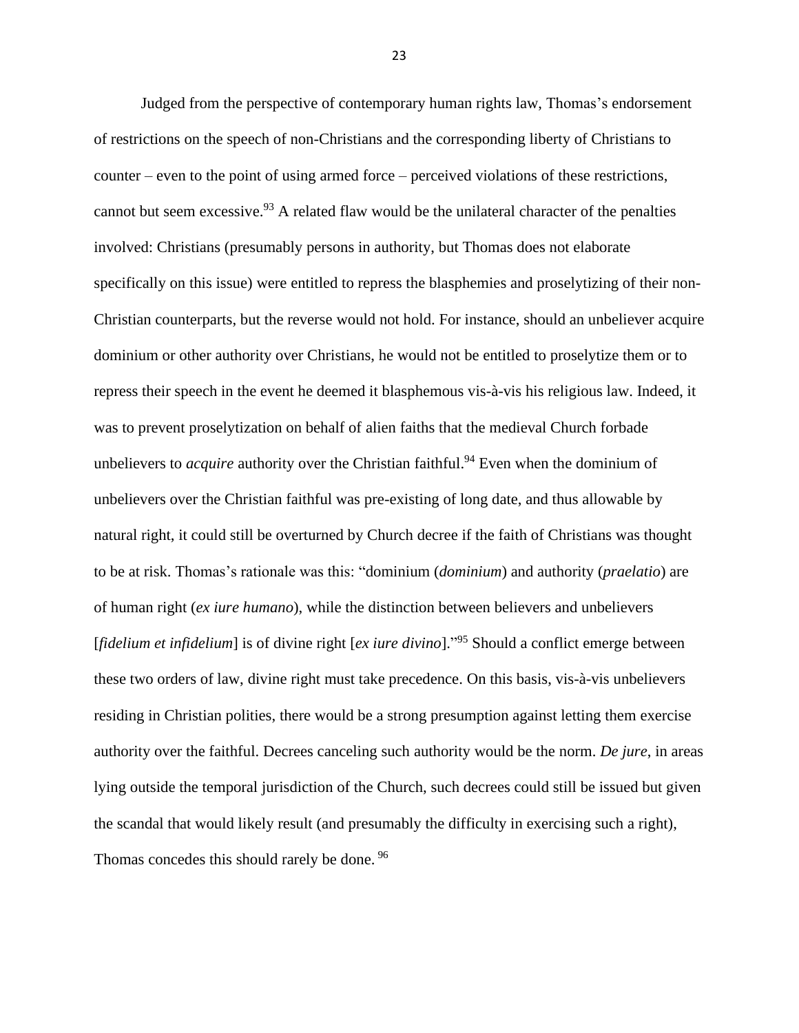Judged from the perspective of contemporary human rights law, Thomas's endorsement of restrictions on the speech of non-Christians and the corresponding liberty of Christians to counter – even to the point of using armed force – perceived violations of these restrictions, cannot but seem excessive.[93] A related flaw would be the unilateral character of the penalties involved: Christians (presumably persons in authority, but Thomas does not elaborate specifically on this issue) were entitled to repress the blasphemies and proselytizing of their non-Christian counterparts, but the reverse would not hold. For instance, should an unbeliever acquire dominium or other authority over Christians, he would not be entitled to proselytize them or to repress their speech in the event he deemed it blasphemous vis-à-vis his religious law. Indeed, it was to prevent proselytization on behalf of alien faiths that the medieval Church forbade unbelievers to *acquire* authority over the Christian faithful.[94] Even when the dominium of unbelievers over the Christian faithful was pre-existing of long date, and thus allowable by natural right, it could still be overturned by Church decree if the faith of Christians was thought to be at risk. Thomas's rationale was this: "dominium (*dominium*) and authority (*praelatio*) are of human right (*ex iure humano*), while the distinction between believers and unbelievers [*fidelium et infidelium*] is of divine right [*ex iure divino*]."[95] Should a conflict emerge between these two orders of law, divine right must take precedence. On this basis, vis-à-vis unbelievers residing in Christian polities, there would be a strong presumption against letting them exercise authority over the faithful. Decrees canceling such authority would be the norm. *De jure*, in areas lying outside the temporal jurisdiction of the Church, such decrees could still be issued but given the scandal that would likely result (and presumably the difficulty in exercising such a right), Thomas concedes this should rarely be done.[96]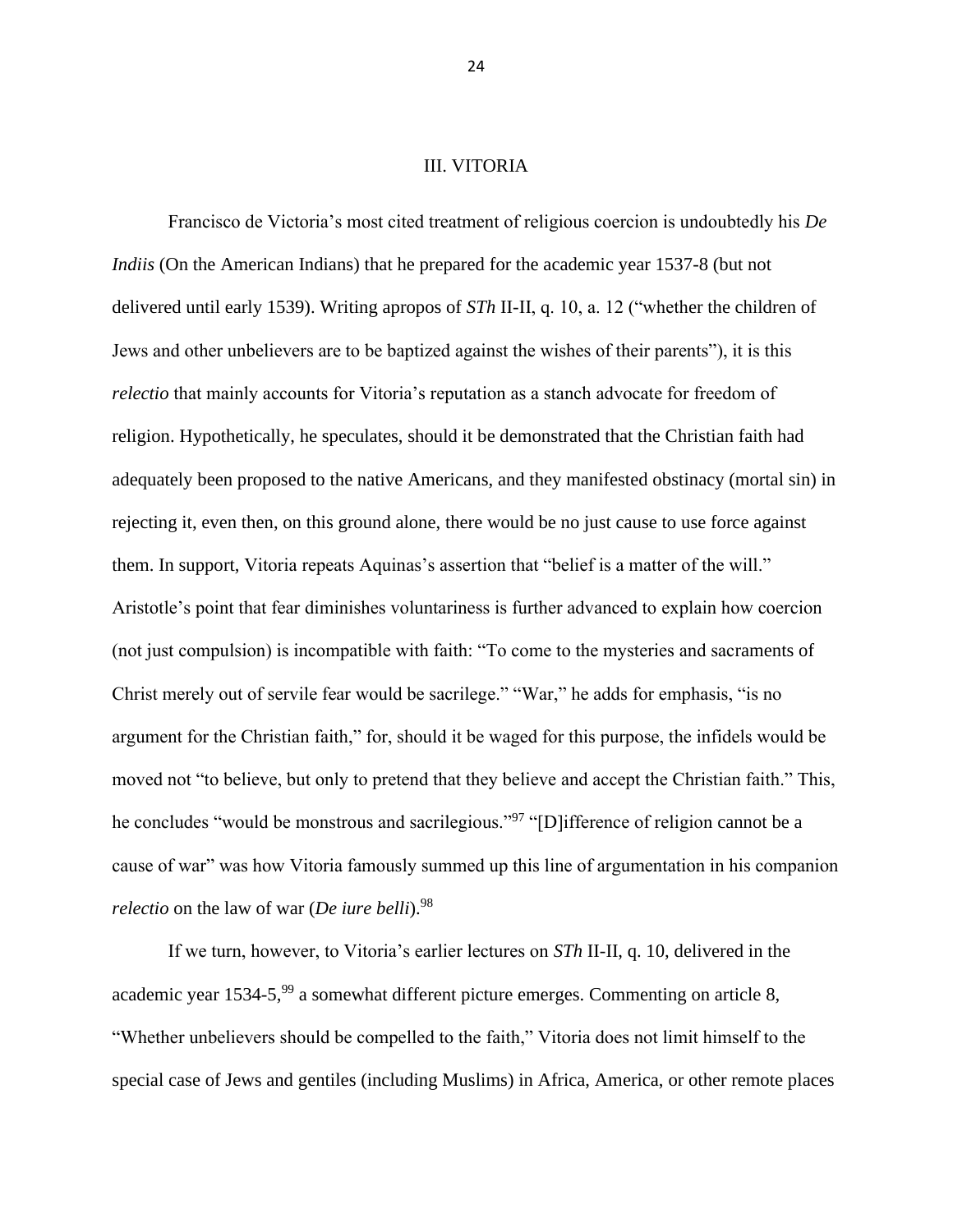## III. VITORIA

Francisco de Victoria's most cited treatment of religious coercion is undoubtedly his *De Indiis* (On the American Indians) that he prepared for the academic year 1537-8 (but not delivered until early 1539). Writing apropos of *STh* II-II, q. 10, a. 12 ("whether the children of Jews and other unbelievers are to be baptized against the wishes of their parents"), it is this *relectio* that mainly accounts for Vitoria's reputation as a stanch advocate for freedom of religion. Hypothetically, he speculates, should it be demonstrated that the Christian faith had adequately been proposed to the native Americans, and they manifested obstinacy (mortal sin) in rejecting it, even then, on this ground alone, there would be no just cause to use force against them. In support, Vitoria repeats Aquinas's assertion that "belief is a matter of the will." Aristotle's point that fear diminishes voluntariness is further advanced to explain how coercion (not just compulsion) is incompatible with faith: "To come to the mysteries and sacraments of Christ merely out of servile fear would be sacrilege." "War," he adds for emphasis, "is no argument for the Christian faith," for, should it be waged for this purpose, the infidels would be moved not "to believe, but only to pretend that they believe and accept the Christian faith." This, he concludes "would be monstrous and sacrilegious."[97] "[D]ifference of religion cannot be a cause of war" was how Vitoria famously summed up this line of argumentation in his companion *relectio* on the law of war (*De iure belli*).[98]

If we turn, however, to Vitoria's earlier lectures on *STh* II-II, q. 10, delivered in the academic year 1534-5,[99] a somewhat different picture emerges. Commenting on article 8, "Whether unbelievers should be compelled to the faith," Vitoria does not limit himself to the special case of Jews and gentiles (including Muslims) in Africa, America, or other remote places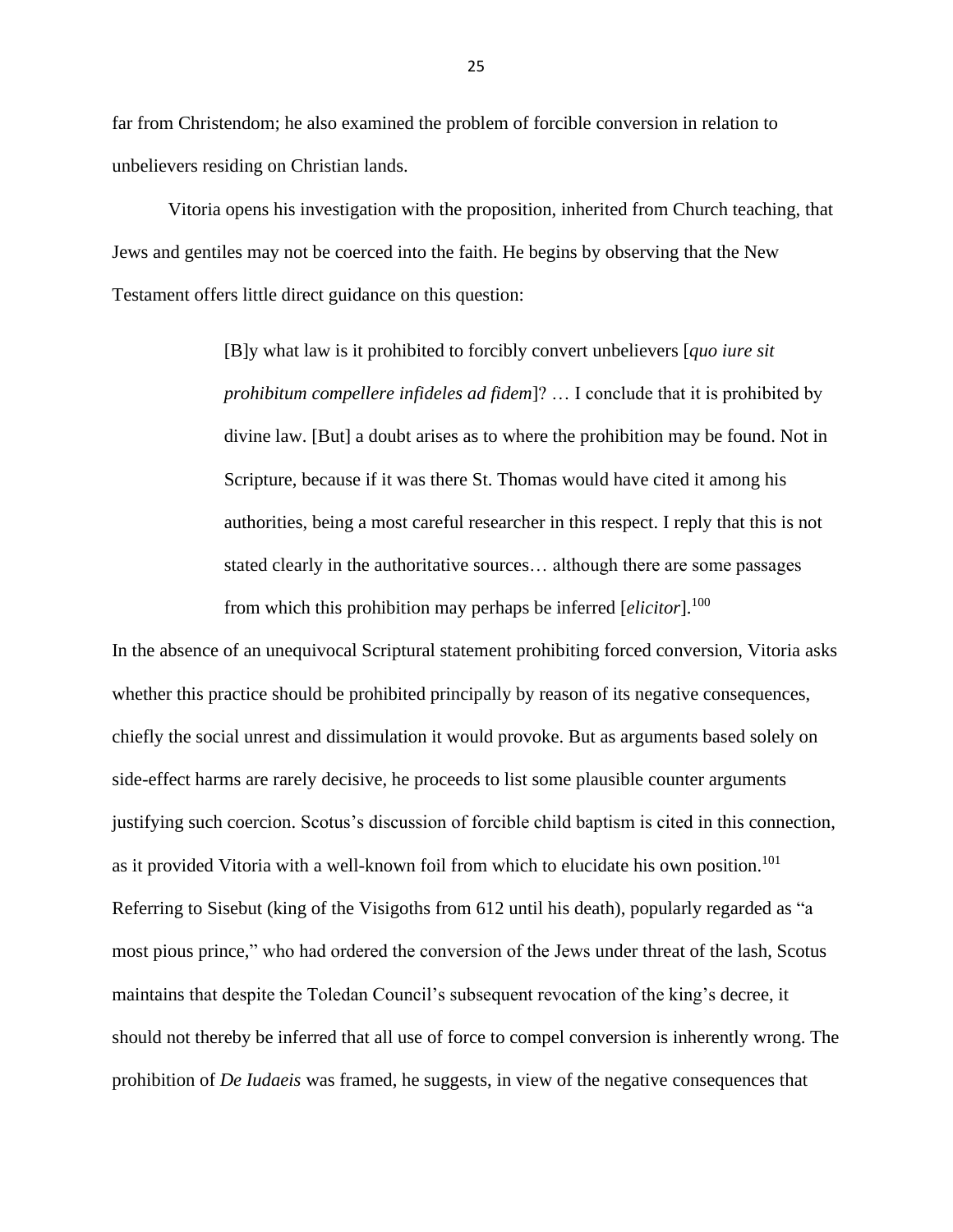far from Christendom; he also examined the problem of forcible conversion in relation to unbelievers residing on Christian lands.

Vitoria opens his investigation with the proposition, inherited from Church teaching, that Jews and gentiles may not be coerced into the faith. He begins by observing that the New Testament offers little direct guidance on this question:

> [B]y what law is it prohibited to forcibly convert unbelievers [*quo iure sit prohibitum compellere infideles ad fidem*]? … I conclude that it is prohibited by divine law. [But] a doubt arises as to where the prohibition may be found. Not in Scripture, because if it was there St. Thomas would have cited it among his authorities, being a most careful researcher in this respect. I reply that this is not stated clearly in the authoritative sources… although there are some passages from which this prohibition may perhaps be inferred [*elicitor*].[100]

In the absence of an unequivocal Scriptural statement prohibiting forced conversion, Vitoria asks whether this practice should be prohibited principally by reason of its negative consequences, chiefly the social unrest and dissimulation it would provoke. But as arguments based solely on side-effect harms are rarely decisive, he proceeds to list some plausible counter arguments justifying such coercion. Scotus's discussion of forcible child baptism is cited in this connection, as it provided Vitoria with a well-known foil from which to elucidate his own position.[101] Referring to Sisebut (king of the Visigoths from 612 until his death), popularly regarded as "a most pious prince," who had ordered the conversion of the Jews under threat of the lash, Scotus maintains that despite the Toledan Council's subsequent revocation of the king's decree, it should not thereby be inferred that all use of force to compel conversion is inherently wrong. The prohibition of *De Iudaeis* was framed, he suggests, in view of the negative consequences that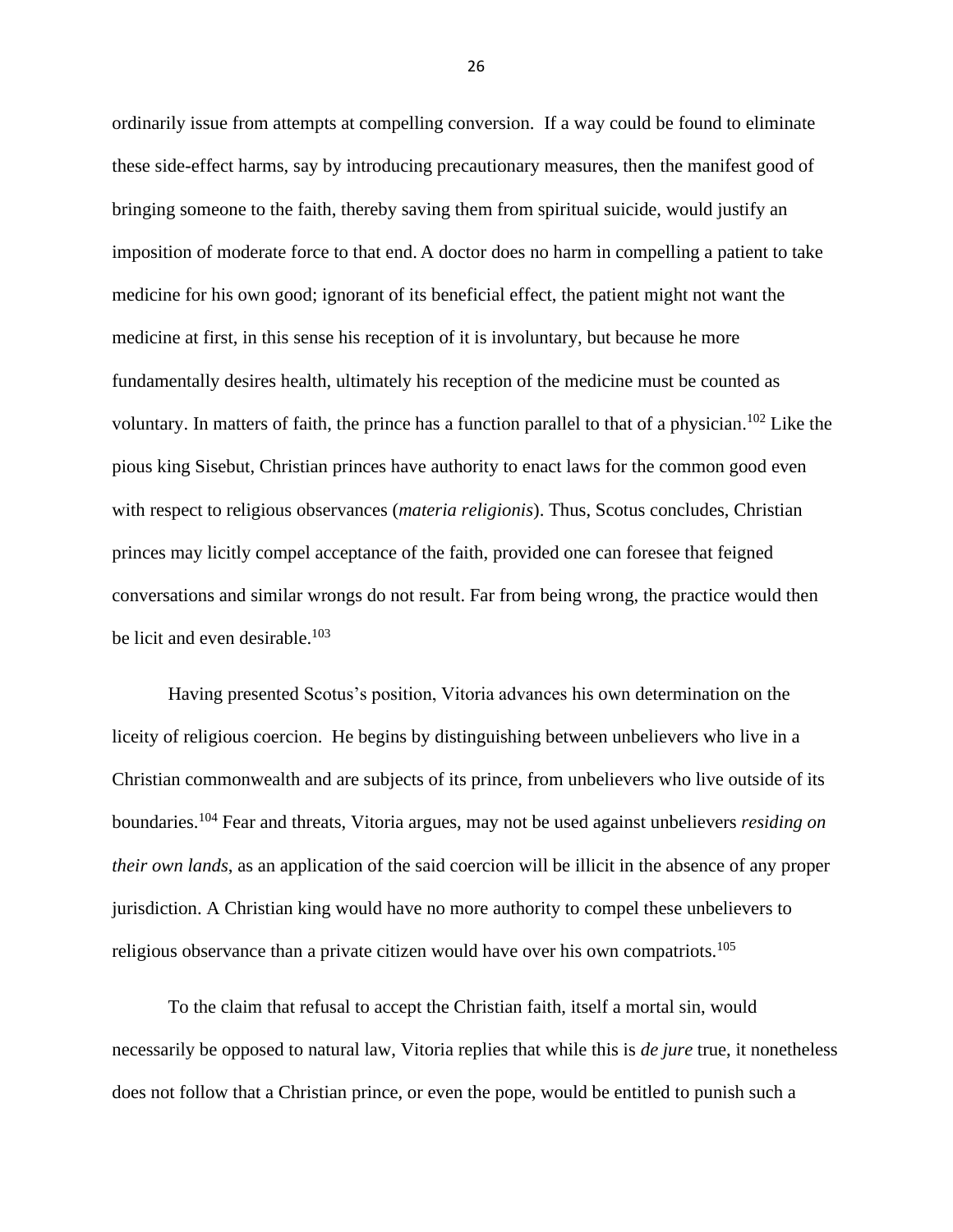ordinarily issue from attempts at compelling conversion. If a way could be found to eliminate these side-effect harms, say by introducing precautionary measures, then the manifest good of bringing someone to the faith, thereby saving them from spiritual suicide, would justify an imposition of moderate force to that end. A doctor does no harm in compelling a patient to take medicine for his own good; ignorant of its beneficial effect, the patient might not want the medicine at first, in this sense his reception of it is involuntary, but because he more fundamentally desires health, ultimately his reception of the medicine must be counted as voluntary. In matters of faith, the prince has a function parallel to that of a physician.[102] Like the pious king Sisebut, Christian princes have authority to enact laws for the common good even with respect to religious observances (*materia religionis*). Thus, Scotus concludes, Christian princes may licitly compel acceptance of the faith, provided one can foresee that feigned conversations and similar wrongs do not result. Far from being wrong, the practice would then be licit and even desirable.[103]

Having presented Scotus's position, Vitoria advances his own determination on the liceity of religious coercion. He begins by distinguishing between unbelievers who live in a Christian commonwealth and are subjects of its prince, from unbelievers who live outside of its boundaries.[104] Fear and threats, Vitoria argues, may not be used against unbelievers *residing on their own lands*, as an application of the said coercion will be illicit in the absence of any proper jurisdiction. A Christian king would have no more authority to compel these unbelievers to religious observance than a private citizen would have over his own compatriots.[105]

To the claim that refusal to accept the Christian faith, itself a mortal sin, would necessarily be opposed to natural law, Vitoria replies that while this is *de jure* true, it nonetheless does not follow that a Christian prince, or even the pope, would be entitled to punish such a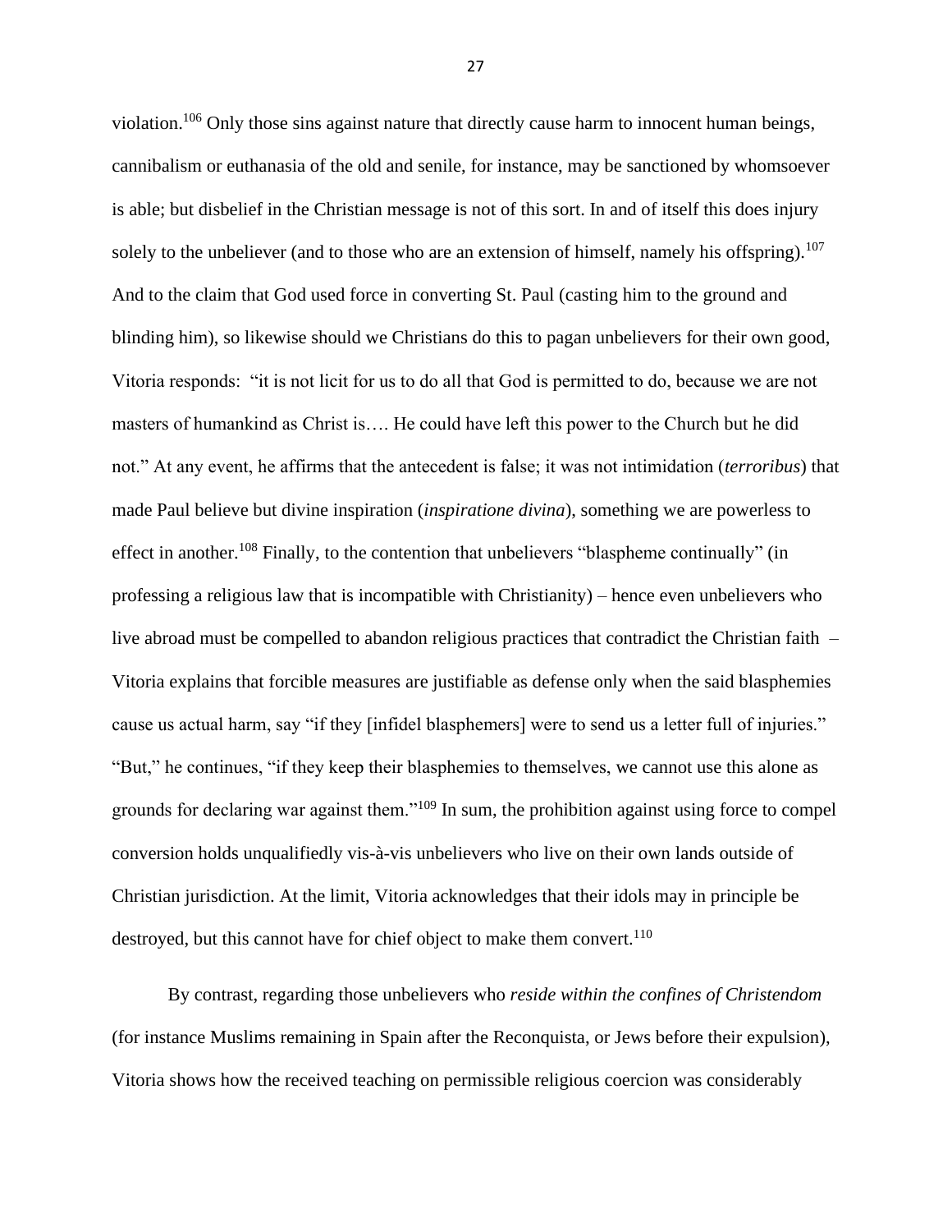violation.[106] Only those sins against nature that directly cause harm to innocent human beings, cannibalism or euthanasia of the old and senile, for instance, may be sanctioned by whomsoever is able; but disbelief in the Christian message is not of this sort. In and of itself this does injury solely to the unbeliever (and to those who are an extension of himself, namely his offspring).[107] And to the claim that God used force in converting St. Paul (casting him to the ground and blinding him), so likewise should we Christians do this to pagan unbelievers for their own good, Vitoria responds: "it is not licit for us to do all that God is permitted to do, because we are not masters of humankind as Christ is…. He could have left this power to the Church but he did not." At any event, he affirms that the antecedent is false; it was not intimidation (*terroribus*) that made Paul believe but divine inspiration (*inspiratione divina*), something we are powerless to effect in another.[108] Finally, to the contention that unbelievers "blaspheme continually" (in professing a religious law that is incompatible with Christianity) – hence even unbelievers who live abroad must be compelled to abandon religious practices that contradict the Christian faith – Vitoria explains that forcible measures are justifiable as defense only when the said blasphemies cause us actual harm, say "if they [infidel blasphemers] were to send us a letter full of injuries." "But," he continues, "if they keep their blasphemies to themselves, we cannot use this alone as grounds for declaring war against them."[109] In sum, the prohibition against using force to compel conversion holds unqualifiedly vis-à-vis unbelievers who live on their own lands outside of Christian jurisdiction. At the limit, Vitoria acknowledges that their idols may in principle be destroyed, but this cannot have for chief object to make them convert.[110]

By contrast, regarding those unbelievers who *reside within the confines of Christendom* (for instance Muslims remaining in Spain after the Reconquista, or Jews before their expulsion), Vitoria shows how the received teaching on permissible religious coercion was considerably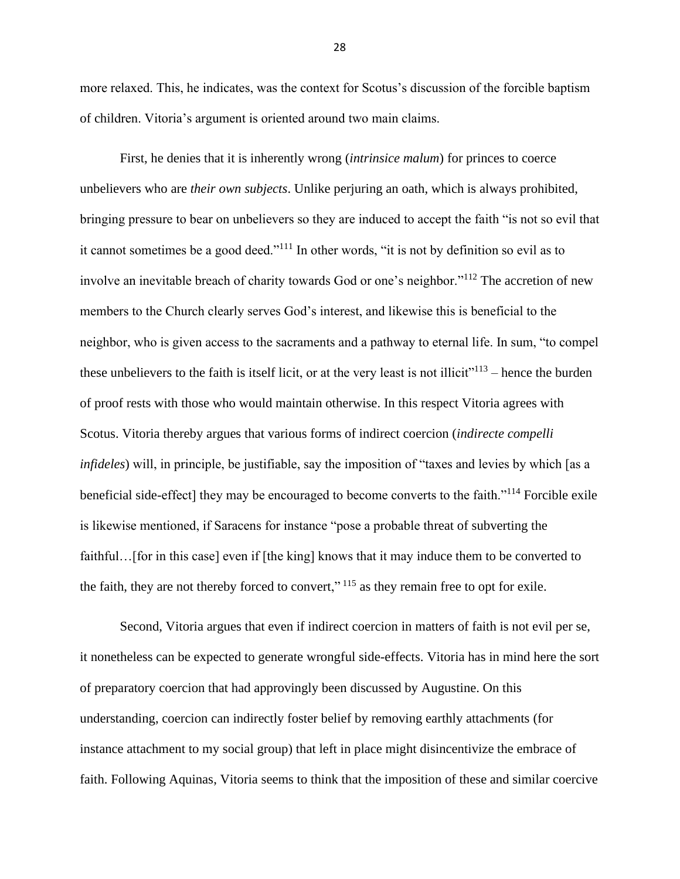more relaxed. This, he indicates, was the context for Scotus's discussion of the forcible baptism of children. Vitoria's argument is oriented around two main claims.

First, he denies that it is inherently wrong (*intrinsice malum*) for princes to coerce unbelievers who are *their own subjects*. Unlike perjuring an oath, which is always prohibited, bringing pressure to bear on unbelievers so they are induced to accept the faith "is not so evil that it cannot sometimes be a good deed."[111] In other words, "it is not by definition so evil as to involve an inevitable breach of charity towards God or one's neighbor."[112] The accretion of new members to the Church clearly serves God's interest, and likewise this is beneficial to the neighbor, who is given access to the sacraments and a pathway to eternal life. In sum, "to compel these unbelievers to the faith is itself licit, or at the very least is not illicit"[113] – hence the burden of proof rests with those who would maintain otherwise. In this respect Vitoria agrees with Scotus. Vitoria thereby argues that various forms of indirect coercion (*indirecte compelli infideles*) will, in principle, be justifiable, say the imposition of "taxes and levies by which [as a beneficial side-effect] they may be encouraged to become converts to the faith."[114] Forcible exile is likewise mentioned, if Saracens for instance "pose a probable threat of subverting the faithful…[for in this case] even if [the king] knows that it may induce them to be converted to the faith, they are not thereby forced to convert,"[115] as they remain free to opt for exile.

Second, Vitoria argues that even if indirect coercion in matters of faith is not evil per se, it nonetheless can be expected to generate wrongful side-effects. Vitoria has in mind here the sort of preparatory coercion that had approvingly been discussed by Augustine. On this understanding, coercion can indirectly foster belief by removing earthly attachments (for instance attachment to my social group) that left in place might disincentivize the embrace of faith. Following Aquinas, Vitoria seems to think that the imposition of these and similar coercive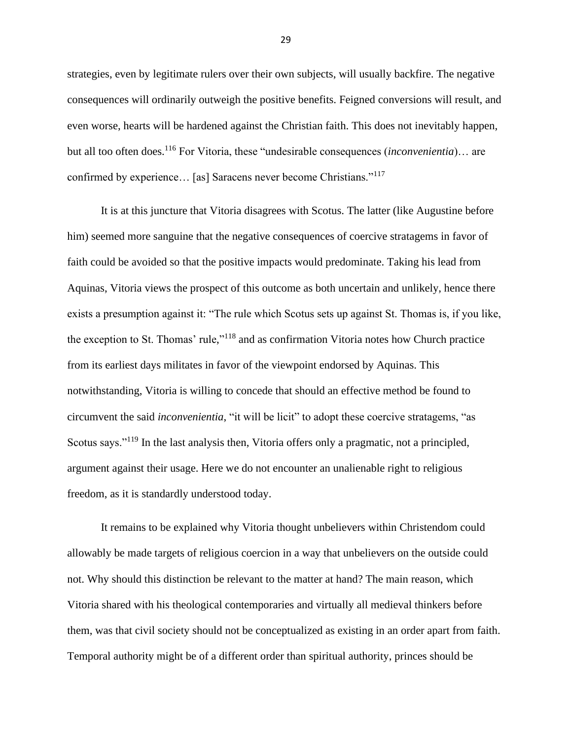strategies, even by legitimate rulers over their own subjects, will usually backfire. The negative consequences will ordinarily outweigh the positive benefits. Feigned conversions will result, and even worse, hearts will be hardened against the Christian faith. This does not inevitably happen, but all too often does.[116] For Vitoria, these "undesirable consequences (*inconvenientia*)… are confirmed by experience… [as] Saracens never become Christians."[117]

It is at this juncture that Vitoria disagrees with Scotus. The latter (like Augustine before him) seemed more sanguine that the negative consequences of coercive stratagems in favor of faith could be avoided so that the positive impacts would predominate. Taking his lead from Aquinas, Vitoria views the prospect of this outcome as both uncertain and unlikely, hence there exists a presumption against it: "The rule which Scotus sets up against St. Thomas is, if you like, the exception to St. Thomas' rule,"[118] and as confirmation Vitoria notes how Church practice from its earliest days militates in favor of the viewpoint endorsed by Aquinas. This notwithstanding, Vitoria is willing to concede that should an effective method be found to circumvent the said *inconvenientia*, "it will be licit" to adopt these coercive stratagems, "as Scotus says."[119] In the last analysis then, Vitoria offers only a pragmatic, not a principled, argument against their usage. Here we do not encounter an unalienable right to religious freedom, as it is standardly understood today.

It remains to be explained why Vitoria thought unbelievers within Christendom could allowably be made targets of religious coercion in a way that unbelievers on the outside could not. Why should this distinction be relevant to the matter at hand? The main reason, which Vitoria shared with his theological contemporaries and virtually all medieval thinkers before them, was that civil society should not be conceptualized as existing in an order apart from faith. Temporal authority might be of a different order than spiritual authority, princes should be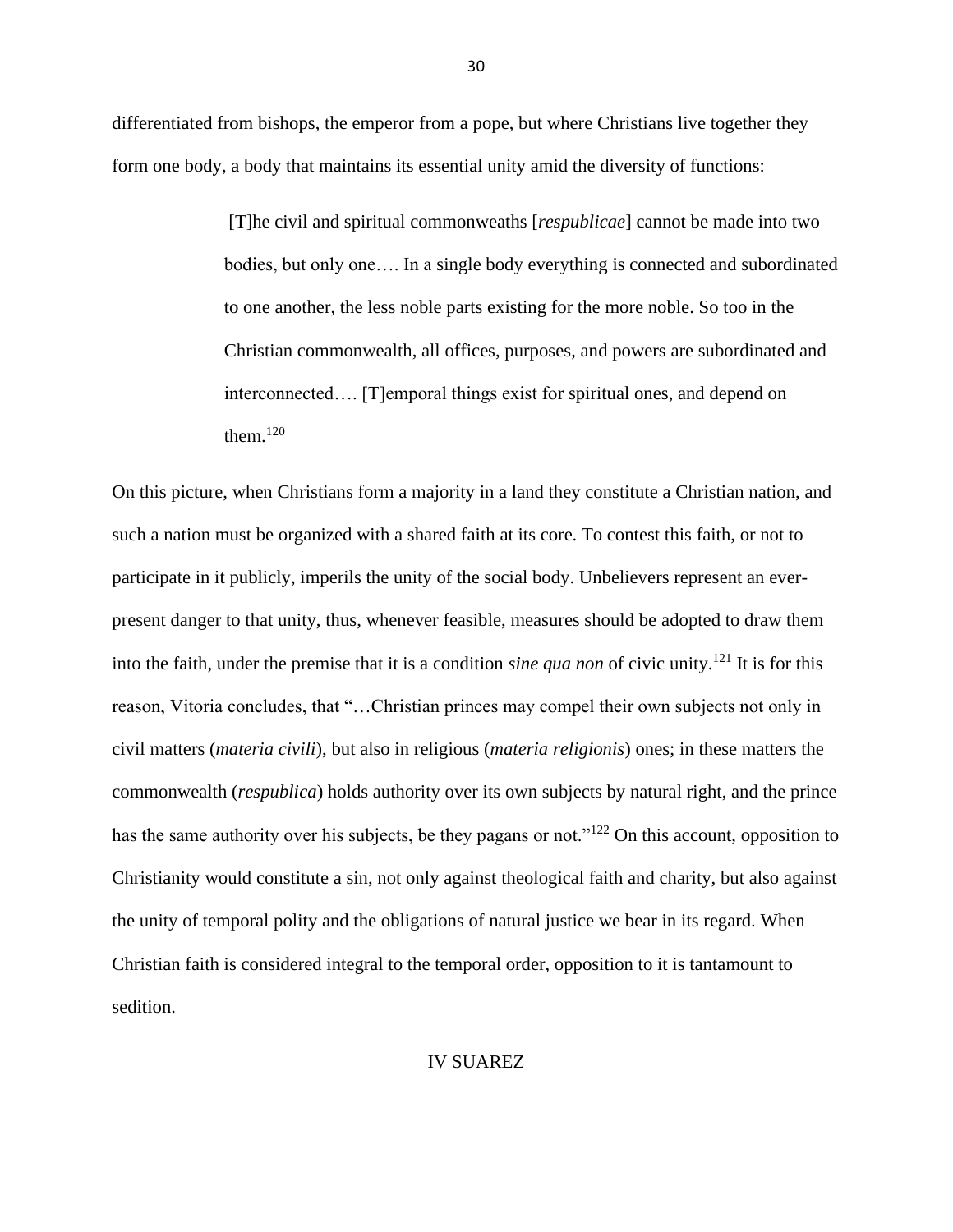differentiated from bishops, the emperor from a pope, but where Christians live together they form one body, a body that maintains its essential unity amid the diversity of functions:

> [T]he civil and spiritual commonweaths [*respublicae*] cannot be made into two bodies, but only one…. In a single body everything is connected and subordinated to one another, the less noble parts existing for the more noble. So too in the Christian commonwealth, all offices, purposes, and powers are subordinated and interconnected…. [T]emporal things exist for spiritual ones, and depend on them.[120]

On this picture, when Christians form a majority in a land they constitute a Christian nation, and such a nation must be organized with a shared faith at its core. To contest this faith, or not to participate in it publicly, imperils the unity of the social body. Unbelievers represent an ever-present danger to that unity, thus, whenever feasible, measures should be adopted to draw them into the faith, under the premise that it is a condition *sine qua non* of civic unity.[121] It is for this reason, Vitoria concludes, that "…Christian princes may compel their own subjects not only in civil matters (*materia civili*), but also in religious (*materia religionis*) ones; in these matters the commonwealth (*respublica*) holds authority over its own subjects by natural right, and the prince has the same authority over his subjects, be they pagans or not."[122] On this account, opposition to Christianity would constitute a sin, not only against theological faith and charity, but also against the unity of temporal polity and the obligations of natural justice we bear in its regard. When Christian faith is considered integral to the temporal order, opposition to it is tantamount to sedition.

## IV SUAREZ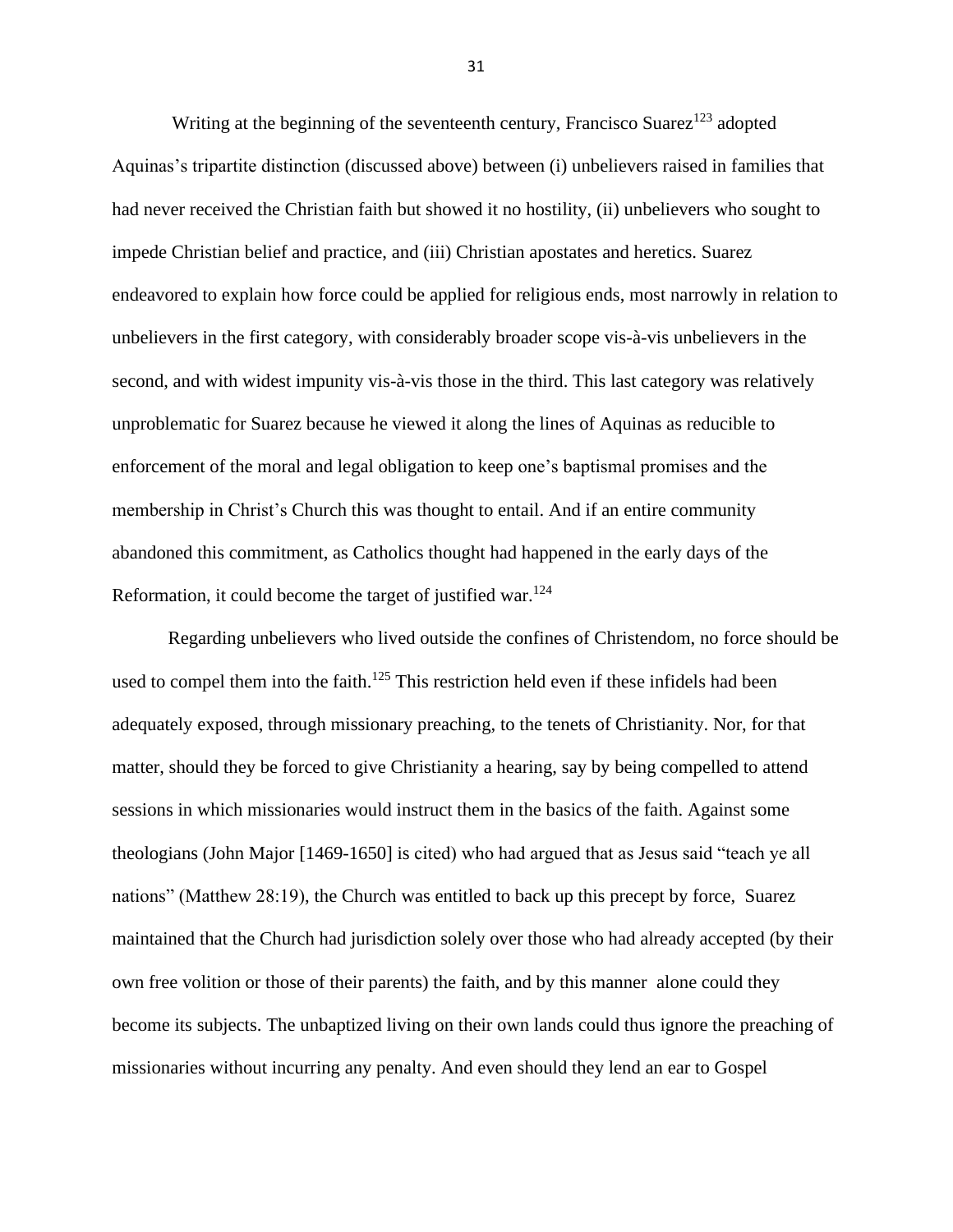Writing at the beginning of the seventeenth century, Francisco Suarez[123] adopted Aquinas's tripartite distinction (discussed above) between (i) unbelievers raised in families that had never received the Christian faith but showed it no hostility, (ii) unbelievers who sought to impede Christian belief and practice, and (iii) Christian apostates and heretics. Suarez endeavored to explain how force could be applied for religious ends, most narrowly in relation to unbelievers in the first category, with considerably broader scope vis-à-vis unbelievers in the second, and with widest impunity vis-à-vis those in the third. This last category was relatively unproblematic for Suarez because he viewed it along the lines of Aquinas as reducible to enforcement of the moral and legal obligation to keep one's baptismal promises and the membership in Christ's Church this was thought to entail. And if an entire community abandoned this commitment, as Catholics thought had happened in the early days of the Reformation, it could become the target of justified war.[124]

Regarding unbelievers who lived outside the confines of Christendom, no force should be used to compel them into the faith.[125] This restriction held even if these infidels had been adequately exposed, through missionary preaching, to the tenets of Christianity. Nor, for that matter, should they be forced to give Christianity a hearing, say by being compelled to attend sessions in which missionaries would instruct them in the basics of the faith. Against some theologians (John Major [1469-1650] is cited) who had argued that as Jesus said "teach ye all nations" (Matthew 28:19), the Church was entitled to back up this precept by force, Suarez maintained that the Church had jurisdiction solely over those who had already accepted (by their own free volition or those of their parents) the faith, and by this manner alone could they become its subjects. The unbaptized living on their own lands could thus ignore the preaching of missionaries without incurring any penalty. And even should they lend an ear to Gospel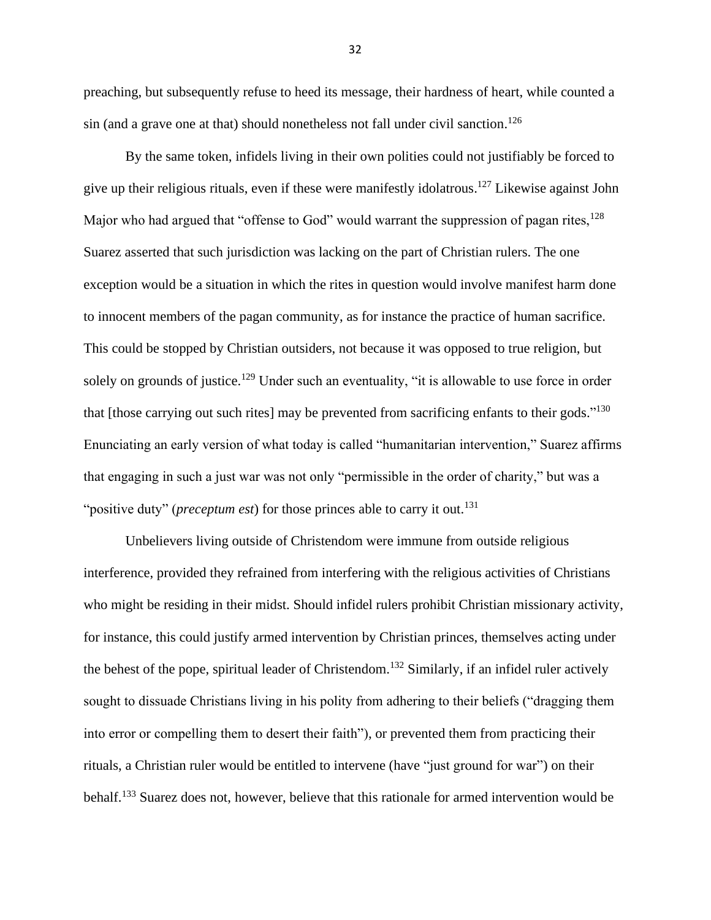preaching, but subsequently refuse to heed its message, their hardness of heart, while counted a sin (and a grave one at that) should nonetheless not fall under civil sanction.[126]

By the same token, infidels living in their own polities could not justifiably be forced to give up their religious rituals, even if these were manifestly idolatrous.[127] Likewise against John Major who had argued that "offense to God" would warrant the suppression of pagan rites,[128] Suarez asserted that such jurisdiction was lacking on the part of Christian rulers. The one exception would be a situation in which the rites in question would involve manifest harm done to innocent members of the pagan community, as for instance the practice of human sacrifice. This could be stopped by Christian outsiders, not because it was opposed to true religion, but solely on grounds of justice.[129] Under such an eventuality, "it is allowable to use force in order that [those carrying out such rites] may be prevented from sacrificing enfants to their gods."[130] Enunciating an early version of what today is called "humanitarian intervention," Suarez affirms that engaging in such a just war was not only "permissible in the order of charity," but was a "positive duty" (*preceptum est*) for those princes able to carry it out.[131]

Unbelievers living outside of Christendom were immune from outside religious interference, provided they refrained from interfering with the religious activities of Christians who might be residing in their midst. Should infidel rulers prohibit Christian missionary activity, for instance, this could justify armed intervention by Christian princes, themselves acting under the behest of the pope, spiritual leader of Christendom.[132] Similarly, if an infidel ruler actively sought to dissuade Christians living in his polity from adhering to their beliefs ("dragging them into error or compelling them to desert their faith"), or prevented them from practicing their rituals, a Christian ruler would be entitled to intervene (have "just ground for war") on their behalf.[133] Suarez does not, however, believe that this rationale for armed intervention would be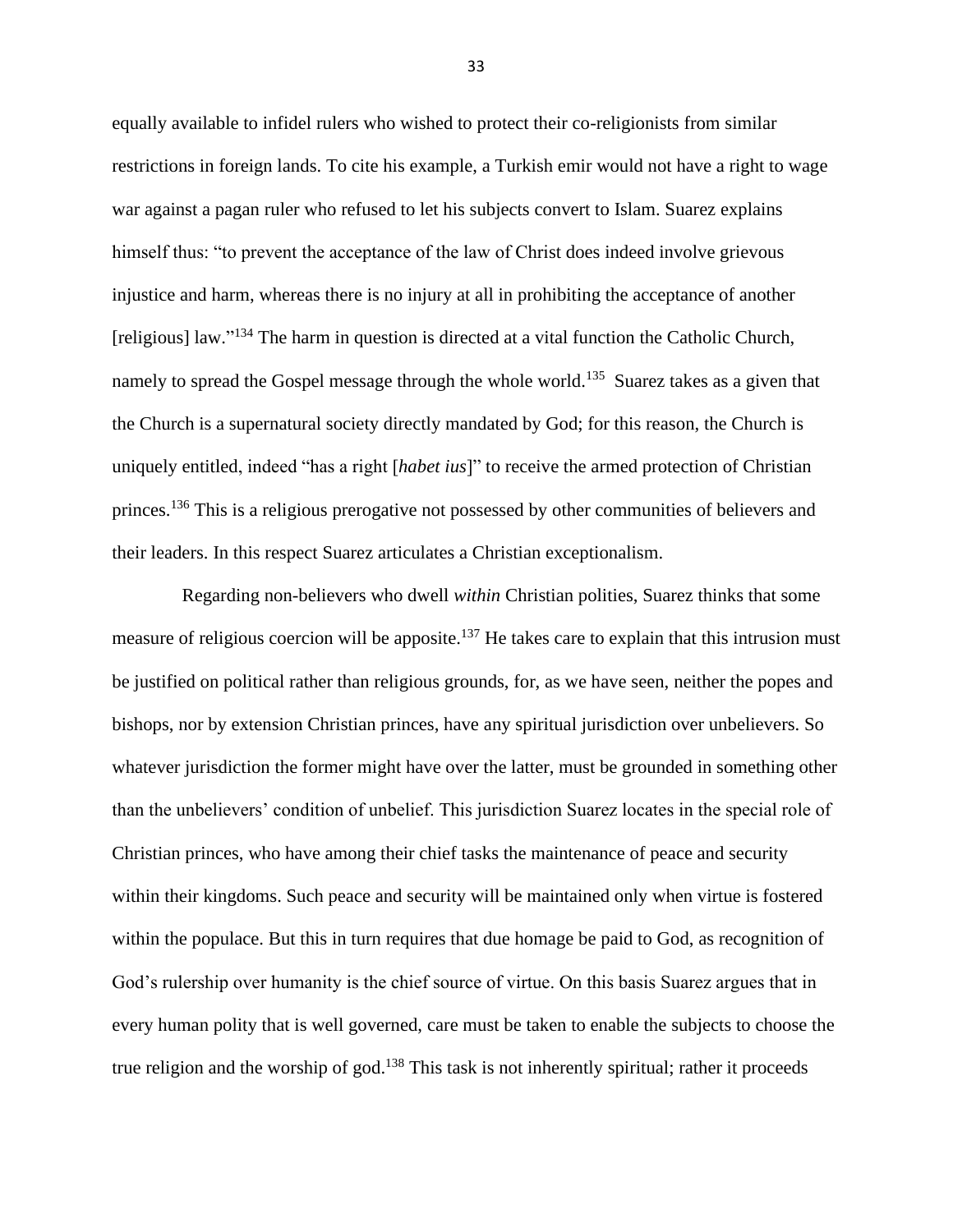equally available to infidel rulers who wished to protect their co-religionists from similar restrictions in foreign lands. To cite his example, a Turkish emir would not have a right to wage war against a pagan ruler who refused to let his subjects convert to Islam. Suarez explains himself thus: "to prevent the acceptance of the law of Christ does indeed involve grievous injustice and harm, whereas there is no injury at all in prohibiting the acceptance of another [religious] law."[134] The harm in question is directed at a vital function the Catholic Church, namely to spread the Gospel message through the whole world.[135] Suarez takes as a given that the Church is a supernatural society directly mandated by God; for this reason, the Church is uniquely entitled, indeed "has a right [*habet ius*]" to receive the armed protection of Christian princes.[136] This is a religious prerogative not possessed by other communities of believers and their leaders. In this respect Suarez articulates a Christian exceptionalism.

Regarding non-believers who dwell *within* Christian polities, Suarez thinks that some measure of religious coercion will be apposite.[137] He takes care to explain that this intrusion must be justified on political rather than religious grounds, for, as we have seen, neither the popes and bishops, nor by extension Christian princes, have any spiritual jurisdiction over unbelievers. So whatever jurisdiction the former might have over the latter, must be grounded in something other than the unbelievers' condition of unbelief. This jurisdiction Suarez locates in the special role of Christian princes, who have among their chief tasks the maintenance of peace and security within their kingdoms. Such peace and security will be maintained only when virtue is fostered within the populace. But this in turn requires that due homage be paid to God, as recognition of God's rulership over humanity is the chief source of virtue. On this basis Suarez argues that in every human polity that is well governed, care must be taken to enable the subjects to choose the true religion and the worship of god.[138] This task is not inherently spiritual; rather it proceeds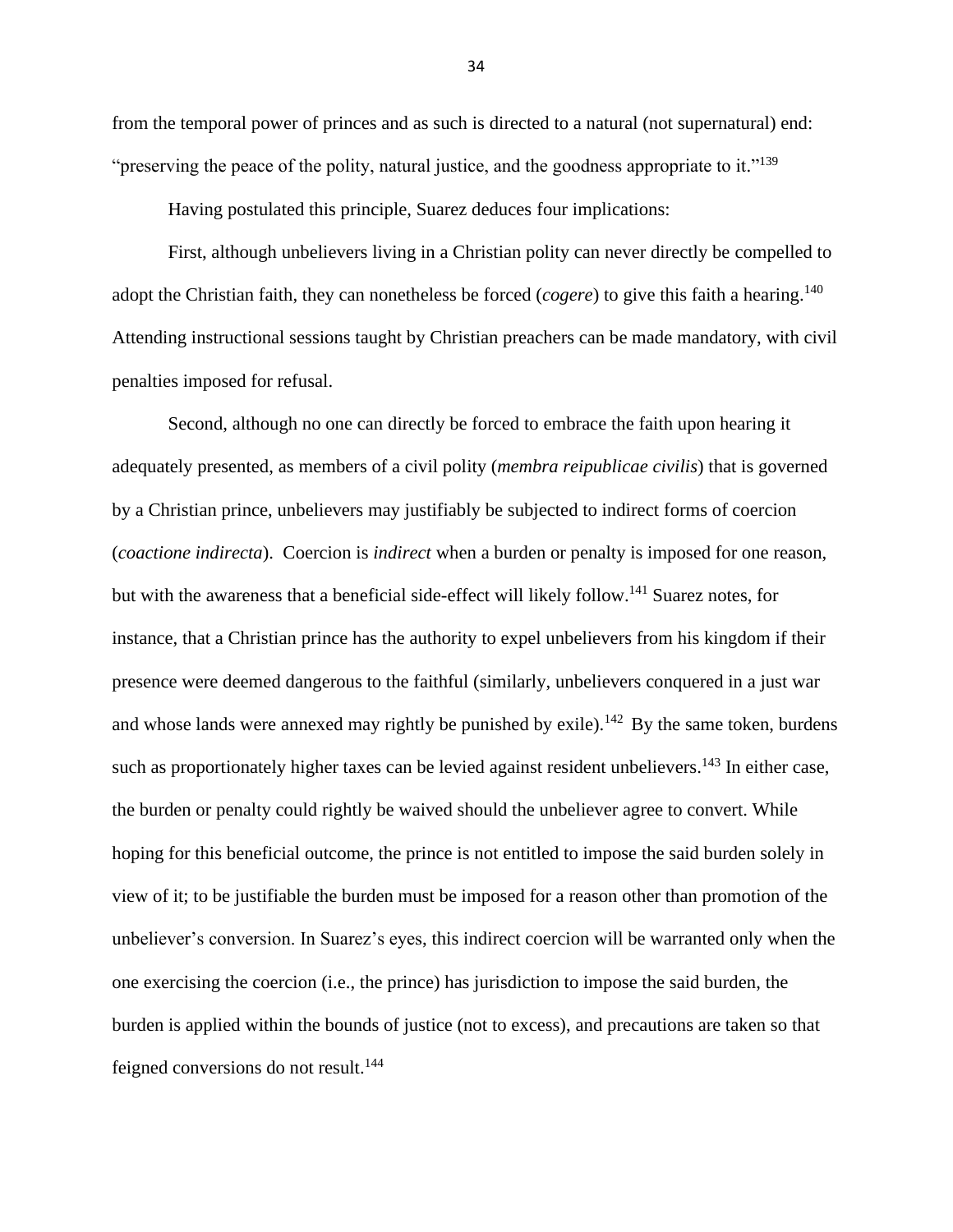from the temporal power of princes and as such is directed to a natural (not supernatural) end: "preserving the peace of the polity, natural justice, and the goodness appropriate to it."[139]

Having postulated this principle, Suarez deduces four implications:

First, although unbelievers living in a Christian polity can never directly be compelled to adopt the Christian faith, they can nonetheless be forced (*cogere*) to give this faith a hearing.[140] Attending instructional sessions taught by Christian preachers can be made mandatory, with civil penalties imposed for refusal.

Second, although no one can directly be forced to embrace the faith upon hearing it adequately presented, as members of a civil polity (*membra reipublicae civilis*) that is governed by a Christian prince, unbelievers may justifiably be subjected to indirect forms of coercion (*coactione indirecta*). Coercion is *indirect* when a burden or penalty is imposed for one reason, but with the awareness that a beneficial side-effect will likely follow.[141] Suarez notes, for instance, that a Christian prince has the authority to expel unbelievers from his kingdom if their presence were deemed dangerous to the faithful (similarly, unbelievers conquered in a just war and whose lands were annexed may rightly be punished by exile).[142] By the same token, burdens such as proportionately higher taxes can be levied against resident unbelievers.[143] In either case, the burden or penalty could rightly be waived should the unbeliever agree to convert. While hoping for this beneficial outcome, the prince is not entitled to impose the said burden solely in view of it; to be justifiable the burden must be imposed for a reason other than promotion of the unbeliever's conversion. In Suarez's eyes, this indirect coercion will be warranted only when the one exercising the coercion (i.e., the prince) has jurisdiction to impose the said burden, the burden is applied within the bounds of justice (not to excess), and precautions are taken so that feigned conversions do not result.[144]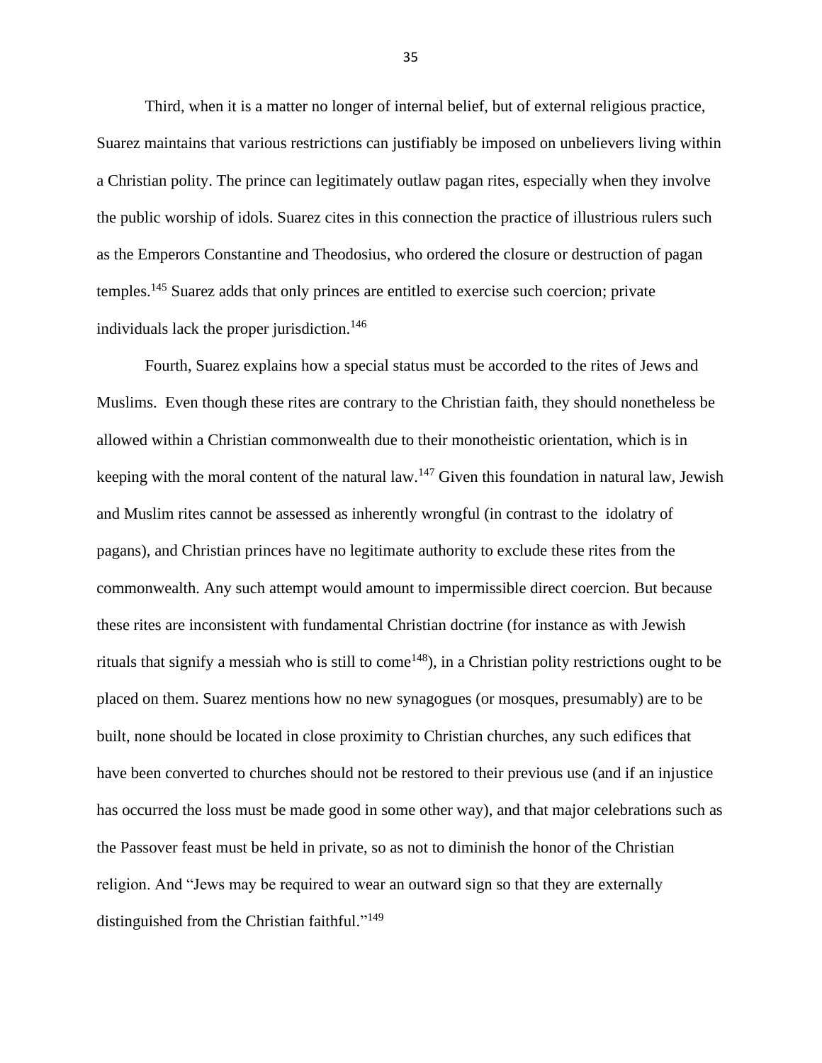Third, when it is a matter no longer of internal belief, but of external religious practice, Suarez maintains that various restrictions can justifiably be imposed on unbelievers living within a Christian polity. The prince can legitimately outlaw pagan rites, especially when they involve the public worship of idols. Suarez cites in this connection the practice of illustrious rulers such as the Emperors Constantine and Theodosius, who ordered the closure or destruction of pagan temples.[145] Suarez adds that only princes are entitled to exercise such coercion; private individuals lack the proper jurisdiction.[146]

Fourth, Suarez explains how a special status must be accorded to the rites of Jews and Muslims. Even though these rites are contrary to the Christian faith, they should nonetheless be allowed within a Christian commonwealth due to their monotheistic orientation, which is in keeping with the moral content of the natural law.[147] Given this foundation in natural law, Jewish and Muslim rites cannot be assessed as inherently wrongful (in contrast to the idolatry of pagans), and Christian princes have no legitimate authority to exclude these rites from the commonwealth. Any such attempt would amount to impermissible direct coercion. But because these rites are inconsistent with fundamental Christian doctrine (for instance as with Jewish rituals that signify a messiah who is still to come[148]), in a Christian polity restrictions ought to be placed on them. Suarez mentions how no new synagogues (or mosques, presumably) are to be built, none should be located in close proximity to Christian churches, any such edifices that have been converted to churches should not be restored to their previous use (and if an injustice has occurred the loss must be made good in some other way), and that major celebrations such as the Passover feast must be held in private, so as not to diminish the honor of the Christian religion. And "Jews may be required to wear an outward sign so that they are externally distinguished from the Christian faithful."[149]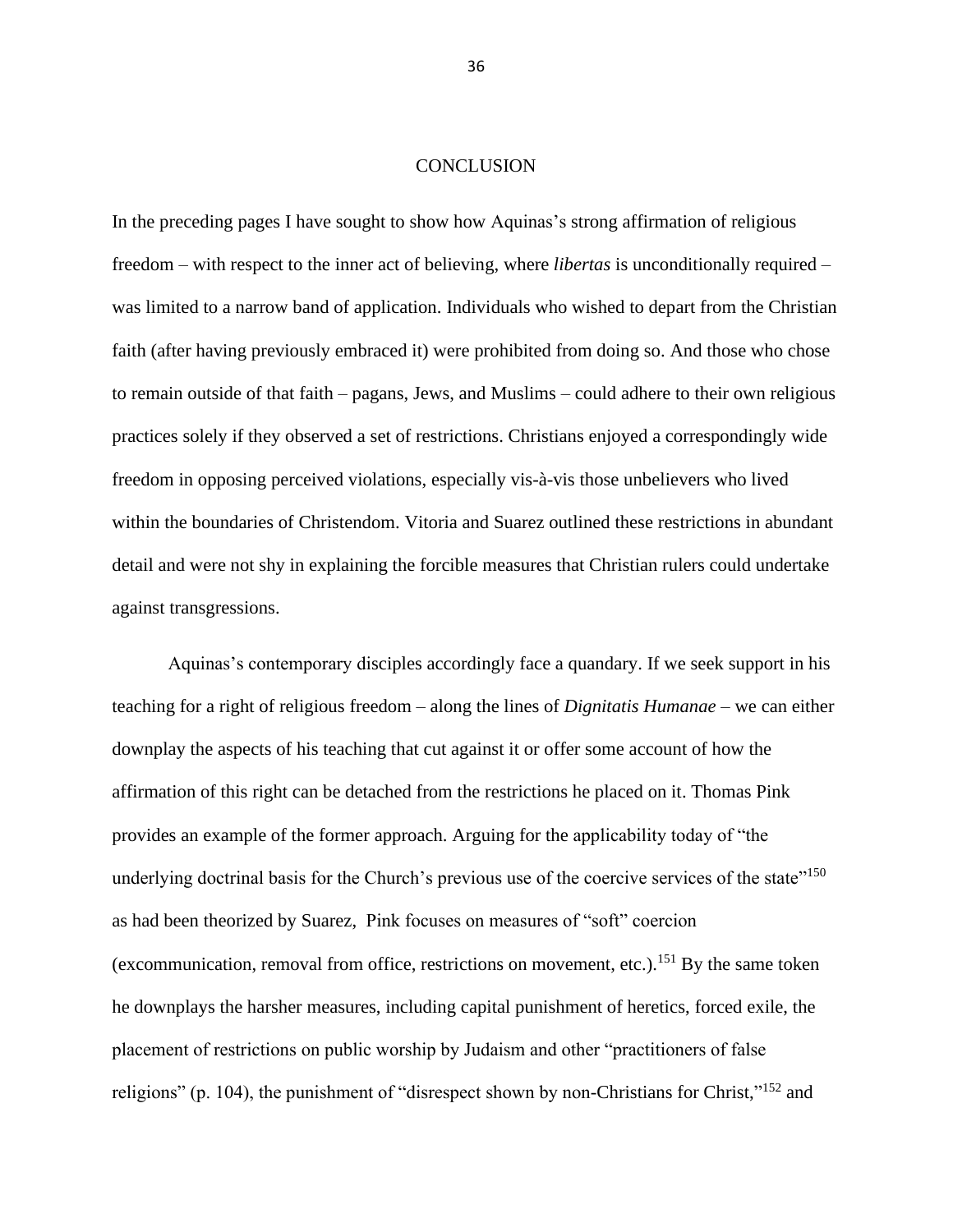# CONCLUSION

In the preceding pages I have sought to show how Aquinas's strong affirmation of religious freedom – with respect to the inner act of believing, where *libertas* is unconditionally required – was limited to a narrow band of application. Individuals who wished to depart from the Christian faith (after having previously embraced it) were prohibited from doing so. And those who chose to remain outside of that faith – pagans, Jews, and Muslims – could adhere to their own religious practices solely if they observed a set of restrictions. Christians enjoyed a correspondingly wide freedom in opposing perceived violations, especially vis-à-vis those unbelievers who lived within the boundaries of Christendom. Vitoria and Suarez outlined these restrictions in abundant detail and were not shy in explaining the forcible measures that Christian rulers could undertake against transgressions.

Aquinas's contemporary disciples accordingly face a quandary. If we seek support in his teaching for a right of religious freedom – along the lines of *Dignitatis Humanae* – we can either downplay the aspects of his teaching that cut against it or offer some account of how the affirmation of this right can be detached from the restrictions he placed on it. Thomas Pink provides an example of the former approach. Arguing for the applicability today of "the underlying doctrinal basis for the Church's previous use of the coercive services of the state"[150] as had been theorized by Suarez, Pink focuses on measures of "soft" coercion (excommunication, removal from office, restrictions on movement, etc.).[151] By the same token he downplays the harsher measures, including capital punishment of heretics, forced exile, the placement of restrictions on public worship by Judaism and other "practitioners of false religions" (p. 104), the punishment of "disrespect shown by non-Christians for Christ,"[152] and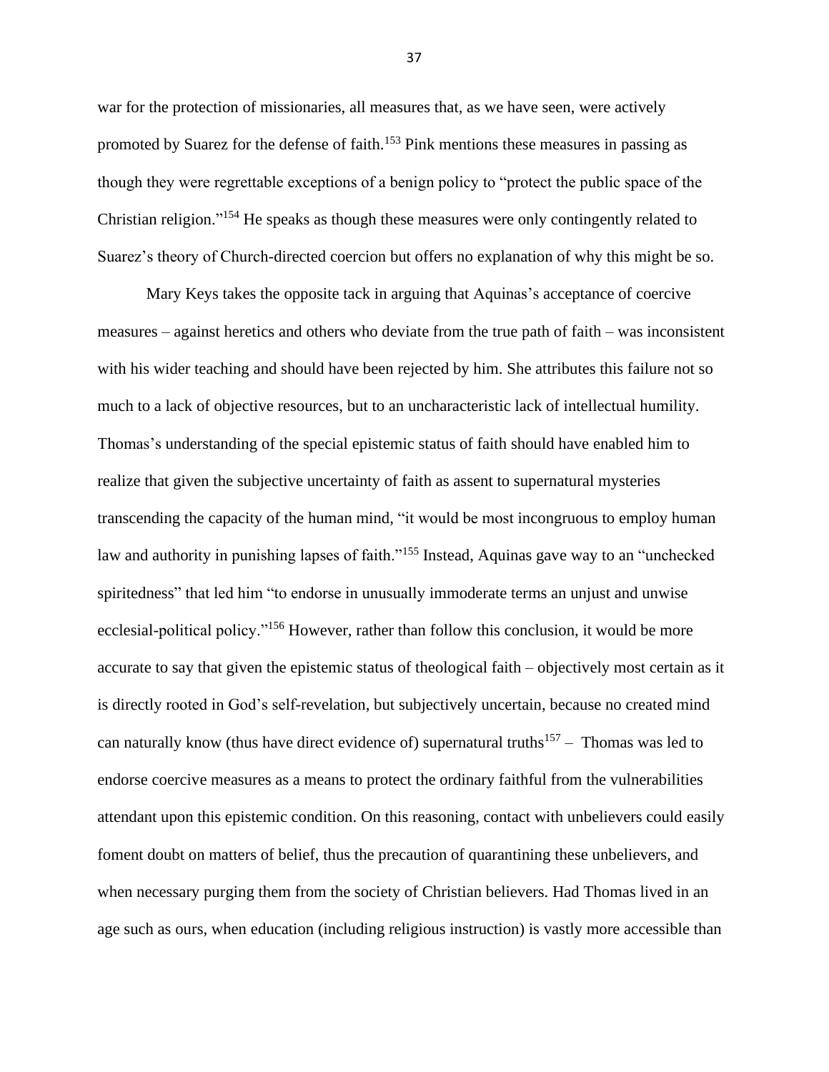war for the protection of missionaries, all measures that, as we have seen, were actively promoted by Suarez for the defense of faith.[153] Pink mentions these measures in passing as though they were regrettable exceptions of a benign policy to "protect the public space of the Christian religion."[154] He speaks as though these measures were only contingently related to Suarez's theory of Church-directed coercion but offers no explanation of why this might be so.

Mary Keys takes the opposite tack in arguing that Aquinas's acceptance of coercive measures – against heretics and others who deviate from the true path of faith – was inconsistent with his wider teaching and should have been rejected by him. She attributes this failure not so much to a lack of objective resources, but to an uncharacteristic lack of intellectual humility. Thomas's understanding of the special epistemic status of faith should have enabled him to realize that given the subjective uncertainty of faith as assent to supernatural mysteries transcending the capacity of the human mind, "it would be most incongruous to employ human law and authority in punishing lapses of faith."[155] Instead, Aquinas gave way to an "unchecked spiritedness" that led him "to endorse in unusually immoderate terms an unjust and unwise ecclesial-political policy."[156] However, rather than follow this conclusion, it would be more accurate to say that given the epistemic status of theological faith – objectively most certain as it is directly rooted in God's self-revelation, but subjectively uncertain, because no created mind can naturally know (thus have direct evidence of) supernatural truths[157] – Thomas was led to endorse coercive measures as a means to protect the ordinary faithful from the vulnerabilities attendant upon this epistemic condition. On this reasoning, contact with unbelievers could easily foment doubt on matters of belief, thus the precaution of quarantining these unbelievers, and when necessary purging them from the society of Christian believers. Had Thomas lived in an age such as ours, when education (including religious instruction) is vastly more accessible than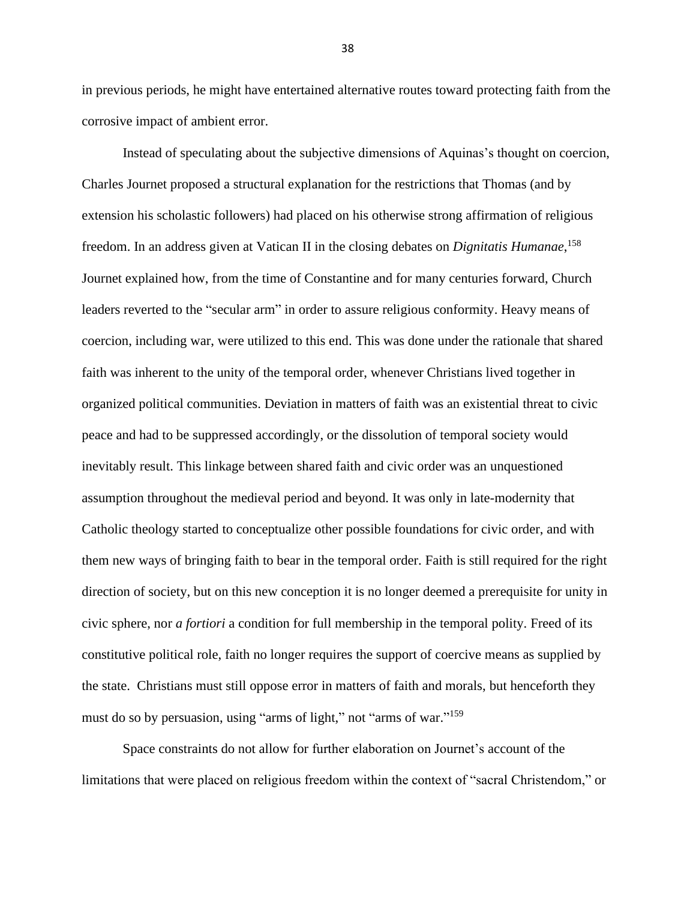in previous periods, he might have entertained alternative routes toward protecting faith from the corrosive impact of ambient error.

Instead of speculating about the subjective dimensions of Aquinas's thought on coercion, Charles Journet proposed a structural explanation for the restrictions that Thomas (and by extension his scholastic followers) had placed on his otherwise strong affirmation of religious freedom. In an address given at Vatican II in the closing debates on *Dignitatis Humanae*,[158] Journet explained how, from the time of Constantine and for many centuries forward, Church leaders reverted to the "secular arm" in order to assure religious conformity. Heavy means of coercion, including war, were utilized to this end. This was done under the rationale that shared faith was inherent to the unity of the temporal order, whenever Christians lived together in organized political communities. Deviation in matters of faith was an existential threat to civic peace and had to be suppressed accordingly, or the dissolution of temporal society would inevitably result. This linkage between shared faith and civic order was an unquestioned assumption throughout the medieval period and beyond. It was only in late-modernity that Catholic theology started to conceptualize other possible foundations for civic order, and with them new ways of bringing faith to bear in the temporal order. Faith is still required for the right direction of society, but on this new conception it is no longer deemed a prerequisite for unity in civic sphere, nor *a fortiori* a condition for full membership in the temporal polity. Freed of its constitutive political role, faith no longer requires the support of coercive means as supplied by the state. Christians must still oppose error in matters of faith and morals, but henceforth they must do so by persuasion, using "arms of light," not "arms of war."[159]

Space constraints do not allow for further elaboration on Journet's account of the limitations that were placed on religious freedom within the context of "sacral Christendom," or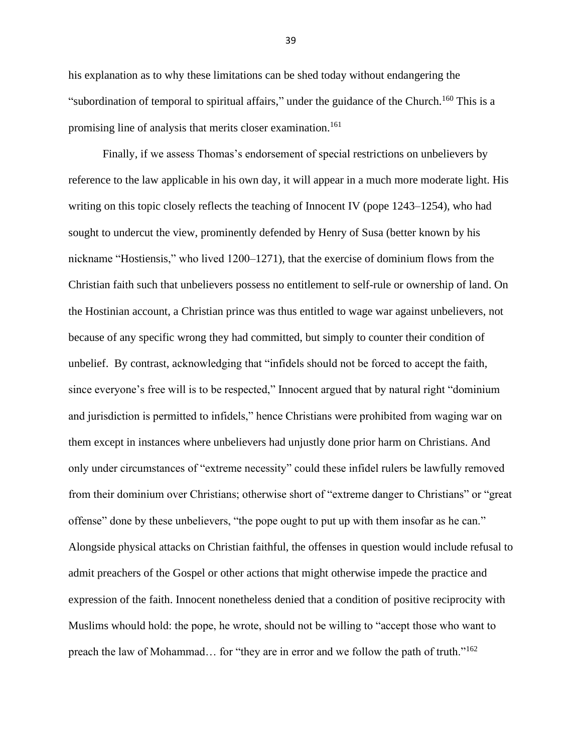his explanation as to why these limitations can be shed today without endangering the "subordination of temporal to spiritual affairs," under the guidance of the Church.[160] This is a promising line of analysis that merits closer examination.[161]

Finally, if we assess Thomas's endorsement of special restrictions on unbelievers by reference to the law applicable in his own day, it will appear in a much more moderate light. His writing on this topic closely reflects the teaching of Innocent IV (pope 1243–1254), who had sought to undercut the view, prominently defended by Henry of Susa (better known by his nickname "Hostiensis," who lived 1200–1271), that the exercise of dominium flows from the Christian faith such that unbelievers possess no entitlement to self-rule or ownership of land. On the Hostinian account, a Christian prince was thus entitled to wage war against unbelievers, not because of any specific wrong they had committed, but simply to counter their condition of unbelief. By contrast, acknowledging that "infidels should not be forced to accept the faith, since everyone's free will is to be respected," Innocent argued that by natural right "dominium and jurisdiction is permitted to infidels," hence Christians were prohibited from waging war on them except in instances where unbelievers had unjustly done prior harm on Christians. And only under circumstances of "extreme necessity" could these infidel rulers be lawfully removed from their dominium over Christians; otherwise short of "extreme danger to Christians" or "great offense" done by these unbelievers, "the pope ought to put up with them insofar as he can." Alongside physical attacks on Christian faithful, the offenses in question would include refusal to admit preachers of the Gospel or other actions that might otherwise impede the practice and expression of the faith. Innocent nonetheless denied that a condition of positive reciprocity with Muslims whould hold: the pope, he wrote, should not be willing to "accept those who want to preach the law of Mohammad… for "they are in error and we follow the path of truth."[162]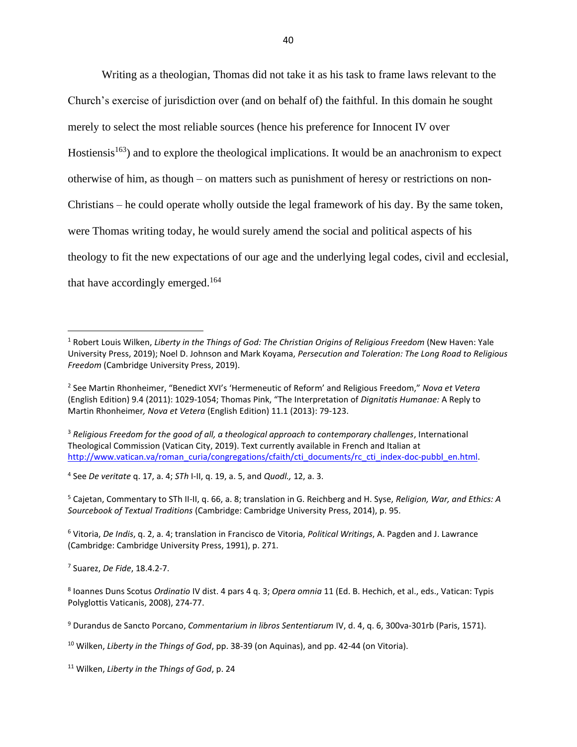Writing as a theologian, Thomas did not take it as his task to frame laws relevant to the Church's exercise of jurisdiction over (and on behalf of) the faithful. In this domain he sought merely to select the most reliable sources (hence his preference for Innocent IV over Hostiensis[163]) and to explore the theological implications. It would be an anachronism to expect otherwise of him, as though – on matters such as punishment of heresy or restrictions on non-Christians – he could operate wholly outside the legal framework of his day. By the same token, were Thomas writing today, he would surely amend the social and political aspects of his theology to fit the new expectations of our age and the underlying legal codes, civil and ecclesial, that have accordingly emerged.[164]

---

[1] Robert Louis Wilken, *Liberty in the Things of God: The Christian Origins of Religious Freedom* (New Haven: Yale University Press, 2019); Noel D. Johnson and Mark Koyama, *Persecution and Toleration: The Long Road to Religious Freedom* (Cambridge University Press, 2019).

[2] See Martin Rhonheimer, "Benedict XVI's 'Hermeneutic of Reform' and Religious Freedom," *Nova et Vetera* (English Edition) 9.4 (2011): 1029-1054; Thomas Pink, "The Interpretation of *Dignitatis Humanae:* A Reply to Martin Rhonheimer*, Nova et Vetera* (English Edition) 11.1 (2013): 79-123.

[3] *Religious Freedom for the good of all, a theological approach to contemporary challenges*, International Theological Commission (Vatican City, 2019). Text currently available in French and Italian at http://www.vatican.va/roman_curia/congregations/cfaith/cti_documents/rc_cti_index-doc-pubbl_en.html.

[4] See *De veritate* q. 17, a. 4; *STh* I-II, q. 19, a. 5, and *Quodl.,* 12, a. 3.

[5] Cajetan, Commentary to STh II-II, q. 66, a. 8; translation in G. Reichberg and H. Syse, *Religion, War, and Ethics: A Sourcebook of Textual Traditions* (Cambridge: Cambridge University Press, 2014), p. 95.

[6] Vitoria, *De Indis*, q. 2, a. 4; translation in Francisco de Vitoria, *Political Writings*, A. Pagden and J. Lawrance (Cambridge: Cambridge University Press, 1991), p. 271.

[7] Suarez, *De Fide*, 18.4.2-7.

[8] Ioannes Duns Scotus *Ordinatio* IV dist. 4 pars 4 q. 3; *Opera omnia* 11 (Ed. B. Hechich, et al., eds., Vatican: Typis Polyglottis Vaticanis, 2008), 274-77.

[9] Durandus de Sancto Porcano, *Commentarium in libros Sententiarum* IV, d. 4, q. 6, 300va-301rb (Paris, 1571).

[10] Wilken, *Liberty in the Things of God*, pp. 38-39 (on Aquinas), and pp. 42-44 (on Vitoria).

[11] Wilken, *Liberty in the Things of God*, p. 24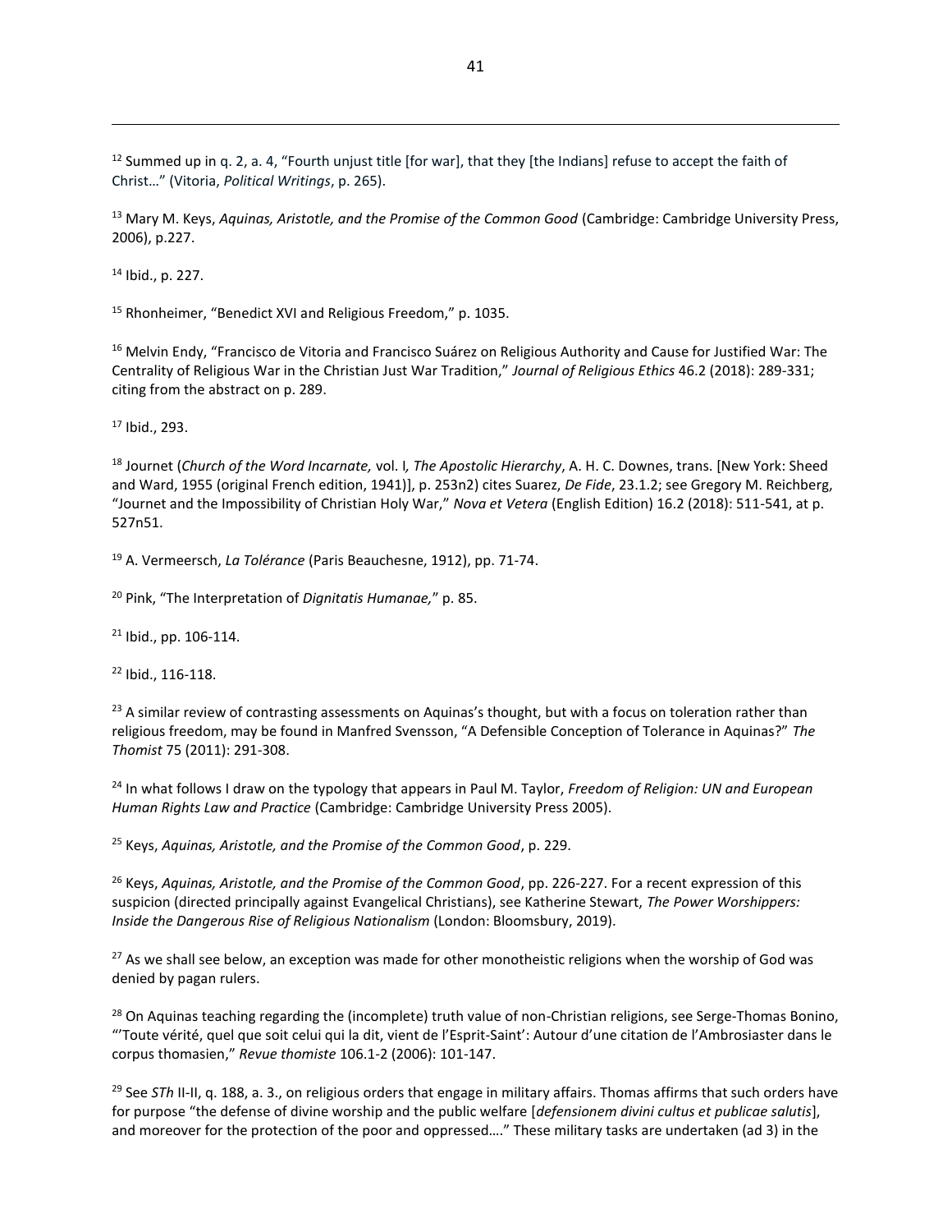[12] Summed up in q. 2, a. 4, "Fourth unjust title [for war], that they [the Indians] refuse to accept the faith of Christ…" (Vitoria, *Political Writings*, p. 265).

[13] Mary M. Keys, *Aquinas, Aristotle, and the Promise of the Common Good* (Cambridge: Cambridge University Press, 2006), p.227.

[14] Ibid., p. 227.

[15] Rhonheimer, "Benedict XVI and Religious Freedom," p. 1035.

[16] Melvin Endy, "Francisco de Vitoria and Francisco Suárez on Religious Authority and Cause for Justified War: The Centrality of Religious War in the Christian Just War Tradition," *Journal of Religious Ethics* 46.2 (2018): 289-331; citing from the abstract on p. 289.

[17] Ibid., 293.

[18] Journet (*Church of the Word Incarnate,* vol. I*, The Apostolic Hierarchy*, A. H. C. Downes, trans. [New York: Sheed and Ward, 1955 (original French edition, 1941)], p. 253n2) cites Suarez, *De Fide*, 23.1.2; see Gregory M. Reichberg, "Journet and the Impossibility of Christian Holy War," *Nova et Vetera* (English Edition) 16.2 (2018): 511-541, at p. 527n51.

[19] A. Vermeersch, *La Tolérance* (Paris Beauchesne, 1912), pp. 71-74.

[20] Pink, "The Interpretation of *Dignitatis Humanae,*" p. 85.

[21] Ibid., pp. 106-114.

[22] Ibid., 116-118.

[23] A similar review of contrasting assessments on Aquinas's thought, but with a focus on toleration rather than religious freedom, may be found in Manfred Svensson, "A Defensible Conception of Tolerance in Aquinas?" *The Thomist* 75 (2011): 291-308.

[24] In what follows I draw on the typology that appears in Paul M. Taylor, *Freedom of Religion: UN and European Human Rights Law and Practice* (Cambridge: Cambridge University Press 2005).

[25] Keys, *Aquinas, Aristotle, and the Promise of the Common Good*, p. 229.

[26] Keys, *Aquinas, Aristotle, and the Promise of the Common Good*, pp. 226-227. For a recent expression of this suspicion (directed principally against Evangelical Christians), see Katherine Stewart, *The Power Worshippers: Inside the Dangerous Rise of Religious Nationalism* (London: Bloomsbury, 2019).

[27] As we shall see below, an exception was made for other monotheistic religions when the worship of God was denied by pagan rulers.

[28] On Aquinas teaching regarding the (incomplete) truth value of non-Christian religions, see Serge-Thomas Bonino, "'Toute vérité, quel que soit celui qui la dit, vient de l'Esprit-Saint': Autour d'une citation de l'Ambrosiaster dans le corpus thomasien," *Revue thomiste* 106.1-2 (2006): 101-147.

[29] See *STh* II-II, q. 188, a. 3., on religious orders that engage in military affairs. Thomas affirms that such orders have for purpose "the defense of divine worship and the public welfare [*defensionem divini cultus et publicae salutis*], and moreover for the protection of the poor and oppressed…." These military tasks are undertaken (ad 3) in the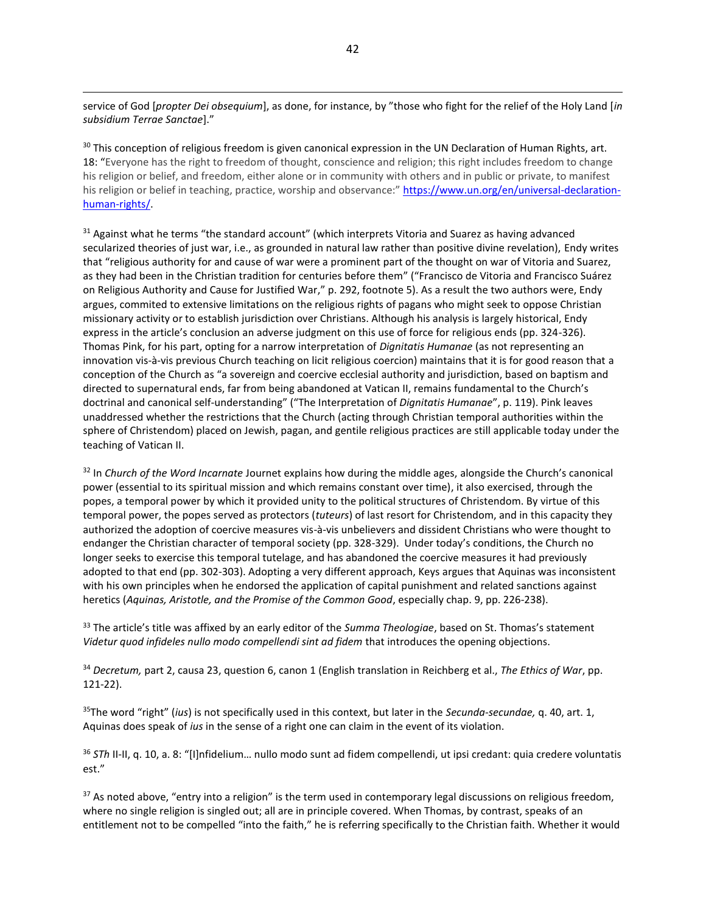service of God [*propter Dei obsequium*], as done, for instance, by "those who fight for the relief of the Holy Land [*in subsidium Terrae Sanctae*]."

[30] This conception of religious freedom is given canonical expression in the UN Declaration of Human Rights, art. 18: "Everyone has the right to freedom of thought, conscience and religion; this right includes freedom to change his religion or belief, and freedom, either alone or in community with others and in public or private, to manifest his religion or belief in teaching, practice, worship and observance:" https://www.un.org/en/universal-declaration-human-rights/.

[31] Against what he terms "the standard account" (which interprets Vitoria and Suarez as having advanced secularized theories of just war, i.e., as grounded in natural law rather than positive divine revelation), Endy writes that "religious authority for and cause of war were a prominent part of the thought on war of Vitoria and Suarez, as they had been in the Christian tradition for centuries before them" ("Francisco de Vitoria and Francisco Suárez on Religious Authority and Cause for Justified War," p. 292, footnote 5). As a result the two authors were, Endy argues, commited to extensive limitations on the religious rights of pagans who might seek to oppose Christian missionary activity or to establish jurisdiction over Christians. Although his analysis is largely historical, Endy express in the article's conclusion an adverse judgment on this use of force for religious ends (pp. 324-326). Thomas Pink, for his part, opting for a narrower interpretation of *Dignitatis Humanae* (as not representing an innovation vis-à-vis previous Church teaching on licit religious coercion) maintains that it is for good reason that a conception of the Church as "a sovereign and coercive ecclesial authority and jurisdiction, based on baptism and directed to supernatural ends, far from being abandoned at Vatican II, remains fundamental to the Church's doctrinal and canonical self-understanding" ("The Interpretation of *Dignitatis Humanae*", p. 119). Pink leaves unaddressed whether the restrictions that the Church (acting through Christian temporal authorities within the sphere of Christendom) placed on Jewish, pagan, and gentile religious practices are still applicable today under the teaching of Vatican II.

[32] In *Church of the Word Incarnate* Journet explains how during the middle ages, alongside the Church's canonical power (essential to its spiritual mission and which remains constant over time), it also exercised, through the popes, a temporal power by which it provided unity to the political structures of Christendom. By virtue of this temporal power, the popes served as protectors (*tuteurs*) of last resort for Christendom, and in this capacity they authorized the adoption of coercive measures vis-à-vis unbelievers and dissident Christians who were thought to endanger the Christian character of temporal society (pp. 328-329). Under today's conditions, the Church no longer seeks to exercise this temporal tutelage, and has abandoned the coercive measures it had previously adopted to that end (pp. 302-303). Adopting a very different approach, Keys argues that Aquinas was inconsistent with his own principles when he endorsed the application of capital punishment and related sanctions against heretics (*Aquinas, Aristotle, and the Promise of the Common Good*, especially chap. 9, pp. 226-238).

[33] The article's title was affixed by an early editor of the *Summa Theologiae*, based on St. Thomas's statement *Videtur quod infideles nullo modo compellendi sint ad fidem* that introduces the opening objections.

[34] *Decretum,* part 2, causa 23, question 6, canon 1 (English translation in Reichberg et al., *The Ethics of War*, pp. 121-22).

[35] The word "right" (*ius*) is not specifically used in this context, but later in the *Secunda-secundae,* q. 40, art. 1, Aquinas does speak of *ius* in the sense of a right one can claim in the event of its violation.

[36] *STh* II-II, q. 10, a. 8: "[I]nfidelium… nullo modo sunt ad fidem compellendi, ut ipsi credant: quia credere voluntatis est."

[37] As noted above, "entry into a religion" is the term used in contemporary legal discussions on religious freedom, where no single religion is singled out; all are in principle covered. When Thomas, by contrast, speaks of an entitlement not to be compelled "into the faith," he is referring specifically to the Christian faith. Whether it would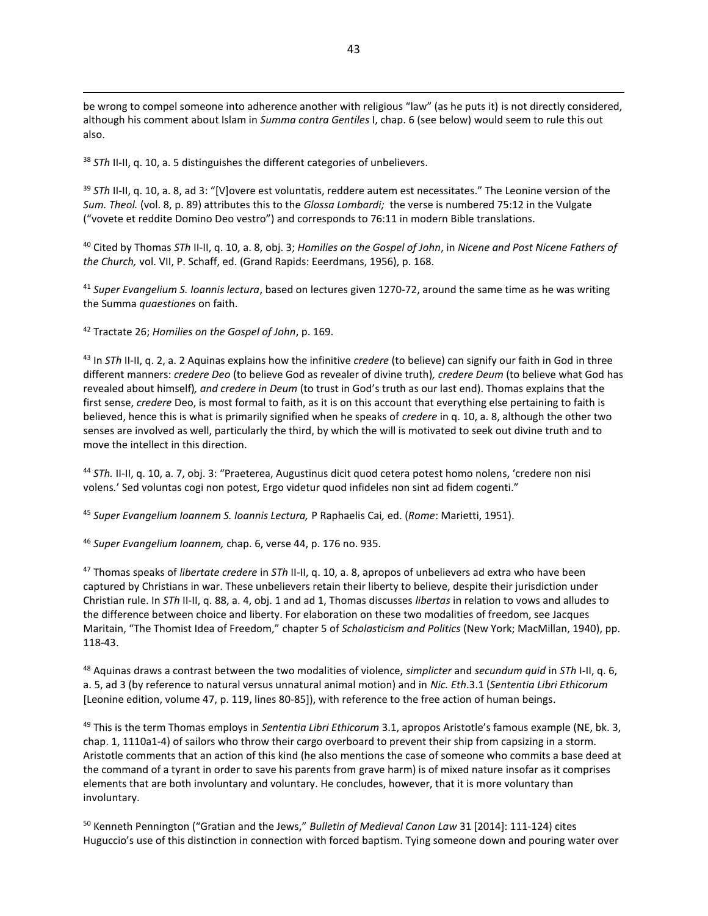be wrong to compel someone into adherence another with religious "law" (as he puts it) is not directly considered, although his comment about Islam in *Summa contra Gentiles* I, chap. 6 (see below) would seem to rule this out also.

[38] *STh* II-II, q. 10, a. 5 distinguishes the different categories of unbelievers.

[39] *STh* II-II, q. 10, a. 8, ad 3: "[V]overe est voluntatis, reddere autem est necessitates." The Leonine version of the *Sum. Theol.* (vol. 8, p. 89) attributes this to the *Glossa Lombardi;* the verse is numbered 75:12 in the Vulgate ("vovete et reddite Domino Deo vestro") and corresponds to 76:11 in modern Bible translations.

[40] Cited by Thomas *STh* II-II, q. 10, a. 8, obj. 3; *Homilies on the Gospel of John*, in *Nicene and Post Nicene Fathers of the Church,* vol. VII, P. Schaff, ed. (Grand Rapids: Eeerdmans, 1956), p. 168.

[41] *Super Evangelium S. Ioannis lectura*, based on lectures given 1270-72, around the same time as he was writing the Summa *quaestiones* on faith.

[42] Tractate 26; *Homilies on the Gospel of John*, p. 169.

[43] In *STh* II-II, q. 2, a. 2 Aquinas explains how the infinitive *credere* (to believe) can signify our faith in God in three different manners: *credere Deo* (to believe God as revealer of divine truth)*, credere Deum* (to believe what God has revealed about himself)*, and credere in Deum* (to trust in God's truth as our last end). Thomas explains that the first sense, *credere* Deo, is most formal to faith, as it is on this account that everything else pertaining to faith is believed, hence this is what is primarily signified when he speaks of *credere* in q. 10, a. 8, although the other two senses are involved as well, particularly the third, by which the will is motivated to seek out divine truth and to move the intellect in this direction.

[44] *STh.* II-II, q. 10, a. 7, obj. 3: "Praeterea, Augustinus dicit quod cetera potest homo nolens, 'credere non nisi volens.' Sed voluntas cogi non potest, Ergo videtur quod infideles non sint ad fidem cogenti."

[45] *Super Evangelium Ioannem S. Ioannis Lectura,* P Raphaelis Cai*,* ed. (*Rome*: Marietti, 1951).

[46] *Super Evangelium Ioannem,* chap. 6, verse 44, p. 176 no. 935.

[47] Thomas speaks of *libertate credere* in *STh* II-II, q. 10, a. 8, apropos of unbelievers ad extra who have been captured by Christians in war. These unbelievers retain their liberty to believe, despite their jurisdiction under Christian rule. In *STh* II-II, q. 88, a. 4, obj. 1 and ad 1, Thomas discusses *libertas* in relation to vows and alludes to the difference between choice and liberty. For elaboration on these two modalities of freedom, see Jacques Maritain, "The Thomist Idea of Freedom," chapter 5 of *Scholasticism and Politics* (New York; MacMillan, 1940), pp. 118-43.

[48] Aquinas draws a contrast between the two modalities of violence, *simplicter* and *secundum quid* in *STh* I-II, q. 6, a. 5, ad 3 (by reference to natural versus unnatural animal motion) and in *Nic. Eth*.3.1 (*Sententia Libri Ethicorum* [Leonine edition, volume 47, p. 119, lines 80-85]), with reference to the free action of human beings.

[49] This is the term Thomas employs in *Sententia Libri Ethicorum* 3.1, apropos Aristotle's famous example (NE, bk. 3, chap. 1, 1110a1-4) of sailors who throw their cargo overboard to prevent their ship from capsizing in a storm. Aristotle comments that an action of this kind (he also mentions the case of someone who commits a base deed at the command of a tyrant in order to save his parents from grave harm) is of mixed nature insofar as it comprises elements that are both involuntary and voluntary. He concludes, however, that it is more voluntary than involuntary.

[50] Kenneth Pennington ("Gratian and the Jews," *Bulletin of Medieval Canon Law* 31 [2014]: 111-124) cites Huguccio's use of this distinction in connection with forced baptism. Tying someone down and pouring water over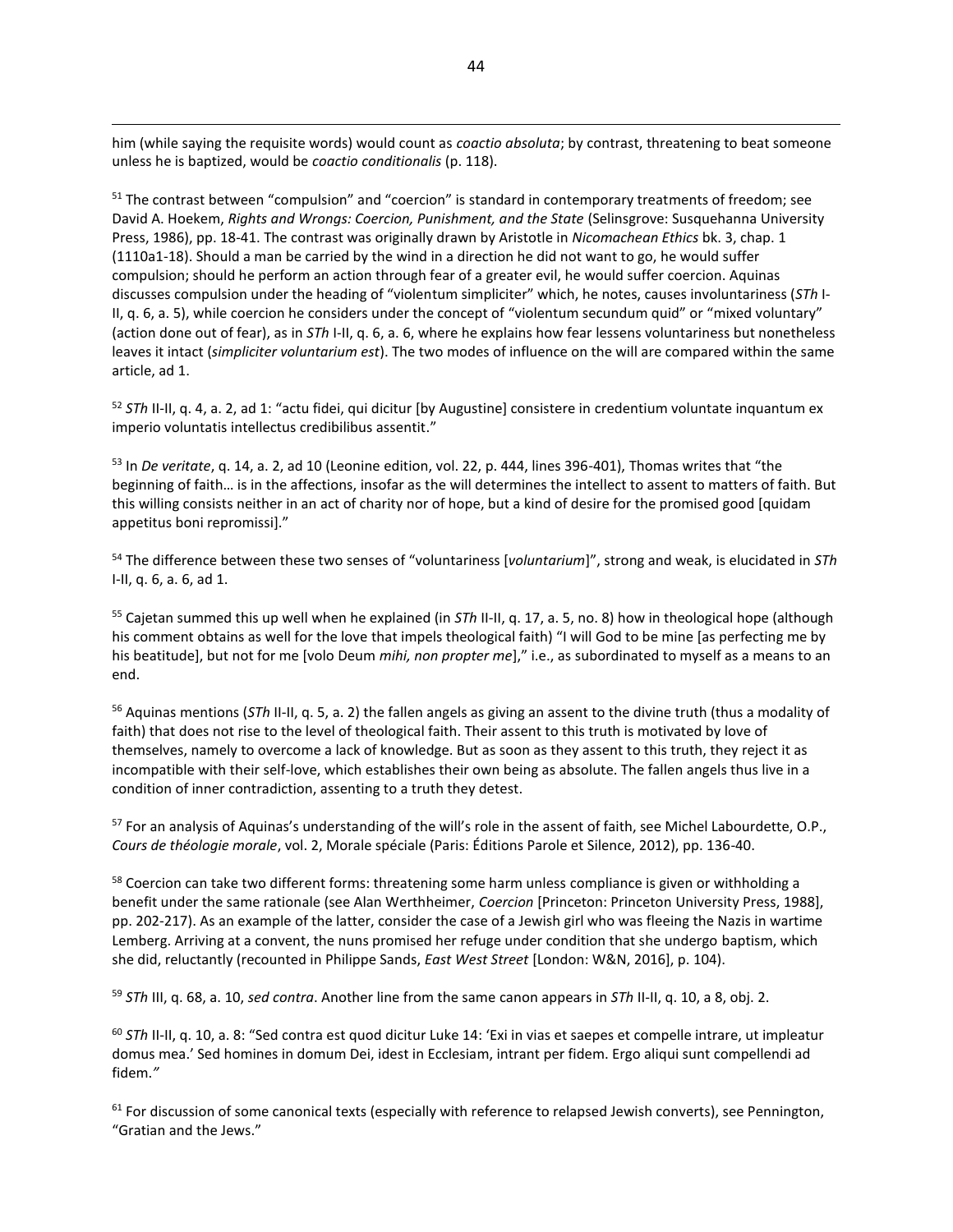him (while saying the requisite words) would count as *coactio absoluta*; by contrast, threatening to beat someone unless he is baptized, would be *coactio conditionalis* (p. 118).

[51] The contrast between "compulsion" and "coercion" is standard in contemporary treatments of freedom; see David A. Hoekem, *Rights and Wrongs: Coercion, Punishment, and the State* (Selinsgrove: Susquehanna University Press, 1986), pp. 18-41. The contrast was originally drawn by Aristotle in *Nicomachean Ethics* bk. 3, chap. 1 (1110a1-18). Should a man be carried by the wind in a direction he did not want to go, he would suffer compulsion; should he perform an action through fear of a greater evil, he would suffer coercion. Aquinas discusses compulsion under the heading of "violentum simpliciter" which, he notes, causes involuntariness (*STh* I-II, q. 6, a. 5), while coercion he considers under the concept of "violentum secundum quid" or "mixed voluntary" (action done out of fear), as in *STh* I-II, q. 6, a. 6, where he explains how fear lessens voluntariness but nonetheless leaves it intact (*simpliciter voluntarium est*). The two modes of influence on the will are compared within the same article, ad 1.

[52] *STh* II-II, q. 4, a. 2, ad 1: "actu fidei, qui dicitur [by Augustine] consistere in credentium voluntate inquantum ex imperio voluntatis intellectus credibilibus assentit."

[53] In *De veritate*, q. 14, a. 2, ad 10 (Leonine edition, vol. 22, p. 444, lines 396-401), Thomas writes that "the beginning of faith… is in the affections, insofar as the will determines the intellect to assent to matters of faith. But this willing consists neither in an act of charity nor of hope, but a kind of desire for the promised good [quidam appetitus boni repromissi]."

[54] The difference between these two senses of "voluntariness [*voluntarium*]", strong and weak, is elucidated in *STh* I-II, q. 6, a. 6, ad 1.

[55] Cajetan summed this up well when he explained (in *STh* II-II, q. 17, a. 5, no. 8) how in theological hope (although his comment obtains as well for the love that impels theological faith) "I will God to be mine [as perfecting me by his beatitude], but not for me [volo Deum *mihi, non propter me*]," i.e., as subordinated to myself as a means to an end.

[56] Aquinas mentions (*STh* II-II, q. 5, a. 2) the fallen angels as giving an assent to the divine truth (thus a modality of faith) that does not rise to the level of theological faith. Their assent to this truth is motivated by love of themselves, namely to overcome a lack of knowledge. But as soon as they assent to this truth, they reject it as incompatible with their self-love, which establishes their own being as absolute. The fallen angels thus live in a condition of inner contradiction, assenting to a truth they detest.

[57] For an analysis of Aquinas's understanding of the will's role in the assent of faith, see Michel Labourdette, O.P., *Cours de théologie morale*, vol. 2, Morale spéciale (Paris: Éditions Parole et Silence, 2012), pp. 136-40.

[58] Coercion can take two different forms: threatening some harm unless compliance is given or withholding a benefit under the same rationale (see Alan Werthheimer, *Coercion* [Princeton: Princeton University Press, 1988], pp. 202-217). As an example of the latter, consider the case of a Jewish girl who was fleeing the Nazis in wartime Lemberg. Arriving at a convent, the nuns promised her refuge under condition that she undergo baptism, which she did, reluctantly (recounted in Philippe Sands, *East West Street* [London: W&N, 2016], p. 104).

[59] *STh* III, q. 68, a. 10, *sed contra*. Another line from the same canon appears in *STh* II-II, q. 10, a 8, obj. 2.

[60] *STh* II-II, q. 10, a. 8: "Sed contra est quod dicitur Luke 14: 'Exi in vias et saepes et compelle intrare, ut impleatur domus mea.' Sed homines in domum Dei, idest in Ecclesiam, intrant per fidem. Ergo aliqui sunt compellendi ad fidem."

[61] For discussion of some canonical texts (especially with reference to relapsed Jewish converts), see Pennington, "Gratian and the Jews."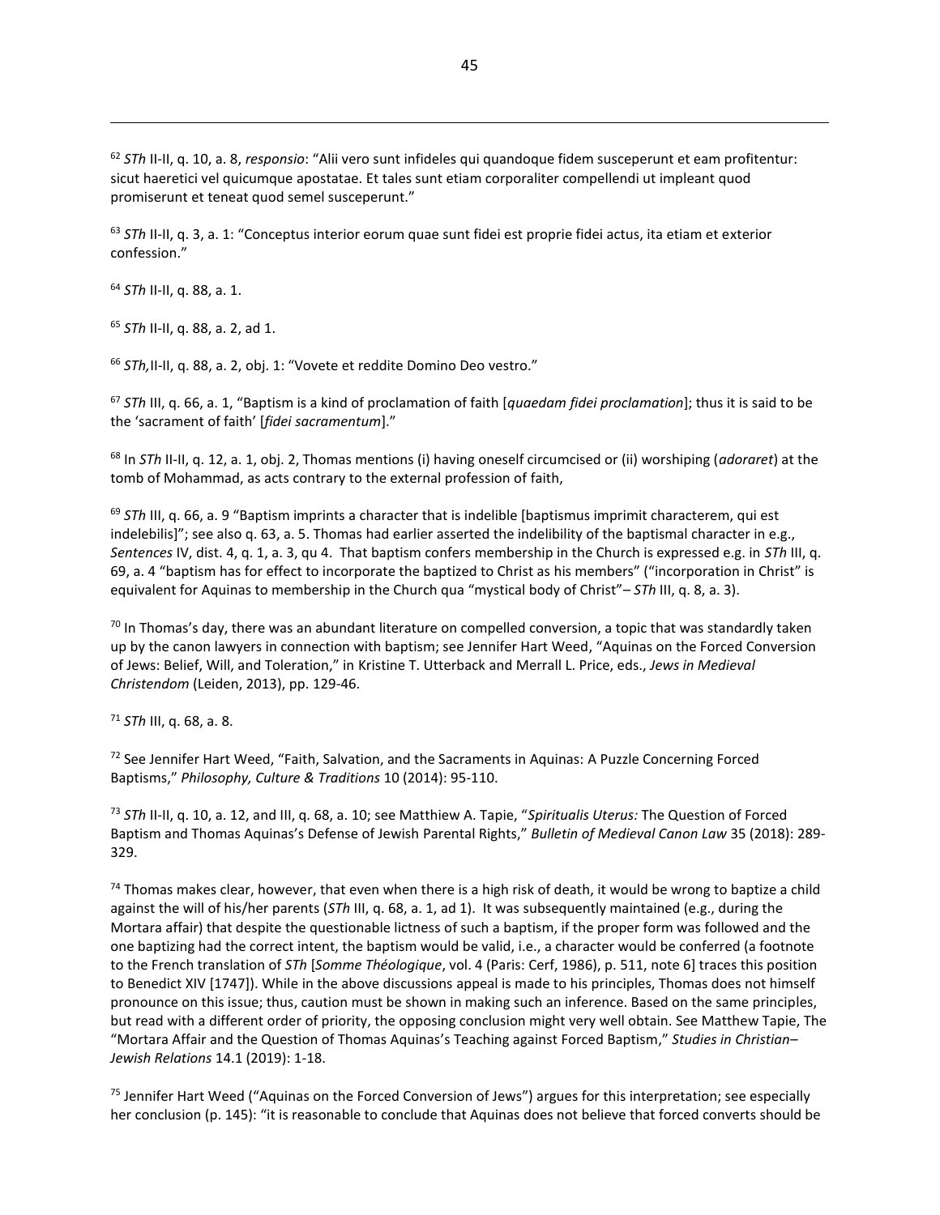[62] *STh* II-II, q. 10, a. 8, *responsio*: "Alii vero sunt infideles qui quandoque fidem susceperunt et eam profitentur: sicut haeretici vel quicumque apostatae. Et tales sunt etiam corporaliter compellendi ut impleant quod promiserunt et teneat quod semel susceperunt."

[63] *STh* II-II, q. 3, a. 1: "Conceptus interior eorum quae sunt fidei est proprie fidei actus, ita etiam et exterior confession."

[64] *STh* II-II, q. 88, a. 1.

[65] *STh* II-II, q. 88, a. 2, ad 1.

[66] *STh,*II-II, q. 88, a. 2, obj. 1: "Vovete et reddite Domino Deo vestro."

[67] *STh* III, q. 66, a. 1, "Baptism is a kind of proclamation of faith [*quaedam fidei proclamation*]; thus it is said to be the 'sacrament of faith' [*fidei sacramentum*]."

[68] In *STh* II-II, q. 12, a. 1, obj. 2, Thomas mentions (i) having oneself circumcised or (ii) worshiping (*adoraret*) at the tomb of Mohammad, as acts contrary to the external profession of faith,

[69] *STh* III, q. 66, a. 9 "Baptism imprints a character that is indelible [baptismus imprimit characterem, qui est indelebilis]"; see also q. 63, a. 5. Thomas had earlier asserted the indelibility of the baptismal character in e.g., *Sentences* IV, dist. 4, q. 1, a. 3, qu 4. That baptism confers membership in the Church is expressed e.g. in *STh* III, q. 69, a. 4 "baptism has for effect to incorporate the baptized to Christ as his members" ("incorporation in Christ" is equivalent for Aquinas to membership in the Church qua "mystical body of Christ"– *STh* III, q. 8, a. 3).

[70] In Thomas's day, there was an abundant literature on compelled conversion, a topic that was standardly taken up by the canon lawyers in connection with baptism; see Jennifer Hart Weed, "Aquinas on the Forced Conversion of Jews: Belief, Will, and Toleration," in Kristine T. Utterback and Merrall L. Price, eds., *Jews in Medieval Christendom* (Leiden, 2013), pp. 129-46.

[71] *STh* III, q. 68, a. 8.

[72] See Jennifer Hart Weed, "Faith, Salvation, and the Sacraments in Aquinas: A Puzzle Concerning Forced Baptisms," *Philosophy, Culture & Traditions* 10 (2014): 95-110.

[73] *STh* II-II, q. 10, a. 12, and III, q. 68, a. 10; see Matthiew A. Tapie, "*Spiritualis Uterus:* The Question of Forced Baptism and Thomas Aquinas's Defense of Jewish Parental Rights," *Bulletin of Medieval Canon Law* 35 (2018): 289-329.

[74] Thomas makes clear, however, that even when there is a high risk of death, it would be wrong to baptize a child against the will of his/her parents (*STh* III, q. 68, a. 1, ad 1). It was subsequently maintained (e.g., during the Mortara affair) that despite the questionable lictness of such a baptism, if the proper form was followed and the one baptizing had the correct intent, the baptism would be valid, i.e., a character would be conferred (a footnote to the French translation of *STh* [*Somme Théologique*, vol. 4 (Paris: Cerf, 1986), p. 511, note 6] traces this position to Benedict XIV [1747]). While in the above discussions appeal is made to his principles, Thomas does not himself pronounce on this issue; thus, caution must be shown in making such an inference. Based on the same principles, but read with a different order of priority, the opposing conclusion might very well obtain. See Matthew Tapie, The "Mortara Affair and the Question of Thomas Aquinas's Teaching against Forced Baptism," *Studies in Christian–Jewish Relations* 14.1 (2019): 1-18.

[75] Jennifer Hart Weed ("Aquinas on the Forced Conversion of Jews") argues for this interpretation; see especially her conclusion (p. 145): "it is reasonable to conclude that Aquinas does not believe that forced converts should be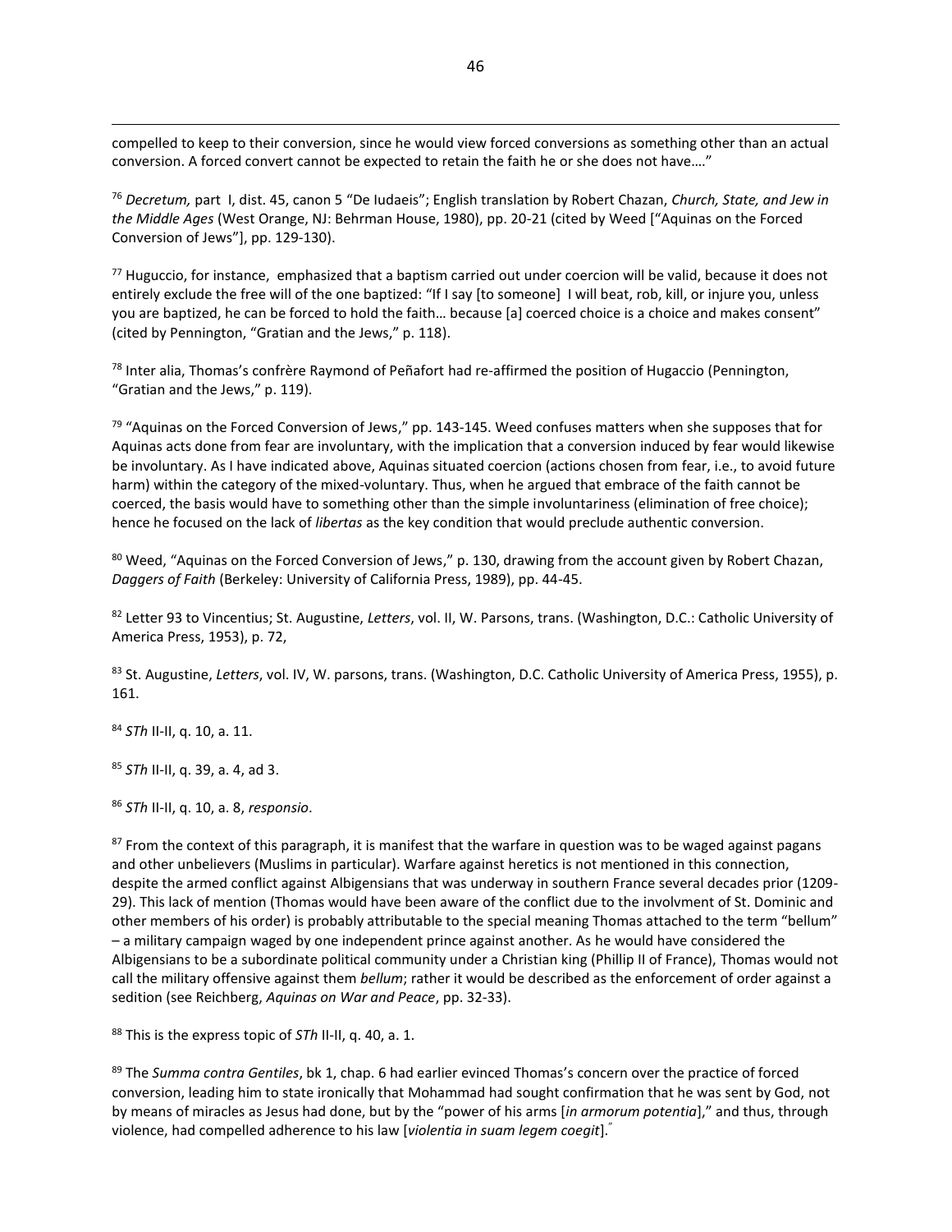compelled to keep to their conversion, since he would view forced conversions as something other than an actual conversion. A forced convert cannot be expected to retain the faith he or she does not have…."

[76] *Decretum,* part I, dist. 45, canon 5 "De Iudaeis"; English translation by Robert Chazan, *Church, State, and Jew in the Middle Ages* (West Orange, NJ: Behrman House, 1980), pp. 20-21 (cited by Weed ["Aquinas on the Forced Conversion of Jews"], pp. 129-130).

[77] Huguccio, for instance, emphasized that a baptism carried out under coercion will be valid, because it does not entirely exclude the free will of the one baptized: "If I say [to someone] I will beat, rob, kill, or injure you, unless you are baptized, he can be forced to hold the faith… because [a] coerced choice is a choice and makes consent" (cited by Pennington, "Gratian and the Jews," p. 118).

[78] Inter alia, Thomas's confrère Raymond of Peñafort had re-affirmed the position of Hugaccio (Pennington, "Gratian and the Jews," p. 119).

[79] "Aquinas on the Forced Conversion of Jews," pp. 143-145. Weed confuses matters when she supposes that for Aquinas acts done from fear are involuntary, with the implication that a conversion induced by fear would likewise be involuntary. As I have indicated above, Aquinas situated coercion (actions chosen from fear, i.e., to avoid future harm) within the category of the mixed-voluntary. Thus, when he argued that embrace of the faith cannot be coerced, the basis would have to something other than the simple involuntariness (elimination of free choice); hence he focused on the lack of *libertas* as the key condition that would preclude authentic conversion.

[80] Weed, "Aquinas on the Forced Conversion of Jews," p. 130, drawing from the account given by Robert Chazan, *Daggers of Faith* (Berkeley: University of California Press, 1989), pp. 44-45.

[82] Letter 93 to Vincentius; St. Augustine, *Letters*, vol. II, W. Parsons, trans. (Washington, D.C.: Catholic University of America Press, 1953), p. 72,

[83] St. Augustine, *Letters*, vol. IV, W. parsons, trans. (Washington, D.C. Catholic University of America Press, 1955), p. 161.

[84] *STh* II-II, q. 10, a. 11.

[85] *STh* II-II, q. 39, a. 4, ad 3.

[86] *STh* II-II, q. 10, a. 8, *responsio*.

[87] From the context of this paragraph, it is manifest that the warfare in question was to be waged against pagans and other unbelievers (Muslims in particular). Warfare against heretics is not mentioned in this connection, despite the armed conflict against Albigensians that was underway in southern France several decades prior (1209-29). This lack of mention (Thomas would have been aware of the conflict due to the involvment of St. Dominic and other members of his order) is probably attributable to the special meaning Thomas attached to the term "bellum" – a military campaign waged by one independent prince against another. As he would have considered the Albigensians to be a subordinate political community under a Christian king (Phillip II of France), Thomas would not call the military offensive against them *bellum*; rather it would be described as the enforcement of order against a sedition (see Reichberg, *Aquinas on War and Peace*, pp. 32-33).

[88] This is the express topic of *STh* II-II, q. 40, a. 1.

[89] The *Summa contra Gentiles*, bk 1, chap. 6 had earlier evinced Thomas's concern over the practice of forced conversion, leading him to state ironically that Mohammad had sought confirmation that he was sent by God, not by means of miracles as Jesus had done, but by the "power of his arms [*in armorum potentia*]," and thus, through violence, had compelled adherence to his law [*violentia in suam legem coegit*]."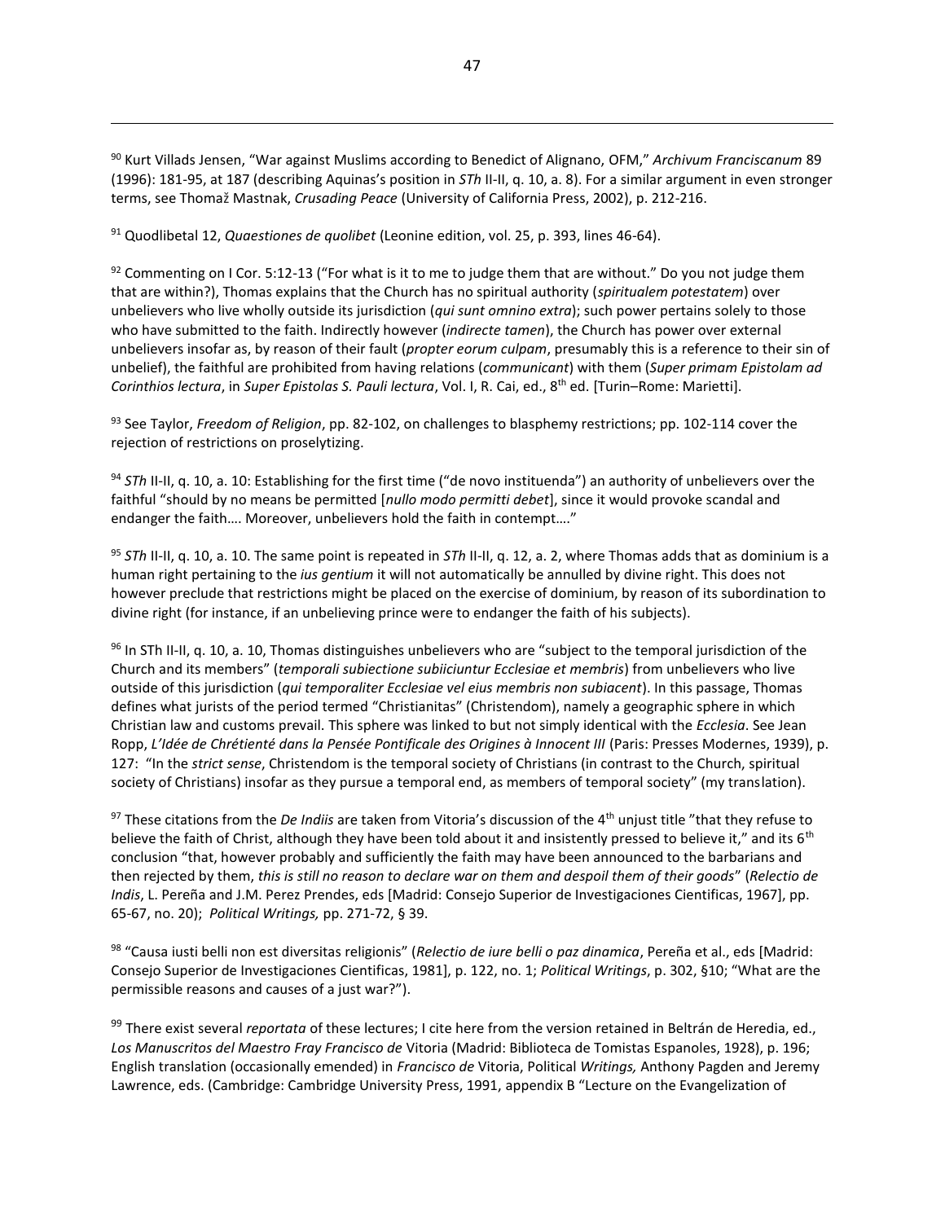[90] Kurt Villads Jensen, "War against Muslims according to Benedict of Alignano, OFM," *Archivum Franciscanum* 89 (1996): 181-95, at 187 (describing Aquinas's position in *STh* II-II, q. 10, a. 8). For a similar argument in even stronger terms, see Thomaž Mastnak, *Crusading Peace* (University of California Press, 2002), p. 212-216.

[91] Quodlibetal 12, *Quaestiones de quolibet* (Leonine edition, vol. 25, p. 393, lines 46-64).

[92] Commenting on I Cor. 5:12-13 ("For what is it to me to judge them that are without." Do you not judge them that are within?), Thomas explains that the Church has no spiritual authority (*spiritualem potestatem*) over unbelievers who live wholly outside its jurisdiction (*qui sunt omnino extra*); such power pertains solely to those who have submitted to the faith. Indirectly however (*indirecte tamen*), the Church has power over external unbelievers insofar as, by reason of their fault (*propter eorum culpam*, presumably this is a reference to their sin of unbelief), the faithful are prohibited from having relations (*communicant*) with them (*Super primam Epistolam ad Corinthios lectura*, in *Super Epistolas S. Pauli lectura*, Vol. I, R. Cai, ed., 8th ed. [Turin–Rome: Marietti].

[93] See Taylor, *Freedom of Religion*, pp. 82-102, on challenges to blasphemy restrictions; pp. 102-114 cover the rejection of restrictions on proselytizing.

[94] *STh* II-II, q. 10, a. 10: Establishing for the first time ("de novo instituenda") an authority of unbelievers over the faithful "should by no means be permitted [*nullo modo permitti debet*], since it would provoke scandal and endanger the faith…. Moreover, unbelievers hold the faith in contempt…."

[95] *STh* II-II, q. 10, a. 10. The same point is repeated in *STh* II-II, q. 12, a. 2, where Thomas adds that as dominium is a human right pertaining to the *ius gentium* it will not automatically be annulled by divine right. This does not however preclude that restrictions might be placed on the exercise of dominium, by reason of its subordination to divine right (for instance, if an unbelieving prince were to endanger the faith of his subjects).

[96] In STh II-II, q. 10, a. 10, Thomas distinguishes unbelievers who are "subject to the temporal jurisdiction of the Church and its members" (*temporali subiectione subiiciuntur Ecclesiae et membris*) from unbelievers who live outside of this jurisdiction (*qui temporaliter Ecclesiae vel eius membris non subiacent*). In this passage, Thomas defines what jurists of the period termed "Christianitas" (Christendom), namely a geographic sphere in which Christian law and customs prevail. This sphere was linked to but not simply identical with the *Ecclesia*. See Jean Ropp, *L'Idée de Chrétienté dans la Pensée Pontificale des Origines à Innocent III* (Paris: Presses Modernes, 1939), p. 127: "In the *strict sense*, Christendom is the temporal society of Christians (in contrast to the Church, spiritual society of Christians) insofar as they pursue a temporal end, as members of temporal society" (my translation).

[97] These citations from the *De Indiis* are taken from Vitoria's discussion of the 4th unjust title "that they refuse to believe the faith of Christ, although they have been told about it and insistently pressed to believe it," and its 6th conclusion "that, however probably and sufficiently the faith may have been announced to the barbarians and then rejected by them, *this is still no reason to declare war on them and despoil them of their goods*" (*Relectio de Indis*, L. Pereña and J.M. Perez Prendes, eds [Madrid: Consejo Superior de Investigaciones Cientificas, 1967], pp. 65-67, no. 20); *Political Writings,* pp. 271-72, § 39.

[98] "Causa iusti belli non est diversitas religionis" (*Relectio de iure belli o paz dinamica*, Pereña et al., eds [Madrid: Consejo Superior de Investigaciones Cientificas, 1981], p. 122, no. 1; *Political Writings*, p. 302, §10; "What are the permissible reasons and causes of a just war?").

[99] There exist several *reportata* of these lectures; I cite here from the version retained in Beltrán de Heredia, ed., *Los Manuscritos del Maestro Fray Francisco de* Vitoria (Madrid: Biblioteca de Tomistas Espanoles, 1928), p. 196; English translation (occasionally emended) in *Francisco de* Vitoria, Political *Writings,* Anthony Pagden and Jeremy Lawrence, eds. (Cambridge: Cambridge University Press, 1991, appendix B "Lecture on the Evangelization of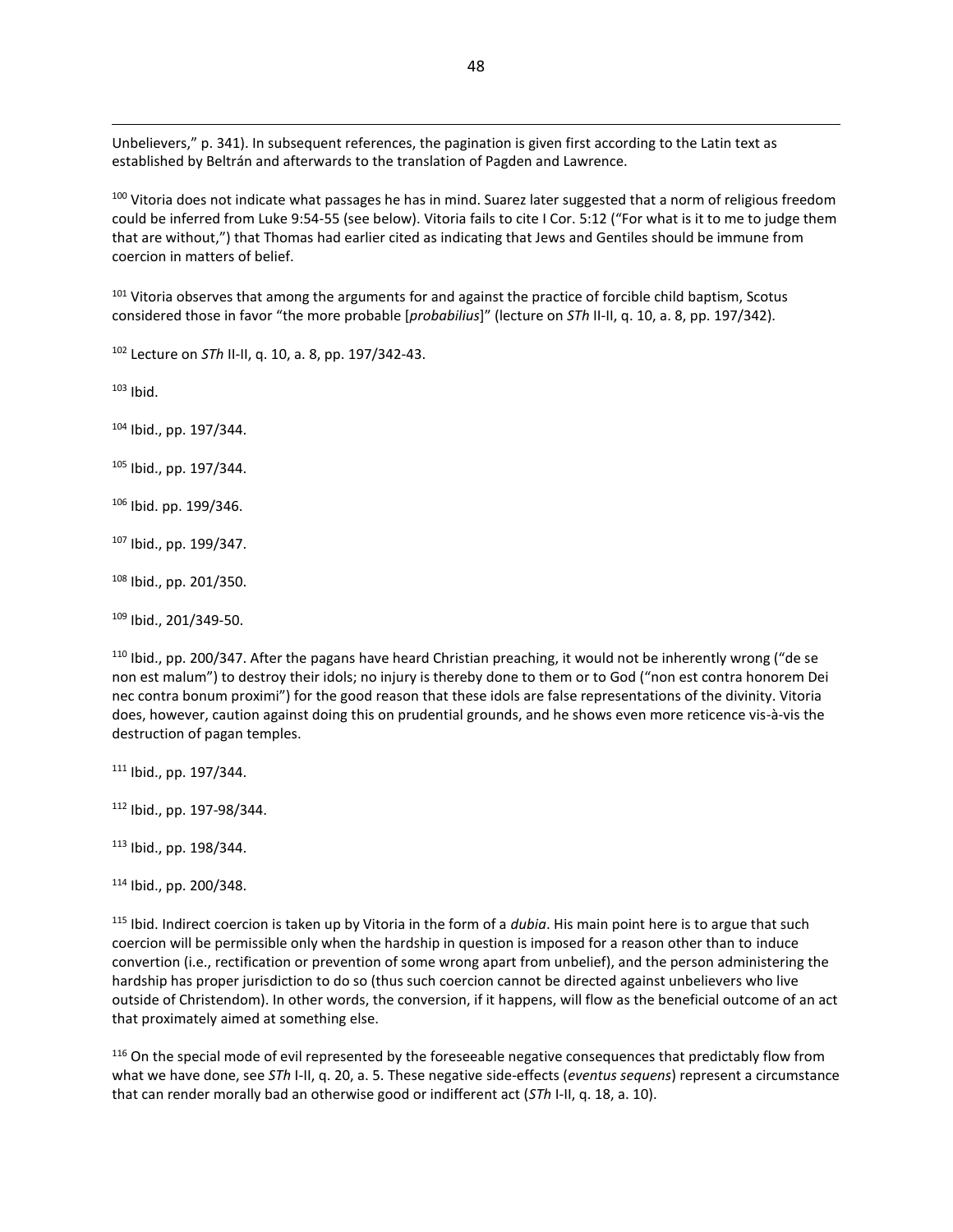Unbelievers," p. 341). In subsequent references, the pagination is given first according to the Latin text as established by Beltrán and afterwards to the translation of Pagden and Lawrence.

[100] Vitoria does not indicate what passages he has in mind. Suarez later suggested that a norm of religious freedom could be inferred from Luke 9:54-55 (see below). Vitoria fails to cite I Cor. 5:12 ("For what is it to me to judge them that are without,") that Thomas had earlier cited as indicating that Jews and Gentiles should be immune from coercion in matters of belief.

[101] Vitoria observes that among the arguments for and against the practice of forcible child baptism, Scotus considered those in favor "the more probable [*probabilius*]" (lecture on *STh* II-II, q. 10, a. 8, pp. 197/342).

[102] Lecture on *STh* II-II, q. 10, a. 8, pp. 197/342-43.

[103] Ibid.

[104] Ibid., pp. 197/344.

[105] Ibid., pp. 197/344.

[106] Ibid. pp. 199/346.

[107] Ibid., pp. 199/347.

[108] Ibid., pp. 201/350.

[109] Ibid., 201/349-50.

[110] Ibid., pp. 200/347. After the pagans have heard Christian preaching, it would not be inherently wrong ("de se non est malum") to destroy their idols; no injury is thereby done to them or to God ("non est contra honorem Dei nec contra bonum proximi") for the good reason that these idols are false representations of the divinity. Vitoria does, however, caution against doing this on prudential grounds, and he shows even more reticence vis-à-vis the destruction of pagan temples.

[111] Ibid., pp. 197/344.

[112] Ibid., pp. 197-98/344.

[113] Ibid., pp. 198/344.

[114] Ibid., pp. 200/348.

[115] Ibid. Indirect coercion is taken up by Vitoria in the form of a *dubia*. His main point here is to argue that such coercion will be permissible only when the hardship in question is imposed for a reason other than to induce convertion (i.e., rectification or prevention of some wrong apart from unbelief), and the person administering the hardship has proper jurisdiction to do so (thus such coercion cannot be directed against unbelievers who live outside of Christendom). In other words, the conversion, if it happens, will flow as the beneficial outcome of an act that proximately aimed at something else.

[116] On the special mode of evil represented by the foreseeable negative consequences that predictably flow from what we have done, see *STh* I-II, q. 20, a. 5. These negative side-effects (*eventus sequens*) represent a circumstance that can render morally bad an otherwise good or indifferent act (*STh* I-II, q. 18, a. 10).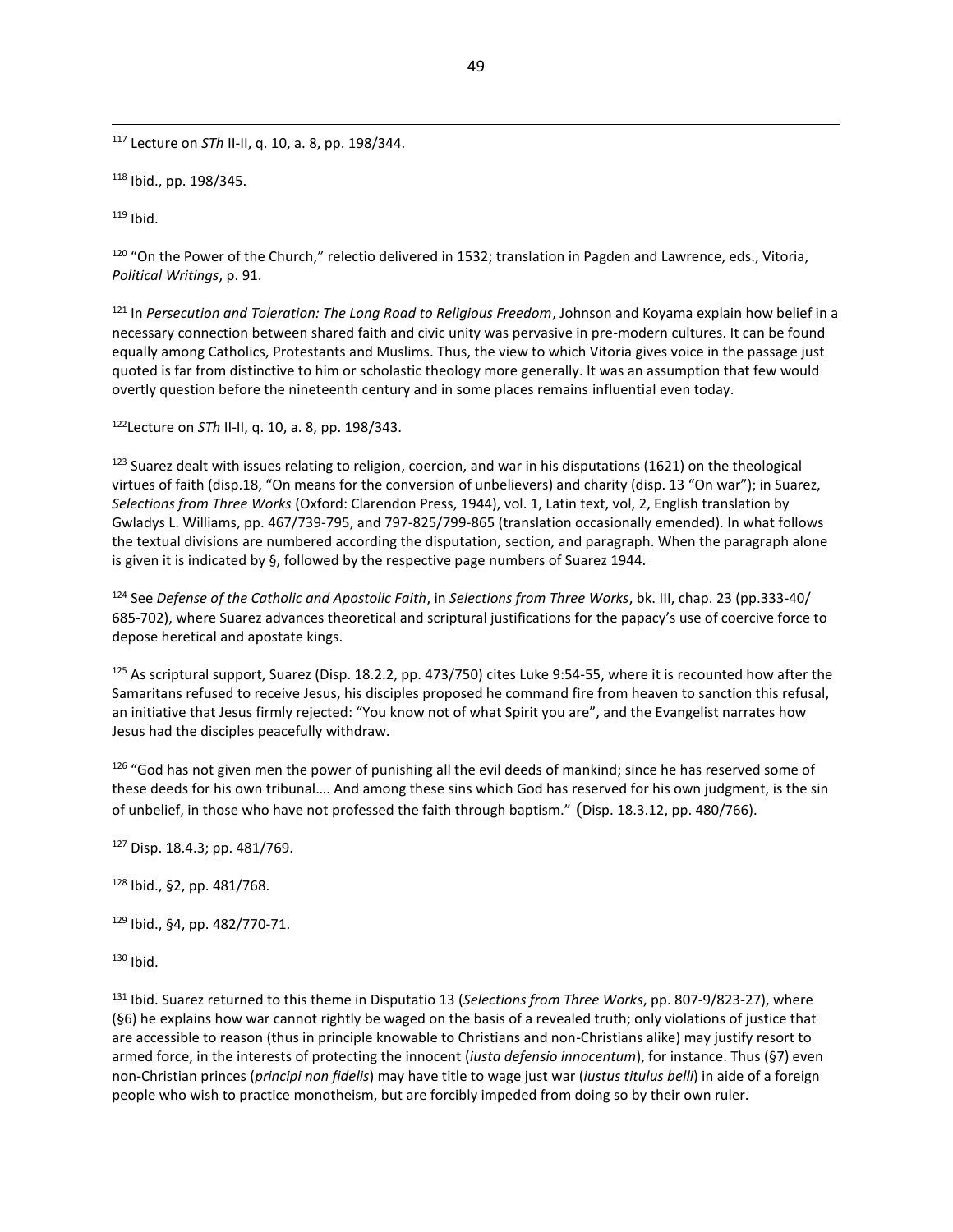[117] Lecture on *STh* II-II, q. 10, a. 8, pp. 198/344.

[118] Ibid., pp. 198/345.

[119] Ibid.

[120] "On the Power of the Church," relectio delivered in 1532; translation in Pagden and Lawrence, eds., Vitoria, *Political Writings*, p. 91.

[121] In *Persecution and Toleration: The Long Road to Religious Freedom*, Johnson and Koyama explain how belief in a necessary connection between shared faith and civic unity was pervasive in pre-modern cultures. It can be found equally among Catholics, Protestants and Muslims. Thus, the view to which Vitoria gives voice in the passage just quoted is far from distinctive to him or scholastic theology more generally. It was an assumption that few would overtly question before the nineteenth century and in some places remains influential even today.

[122]Lecture on *STh* II-II, q. 10, a. 8, pp. 198/343.

[123] Suarez dealt with issues relating to religion, coercion, and war in his disputations (1621) on the theological virtues of faith (disp.18, "On means for the conversion of unbelievers) and charity (disp. 13 "On war"); in Suarez, *Selections from Three Works* (Oxford: Clarendon Press, 1944), vol. 1, Latin text, vol, 2, English translation by Gwladys L. Williams, pp. 467/739-795, and 797-825/799-865 (translation occasionally emended). In what follows the textual divisions are numbered according the disputation, section, and paragraph. When the paragraph alone is given it is indicated by §, followed by the respective page numbers of Suarez 1944.

[124] See *Defense of the Catholic and Apostolic Faith*, in *Selections from Three Works*, bk. III, chap. 23 (pp.333-40/ 685-702), where Suarez advances theoretical and scriptural justifications for the papacy's use of coercive force to depose heretical and apostate kings.

[125] As scriptural support, Suarez (Disp. 18.2.2, pp. 473/750) cites Luke 9:54-55, where it is recounted how after the Samaritans refused to receive Jesus, his disciples proposed he command fire from heaven to sanction this refusal, an initiative that Jesus firmly rejected: "You know not of what Spirit you are", and the Evangelist narrates how Jesus had the disciples peacefully withdraw.

[126] "God has not given men the power of punishing all the evil deeds of mankind; since he has reserved some of these deeds for his own tribunal…. And among these sins which God has reserved for his own judgment, is the sin of unbelief, in those who have not professed the faith through baptism." (Disp. 18.3.12, pp. 480/766).

[127] Disp. 18.4.3; pp. 481/769.

[128] Ibid., §2, pp. 481/768.

[129] Ibid., §4, pp. 482/770-71.

[130] Ibid.

[131] Ibid. Suarez returned to this theme in Disputatio 13 (*Selections from Three Works*, pp. 807-9/823-27), where (§6) he explains how war cannot rightly be waged on the basis of a revealed truth; only violations of justice that are accessible to reason (thus in principle knowable to Christians and non-Christians alike) may justify resort to armed force, in the interests of protecting the innocent (*iusta defensio innocentum*), for instance. Thus (§7) even non-Christian princes (*principi non fidelis*) may have title to wage just war (*iustus titulus belli*) in aide of a foreign people who wish to practice monotheism, but are forcibly impeded from doing so by their own ruler.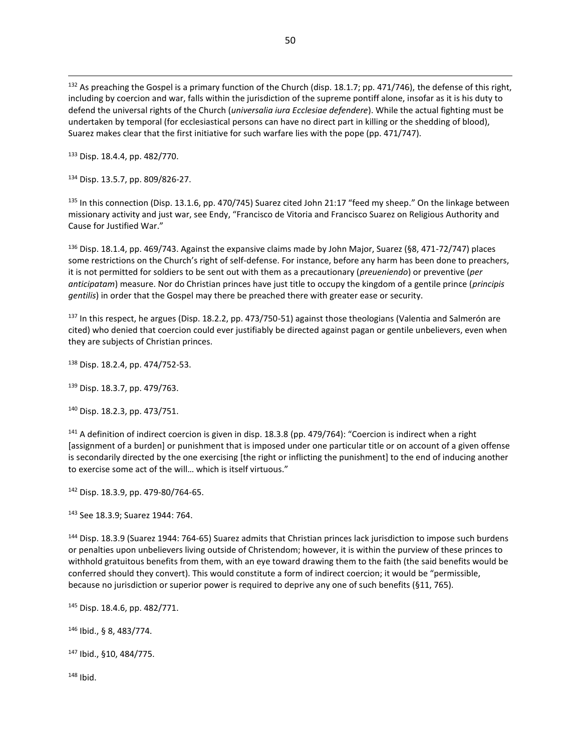[132] As preaching the Gospel is a primary function of the Church (disp. 18.1.7; pp. 471/746), the defense of this right, including by coercion and war, falls within the jurisdiction of the supreme pontiff alone, insofar as it is his duty to defend the universal rights of the Church (*universalia iura Ecclesiae defendere*). While the actual fighting must be undertaken by temporal (for ecclesiastical persons can have no direct part in killing or the shedding of blood), Suarez makes clear that the first initiative for such warfare lies with the pope (pp. 471/747).

[133] Disp. 18.4.4, pp. 482/770.

[134] Disp. 13.5.7, pp. 809/826-27.

[135] In this connection (Disp. 13.1.6, pp. 470/745) Suarez cited John 21:17 "feed my sheep." On the linkage between missionary activity and just war, see Endy, "Francisco de Vitoria and Francisco Suarez on Religious Authority and Cause for Justified War."

[136] Disp. 18.1.4, pp. 469/743. Against the expansive claims made by John Major, Suarez (§8, 471-72/747) places some restrictions on the Church's right of self-defense. For instance, before any harm has been done to preachers, it is not permitted for soldiers to be sent out with them as a precautionary (*preueniendo*) or preventive (*per anticipatam*) measure. Nor do Christian princes have just title to occupy the kingdom of a gentile prince (*principis gentilis*) in order that the Gospel may there be preached there with greater ease or security.

[137] In this respect, he argues (Disp. 18.2.2, pp. 473/750-51) against those theologians (Valentia and Salmerón are cited) who denied that coercion could ever justifiably be directed against pagan or gentile unbelievers, even when they are subjects of Christian princes.

[138] Disp. 18.2.4, pp. 474/752-53.

[139] Disp. 18.3.7, pp. 479/763.

[140] Disp. 18.2.3, pp. 473/751.

[141] A definition of indirect coercion is given in disp. 18.3.8 (pp. 479/764): "Coercion is indirect when a right [assignment of a burden] or punishment that is imposed under one particular title or on account of a given offense is secondarily directed by the one exercising [the right or inflicting the punishment] to the end of inducing another to exercise some act of the will… which is itself virtuous."

[142] Disp. 18.3.9, pp. 479-80/764-65.

[143] See 18.3.9; Suarez 1944: 764.

[144] Disp. 18.3.9 (Suarez 1944: 764-65) Suarez admits that Christian princes lack jurisdiction to impose such burdens or penalties upon unbelievers living outside of Christendom; however, it is within the purview of these princes to withhold gratuitous benefits from them, with an eye toward drawing them to the faith (the said benefits would be conferred should they convert). This would constitute a form of indirect coercion; it would be "permissible, because no jurisdiction or superior power is required to deprive any one of such benefits (§11, 765).

[145] Disp. 18.4.6, pp. 482/771.

[146] Ibid., § 8, 483/774.

[147] Ibid., §10, 484/775.

[148] Ibid.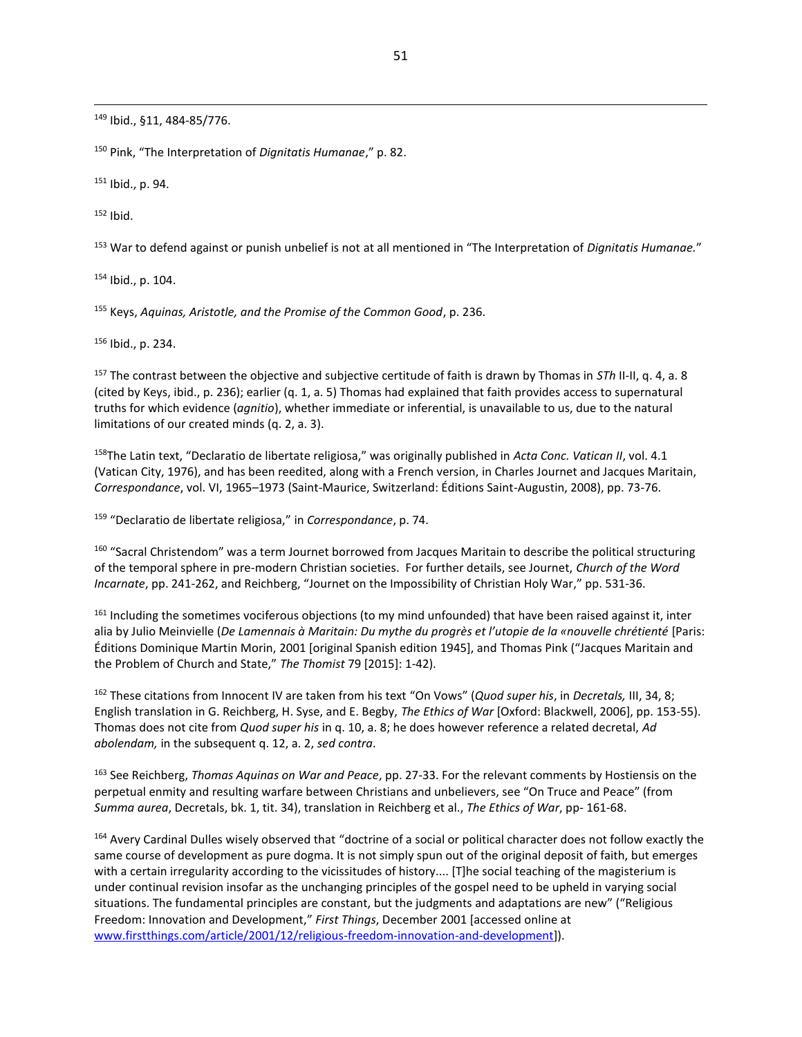[149] Ibid., §11, 484-85/776.

[150] Pink, "The Interpretation of *Dignitatis Humanae*," p. 82.

[151] Ibid., p. 94.

[152] Ibid.

[153] War to defend against or punish unbelief is not at all mentioned in "The Interpretation of *Dignitatis Humanae.*"

[154] Ibid., p. 104.

[155] Keys, *Aquinas, Aristotle, and the Promise of the Common Good*, p. 236.

[156] Ibid., p. 234.

[157] The contrast between the objective and subjective certitude of faith is drawn by Thomas in *STh* II-II, q. 4, a. 8 (cited by Keys, ibid., p. 236); earlier (q. 1, a. 5) Thomas had explained that faith provides access to supernatural truths for which evidence (*agnitio*), whether immediate or inferential, is unavailable to us, due to the natural limitations of our created minds (q. 2, a. 3).

[158]The Latin text, "Declaratio de libertate religiosa," was originally published in *Acta Conc. Vatican II*, vol. 4.1 (Vatican City, 1976), and has been reedited, along with a French version, in Charles Journet and Jacques Maritain, *Correspondance*, vol. VI, 1965–1973 (Saint-Maurice, Switzerland: Éditions Saint-Augustin, 2008), pp. 73-76.

[159] "Declaratio de libertate religiosa," in *Correspondance*, p. 74.

[160] "Sacral Christendom" was a term Journet borrowed from Jacques Maritain to describe the political structuring of the temporal sphere in pre-modern Christian societies. For further details, see Journet, *Church of the Word Incarnate*, pp. 241-262, and Reichberg, "Journet on the Impossibility of Christian Holy War," pp. 531-36.

[161] Including the sometimes vociferous objections (to my mind unfounded) that have been raised against it, inter alia by Julio Meinvielle (*De Lamennais à Maritain: Du mythe du progrès et l'utopie de la «nouvelle chrétienté* [Paris: Éditions Dominique Martin Morin, 2001 [original Spanish edition 1945], and Thomas Pink ("Jacques Maritain and the Problem of Church and State," *The Thomist* 79 [2015]: 1-42).

[162] These citations from Innocent IV are taken from his text "On Vows" (*Quod super his*, in *Decretals,* III, 34, 8; English translation in G. Reichberg, H. Syse, and E. Begby, *The Ethics of War* [Oxford: Blackwell, 2006], pp. 153-55). Thomas does not cite from *Quod super his* in q. 10, a. 8; he does however reference a related decretal, *Ad abolendam,* in the subsequent q. 12, a. 2, *sed contra*.

[163] See Reichberg, *Thomas Aquinas on War and Peace*, pp. 27-33. For the relevant comments by Hostiensis on the perpetual enmity and resulting warfare between Christians and unbelievers, see "On Truce and Peace" (from *Summa aurea*, Decretals, bk. 1, tit. 34), translation in Reichberg et al., *The Ethics of War*, pp- 161-68.

[164] Avery Cardinal Dulles wisely observed that "doctrine of a social or political character does not follow exactly the same course of development as pure dogma. It is not simply spun out of the original deposit of faith, but emerges with a certain irregularity according to the vicissitudes of history.... [T]he social teaching of the magisterium is under continual revision insofar as the unchanging principles of the gospel need to be upheld in varying social situations. The fundamental principles are constant, but the judgments and adaptations are new" ("Religious Freedom: Innovation and Development," *First Things*, December 2001 [accessed online at www.firstthings.com/article/2001/12/religious-freedom-innovation-and-development]).